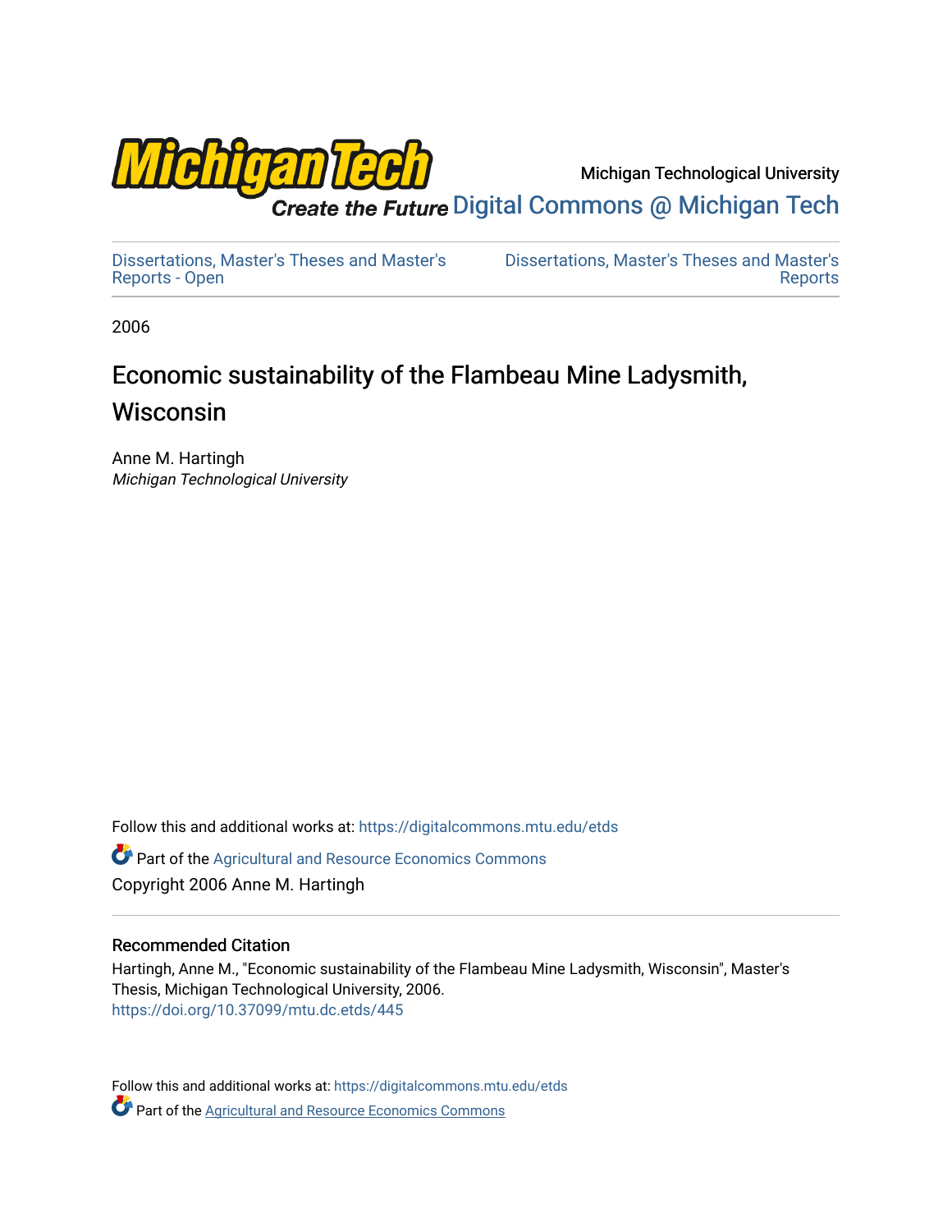Michigan Technological University

Digital Commons @ Michigan Tech

Dissertations, Master's Theses and Master's Reports - Open

Dissertations, Master's Theses and Master's Reports

2006

# Economic sustainability of the Flambeau Mine Ladysmith, Wisconsin

Anne M. Hartingh
*Michigan Technological University*

Follow this and additional works at: https://digitalcommons.mtu.edu/etds

Part of the Agricultural and Resource Economics Commons

Copyright 2006 Anne M. Hartingh

## Recommended Citation

Hartingh, Anne M., "Economic sustainability of the Flambeau Mine Ladysmith, Wisconsin", Master's Thesis, Michigan Technological University, 2006.
https://doi.org/10.37099/mtu.dc.etds/445

Follow this and additional works at: https://digitalcommons.mtu.edu/etds

Part of the Agricultural and Resource Economics Commons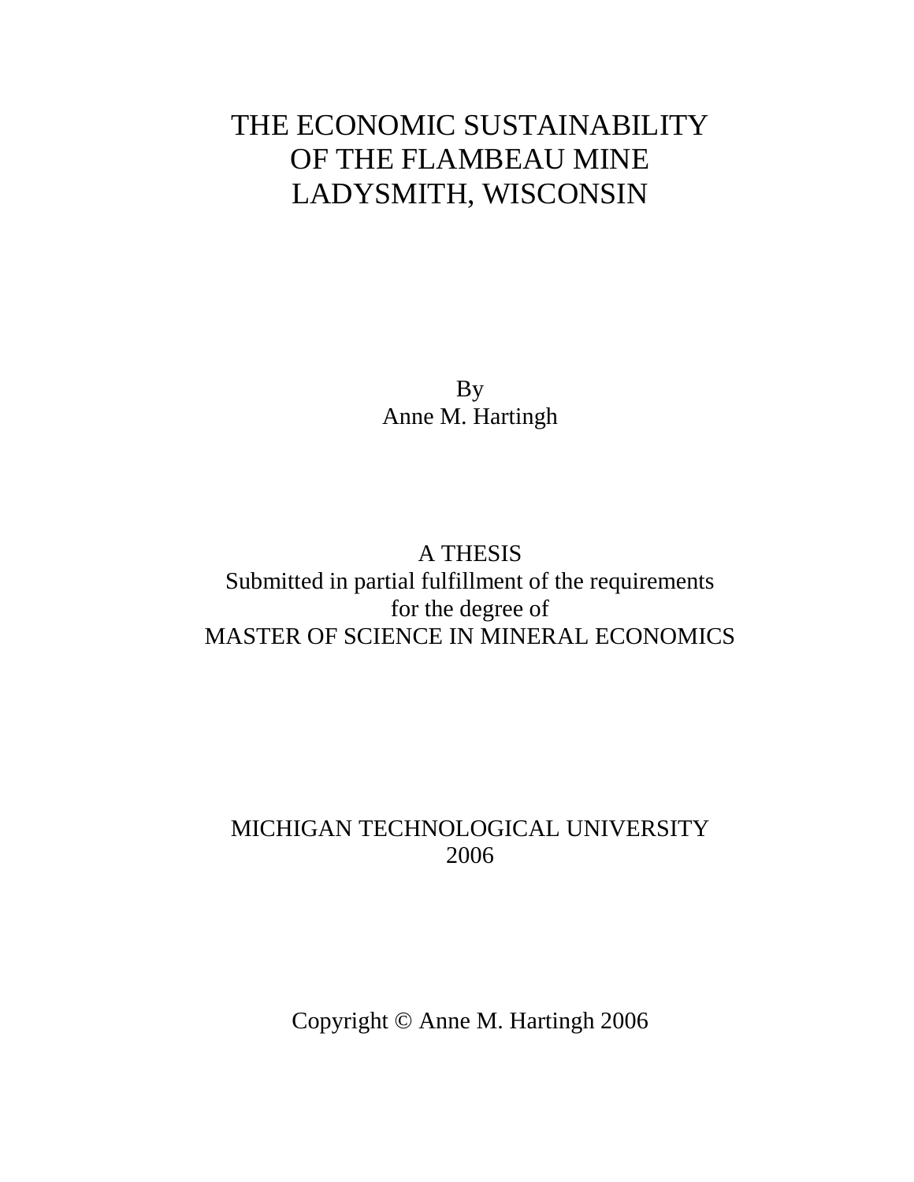# THE ECONOMIC SUSTAINABILITY OF THE FLAMBEAU MINE LADYSMITH, WISCONSIN

By
Anne M. Hartingh

A THESIS
Submitted in partial fulfillment of the requirements
for the degree of
MASTER OF SCIENCE IN MINERAL ECONOMICS

MICHIGAN TECHNOLOGICAL UNIVERSITY
2006

Copyright © Anne M. Hartingh 2006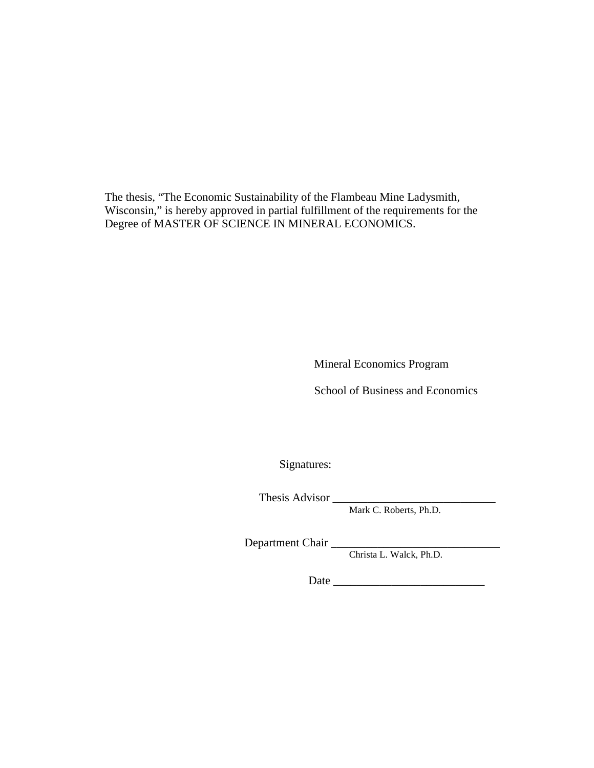The thesis, "The Economic Sustainability of the Flambeau Mine Ladysmith, Wisconsin," is hereby approved in partial fulfillment of the requirements for the Degree of MASTER OF SCIENCE IN MINERAL ECONOMICS.

Mineral Economics Program

School of Business and Economics

Signatures:

Thesis Advisor ____________________________
Mark C. Roberts, Ph.D.

Department Chair ____________________________
Christa L. Walck, Ph.D.

Date __________________________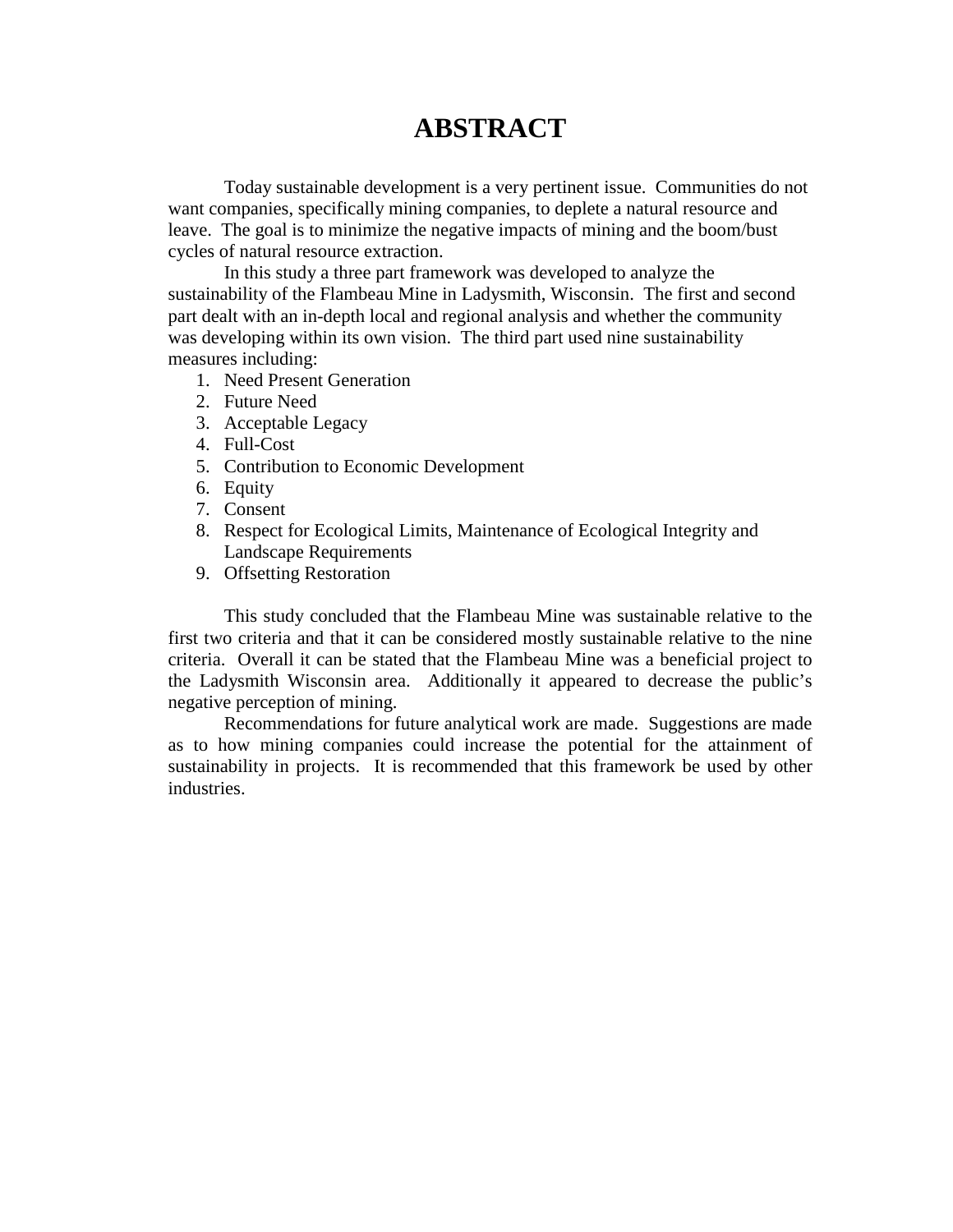# ABSTRACT

Today sustainable development is a very pertinent issue. Communities do not want companies, specifically mining companies, to deplete a natural resource and leave. The goal is to minimize the negative impacts of mining and the boom/bust cycles of natural resource extraction.

In this study a three part framework was developed to analyze the sustainability of the Flambeau Mine in Ladysmith, Wisconsin. The first and second part dealt with an in-depth local and regional analysis and whether the community was developing within its own vision. The third part used nine sustainability measures including:

1. Need Present Generation
2. Future Need
3. Acceptable Legacy
4. Full-Cost
5. Contribution to Economic Development
6. Equity
7. Consent
8. Respect for Ecological Limits, Maintenance of Ecological Integrity and Landscape Requirements
9. Offsetting Restoration

This study concluded that the Flambeau Mine was sustainable relative to the first two criteria and that it can be considered mostly sustainable relative to the nine criteria. Overall it can be stated that the Flambeau Mine was a beneficial project to the Ladysmith Wisconsin area. Additionally it appeared to decrease the public's negative perception of mining.

Recommendations for future analytical work are made. Suggestions are made as to how mining companies could increase the potential for the attainment of sustainability in projects. It is recommended that this framework be used by other industries.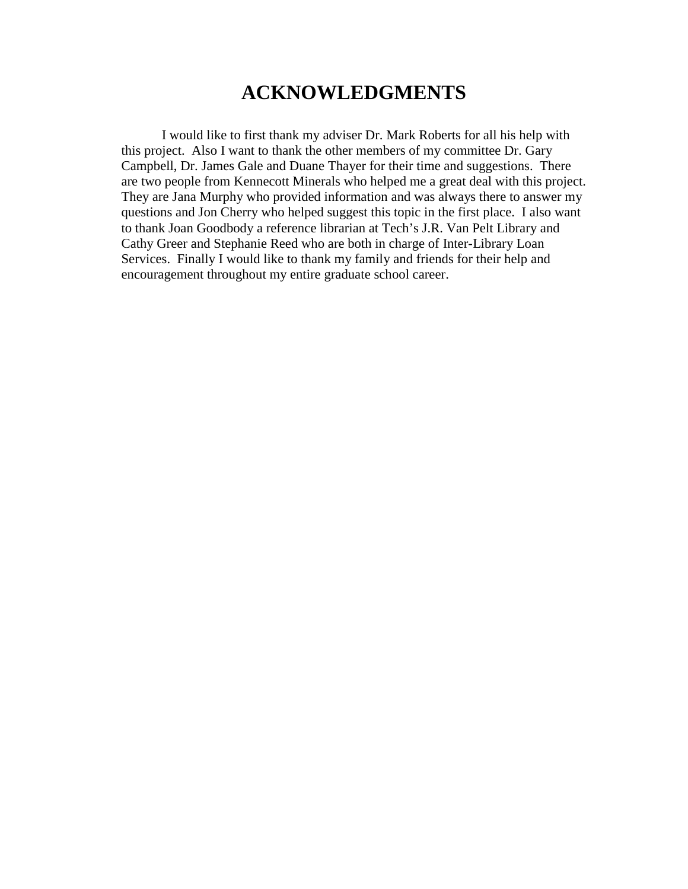# ACKNOWLEDGMENTS

I would like to first thank my adviser Dr. Mark Roberts for all his help with this project. Also I want to thank the other members of my committee Dr. Gary Campbell, Dr. James Gale and Duane Thayer for their time and suggestions. There are two people from Kennecott Minerals who helped me a great deal with this project. They are Jana Murphy who provided information and was always there to answer my questions and Jon Cherry who helped suggest this topic in the first place. I also want to thank Joan Goodbody a reference librarian at Tech's J.R. Van Pelt Library and Cathy Greer and Stephanie Reed who are both in charge of Inter-Library Loan Services. Finally I would like to thank my family and friends for their help and encouragement throughout my entire graduate school career.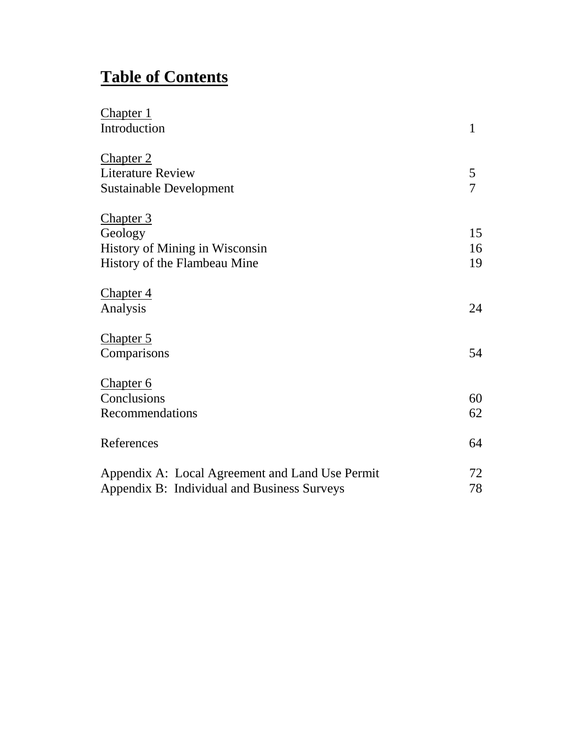# Table of Contents

| | |
|---|---|
| Chapter 1 | |
| Introduction | 1 |
| | |
| Chapter 2 | |
| Literature Review | 5 |
| Sustainable Development | 7 |
| | |
| Chapter 3 | |
| Geology | 15 |
| History of Mining in Wisconsin | 16 |
| History of the Flambeau Mine | 19 |
| | |
| Chapter 4 | |
| Analysis | 24 |
| | |
| Chapter 5 | |
| Comparisons | 54 |
| | |
| Chapter 6 | |
| Conclusions | 60 |
| Recommendations | 62 |
| | |
| References | 64 |
| | |
| Appendix A: Local Agreement and Land Use Permit | 72 |
| Appendix B: Individual and Business Surveys | 78 |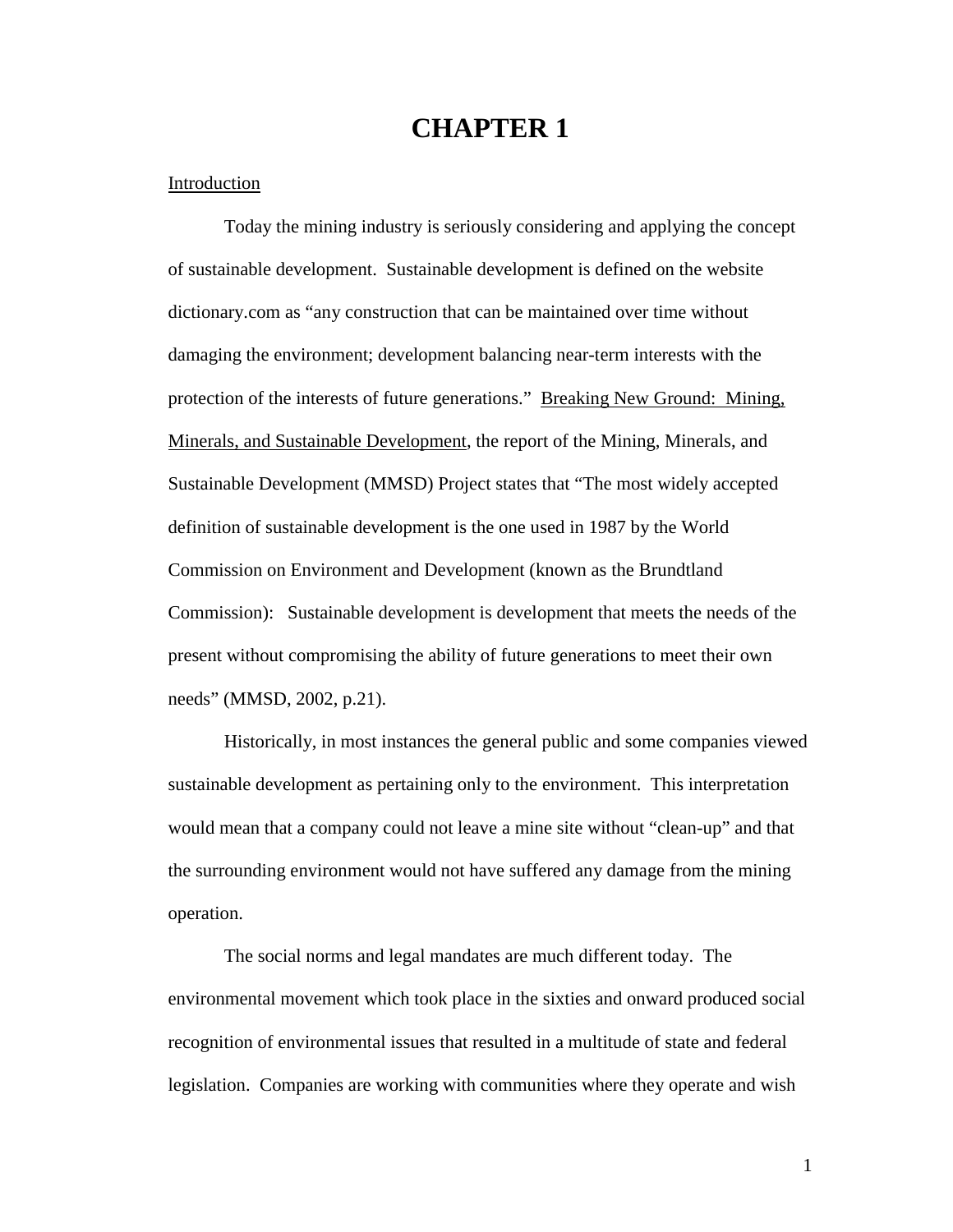# CHAPTER 1

Introduction

Today the mining industry is seriously considering and applying the concept of sustainable development. Sustainable development is defined on the website dictionary.com as "any construction that can be maintained over time without damaging the environment; development balancing near-term interests with the protection of the interests of future generations." Breaking New Ground: Mining, Minerals, and Sustainable Development, the report of the Mining, Minerals, and Sustainable Development (MMSD) Project states that "The most widely accepted definition of sustainable development is the one used in 1987 by the World Commission on Environment and Development (known as the Brundtland Commission): Sustainable development is development that meets the needs of the present without compromising the ability of future generations to meet their own needs" (MMSD, 2002, p.21).

Historically, in most instances the general public and some companies viewed sustainable development as pertaining only to the environment. This interpretation would mean that a company could not leave a mine site without "clean-up" and that the surrounding environment would not have suffered any damage from the mining operation.

The social norms and legal mandates are much different today. The environmental movement which took place in the sixties and onward produced social recognition of environmental issues that resulted in a multitude of state and federal legislation. Companies are working with communities where they operate and wish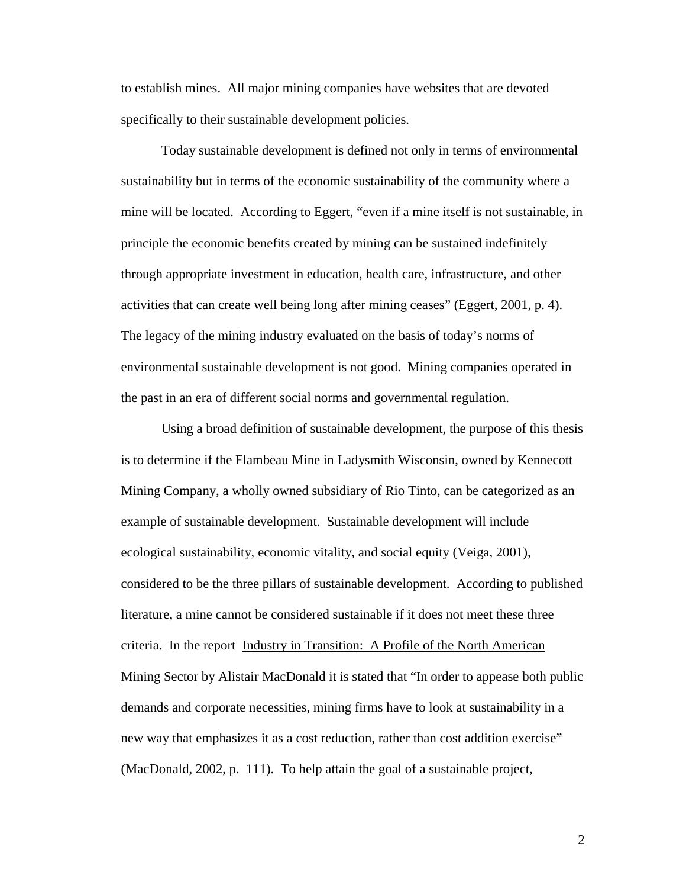to establish mines. All major mining companies have websites that are devoted specifically to their sustainable development policies.

Today sustainable development is defined not only in terms of environmental sustainability but in terms of the economic sustainability of the community where a mine will be located. According to Eggert, "even if a mine itself is not sustainable, in principle the economic benefits created by mining can be sustained indefinitely through appropriate investment in education, health care, infrastructure, and other activities that can create well being long after mining ceases" (Eggert, 2001, p. 4). The legacy of the mining industry evaluated on the basis of today's norms of environmental sustainable development is not good. Mining companies operated in the past in an era of different social norms and governmental regulation.

Using a broad definition of sustainable development, the purpose of this thesis is to determine if the Flambeau Mine in Ladysmith Wisconsin, owned by Kennecott Mining Company, a wholly owned subsidiary of Rio Tinto, can be categorized as an example of sustainable development. Sustainable development will include ecological sustainability, economic vitality, and social equity (Veiga, 2001), considered to be the three pillars of sustainable development. According to published literature, a mine cannot be considered sustainable if it does not meet these three criteria. In the report Industry in Transition: A Profile of the North American Mining Sector by Alistair MacDonald it is stated that "In order to appease both public demands and corporate necessities, mining firms have to look at sustainability in a new way that emphasizes it as a cost reduction, rather than cost addition exercise" (MacDonald, 2002, p. 111). To help attain the goal of a sustainable project,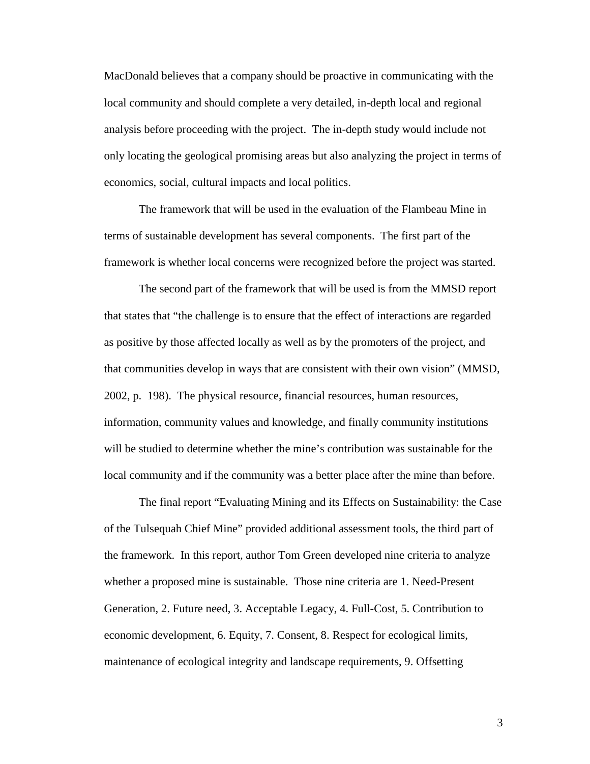MacDonald believes that a company should be proactive in communicating with the local community and should complete a very detailed, in-depth local and regional analysis before proceeding with the project. The in-depth study would include not only locating the geological promising areas but also analyzing the project in terms of economics, social, cultural impacts and local politics.

The framework that will be used in the evaluation of the Flambeau Mine in terms of sustainable development has several components. The first part of the framework is whether local concerns were recognized before the project was started.

The second part of the framework that will be used is from the MMSD report that states that "the challenge is to ensure that the effect of interactions are regarded as positive by those affected locally as well as by the promoters of the project, and that communities develop in ways that are consistent with their own vision" (MMSD, 2002, p. 198). The physical resource, financial resources, human resources, information, community values and knowledge, and finally community institutions will be studied to determine whether the mine's contribution was sustainable for the local community and if the community was a better place after the mine than before.

The final report "Evaluating Mining and its Effects on Sustainability: the Case of the Tulsequah Chief Mine" provided additional assessment tools, the third part of the framework. In this report, author Tom Green developed nine criteria to analyze whether a proposed mine is sustainable. Those nine criteria are 1. Need-Present Generation, 2. Future need, 3. Acceptable Legacy, 4. Full-Cost, 5. Contribution to economic development, 6. Equity, 7. Consent, 8. Respect for ecological limits, maintenance of ecological integrity and landscape requirements, 9. Offsetting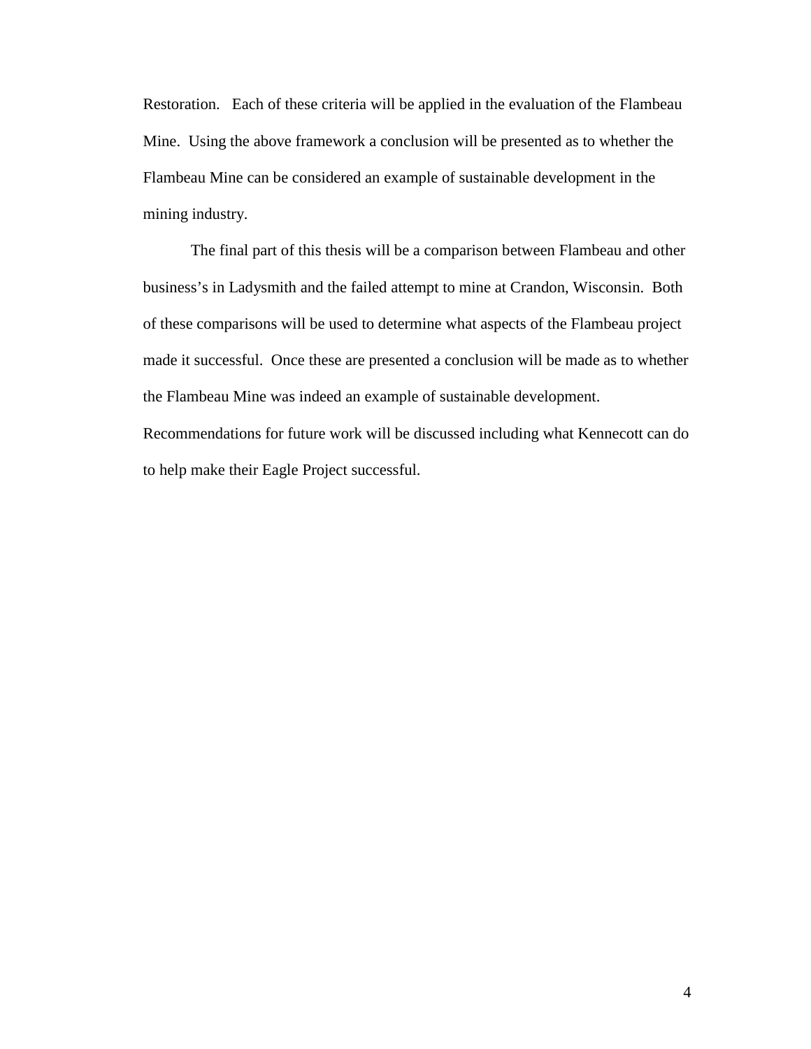Restoration. Each of these criteria will be applied in the evaluation of the Flambeau Mine. Using the above framework a conclusion will be presented as to whether the Flambeau Mine can be considered an example of sustainable development in the mining industry.

The final part of this thesis will be a comparison between Flambeau and other business's in Ladysmith and the failed attempt to mine at Crandon, Wisconsin. Both of these comparisons will be used to determine what aspects of the Flambeau project made it successful. Once these are presented a conclusion will be made as to whether the Flambeau Mine was indeed an example of sustainable development. Recommendations for future work will be discussed including what Kennecott can do to help make their Eagle Project successful.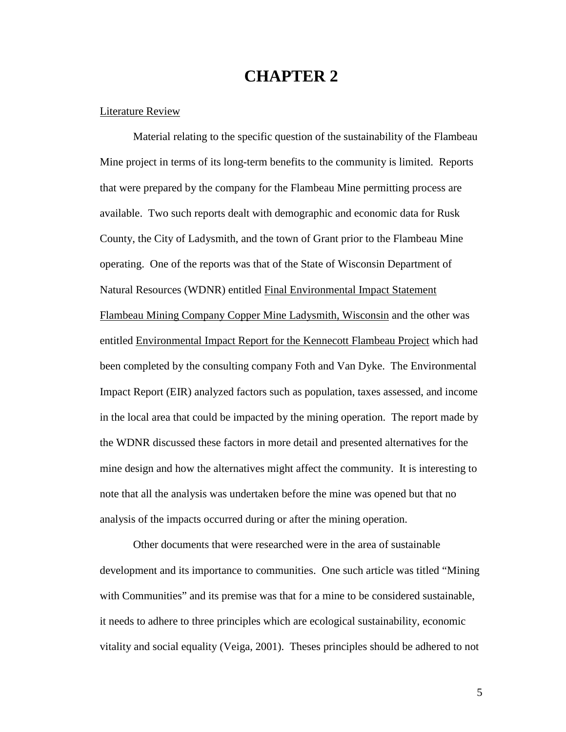# CHAPTER 2

Literature Review

Material relating to the specific question of the sustainability of the Flambeau Mine project in terms of its long-term benefits to the community is limited. Reports that were prepared by the company for the Flambeau Mine permitting process are available. Two such reports dealt with demographic and economic data for Rusk County, the City of Ladysmith, and the town of Grant prior to the Flambeau Mine operating. One of the reports was that of the State of Wisconsin Department of Natural Resources (WDNR) entitled Final Environmental Impact Statement Flambeau Mining Company Copper Mine Ladysmith, Wisconsin and the other was entitled Environmental Impact Report for the Kennecott Flambeau Project which had been completed by the consulting company Foth and Van Dyke. The Environmental Impact Report (EIR) analyzed factors such as population, taxes assessed, and income in the local area that could be impacted by the mining operation. The report made by the WDNR discussed these factors in more detail and presented alternatives for the mine design and how the alternatives might affect the community. It is interesting to note that all the analysis was undertaken before the mine was opened but that no analysis of the impacts occurred during or after the mining operation.

Other documents that were researched were in the area of sustainable development and its importance to communities. One such article was titled "Mining with Communities" and its premise was that for a mine to be considered sustainable, it needs to adhere to three principles which are ecological sustainability, economic vitality and social equality (Veiga, 2001). Theses principles should be adhered to not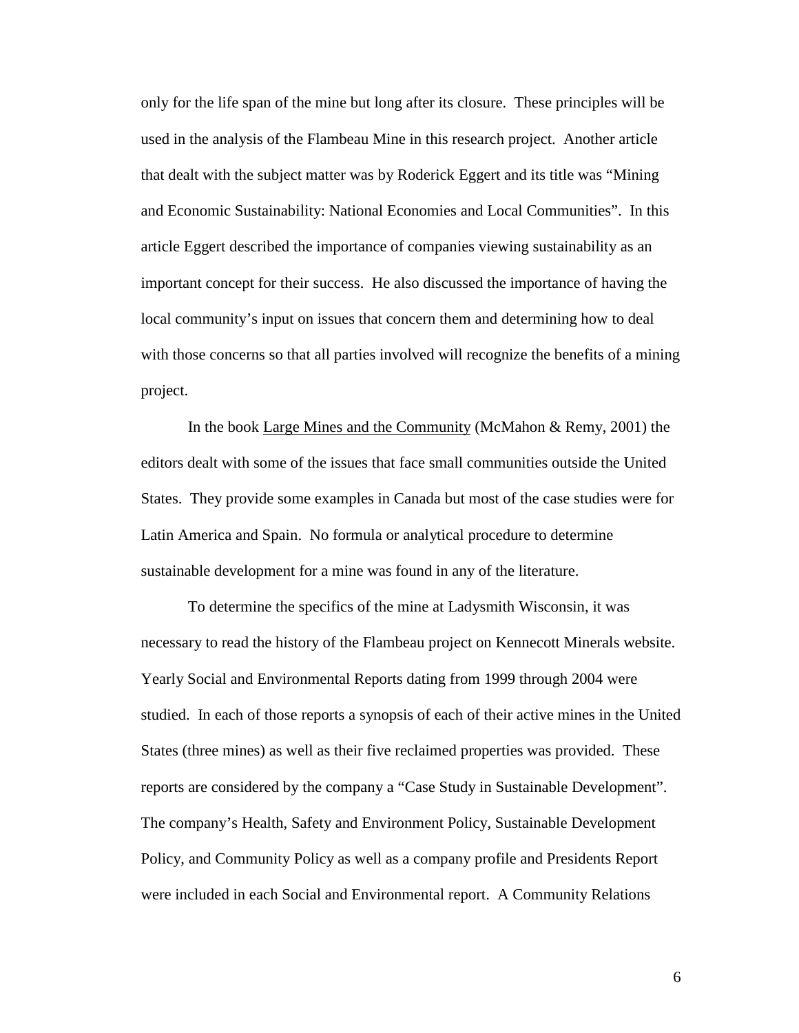only for the life span of the mine but long after its closure. These principles will be used in the analysis of the Flambeau Mine in this research project. Another article that dealt with the subject matter was by Roderick Eggert and its title was "Mining and Economic Sustainability: National Economies and Local Communities". In this article Eggert described the importance of companies viewing sustainability as an important concept for their success. He also discussed the importance of having the local community's input on issues that concern them and determining how to deal with those concerns so that all parties involved will recognize the benefits of a mining project.

In the book <u>Large Mines and the Community</u> (McMahon & Remy, 2001) the editors dealt with some of the issues that face small communities outside the United States. They provide some examples in Canada but most of the case studies were for Latin America and Spain. No formula or analytical procedure to determine sustainable development for a mine was found in any of the literature.

To determine the specifics of the mine at Ladysmith Wisconsin, it was necessary to read the history of the Flambeau project on Kennecott Minerals website. Yearly Social and Environmental Reports dating from 1999 through 2004 were studied. In each of those reports a synopsis of each of their active mines in the United States (three mines) as well as their five reclaimed properties was provided. These reports are considered by the company a "Case Study in Sustainable Development". The company's Health, Safety and Environment Policy, Sustainable Development Policy, and Community Policy as well as a company profile and Presidents Report were included in each Social and Environmental report. A Community Relations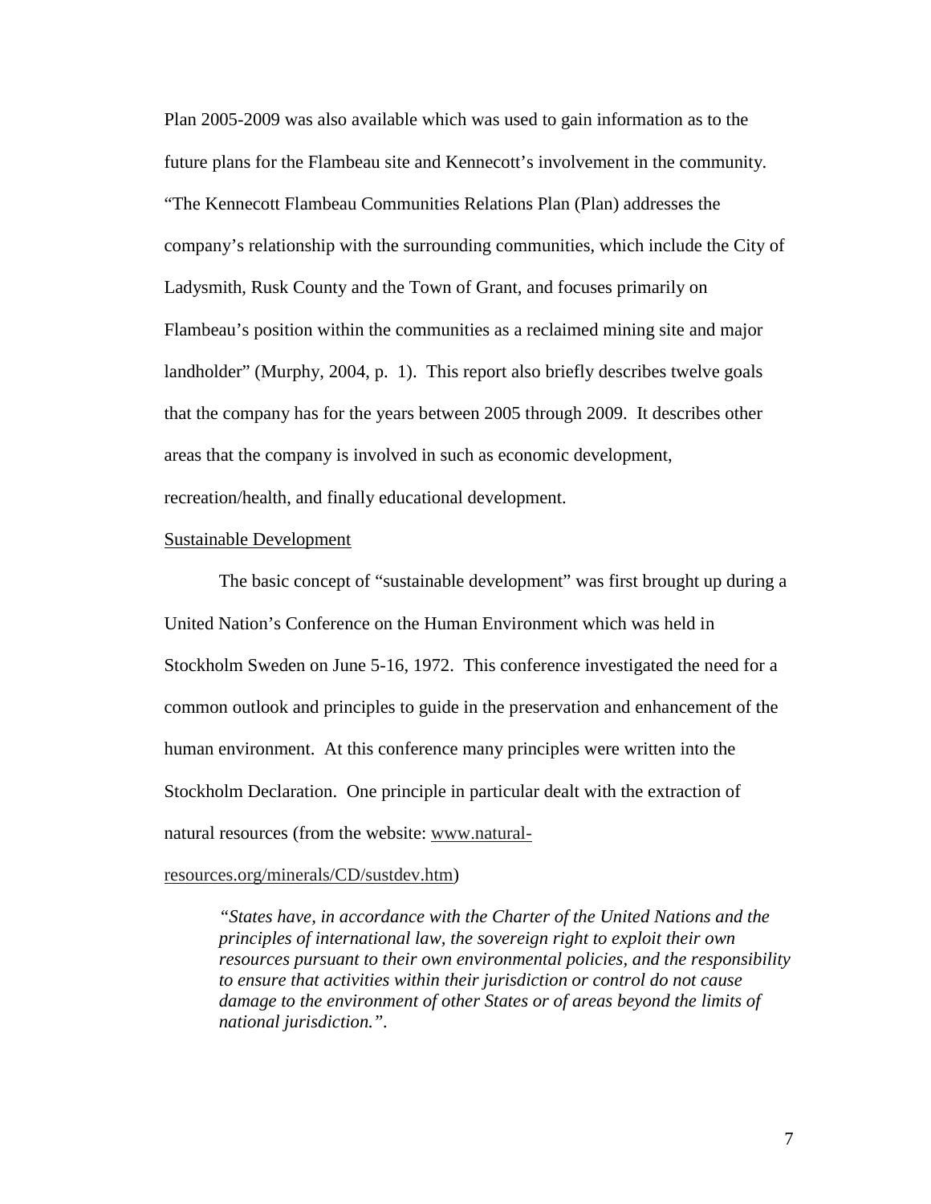Plan 2005-2009 was also available which was used to gain information as to the future plans for the Flambeau site and Kennecott's involvement in the community. "The Kennecott Flambeau Communities Relations Plan (Plan) addresses the company's relationship with the surrounding communities, which include the City of Ladysmith, Rusk County and the Town of Grant, and focuses primarily on Flambeau's position within the communities as a reclaimed mining site and major landholder" (Murphy, 2004, p. 1). This report also briefly describes twelve goals that the company has for the years between 2005 through 2009. It describes other areas that the company is involved in such as economic development, recreation/health, and finally educational development.

## Sustainable Development

The basic concept of "sustainable development" was first brought up during a United Nation's Conference on the Human Environment which was held in Stockholm Sweden on June 5-16, 1972. This conference investigated the need for a common outlook and principles to guide in the preservation and enhancement of the human environment. At this conference many principles were written into the Stockholm Declaration. One principle in particular dealt with the extraction of natural resources (from the website: www.natural-resources.org/minerals/CD/sustdev.htm)

> *"States have, in accordance with the Charter of the United Nations and the principles of international law, the sovereign right to exploit their own resources pursuant to their own environmental policies, and the responsibility to ensure that activities within their jurisdiction or control do not cause damage to the environment of other States or of areas beyond the limits of national jurisdiction."*.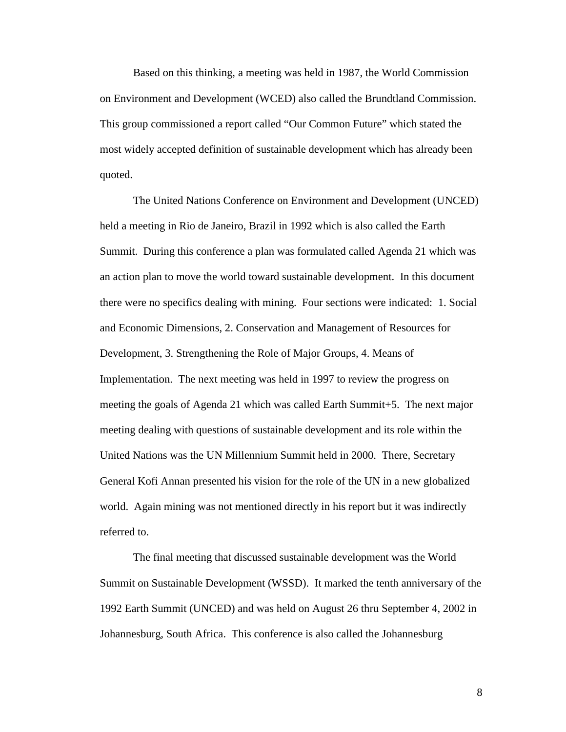Based on this thinking, a meeting was held in 1987, the World Commission on Environment and Development (WCED) also called the Brundtland Commission. This group commissioned a report called "Our Common Future" which stated the most widely accepted definition of sustainable development which has already been quoted.

The United Nations Conference on Environment and Development (UNCED) held a meeting in Rio de Janeiro, Brazil in 1992 which is also called the Earth Summit. During this conference a plan was formulated called Agenda 21 which was an action plan to move the world toward sustainable development. In this document there were no specifics dealing with mining. Four sections were indicated: 1. Social and Economic Dimensions, 2. Conservation and Management of Resources for Development, 3. Strengthening the Role of Major Groups, 4. Means of Implementation. The next meeting was held in 1997 to review the progress on meeting the goals of Agenda 21 which was called Earth Summit+5. The next major meeting dealing with questions of sustainable development and its role within the United Nations was the UN Millennium Summit held in 2000. There, Secretary General Kofi Annan presented his vision for the role of the UN in a new globalized world. Again mining was not mentioned directly in his report but it was indirectly referred to.

The final meeting that discussed sustainable development was the World Summit on Sustainable Development (WSSD). It marked the tenth anniversary of the 1992 Earth Summit (UNCED) and was held on August 26 thru September 4, 2002 in Johannesburg, South Africa. This conference is also called the Johannesburg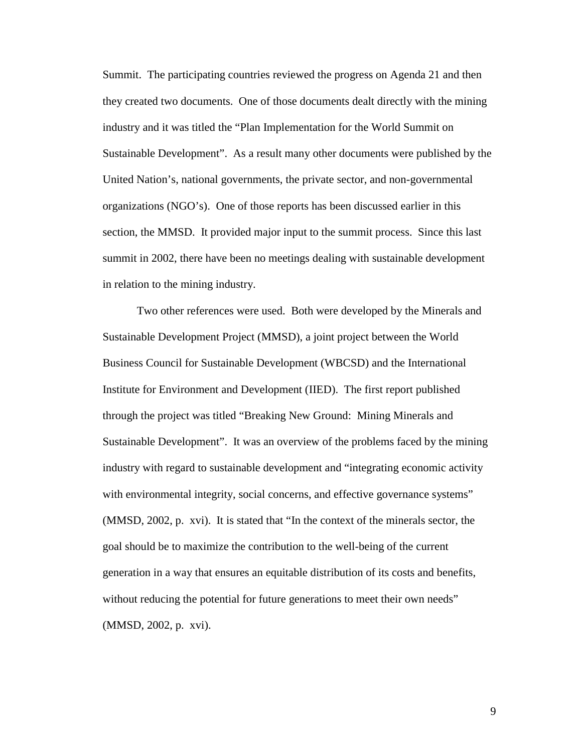Summit. The participating countries reviewed the progress on Agenda 21 and then they created two documents. One of those documents dealt directly with the mining industry and it was titled the "Plan Implementation for the World Summit on Sustainable Development". As a result many other documents were published by the United Nation's, national governments, the private sector, and non-governmental organizations (NGO's). One of those reports has been discussed earlier in this section, the MMSD. It provided major input to the summit process. Since this last summit in 2002, there have been no meetings dealing with sustainable development in relation to the mining industry.

Two other references were used. Both were developed by the Minerals and Sustainable Development Project (MMSD), a joint project between the World Business Council for Sustainable Development (WBCSD) and the International Institute for Environment and Development (IIED). The first report published through the project was titled "Breaking New Ground: Mining Minerals and Sustainable Development". It was an overview of the problems faced by the mining industry with regard to sustainable development and "integrating economic activity with environmental integrity, social concerns, and effective governance systems" (MMSD, 2002, p. xvi). It is stated that "In the context of the minerals sector, the goal should be to maximize the contribution to the well-being of the current generation in a way that ensures an equitable distribution of its costs and benefits, without reducing the potential for future generations to meet their own needs" (MMSD, 2002, p. xvi).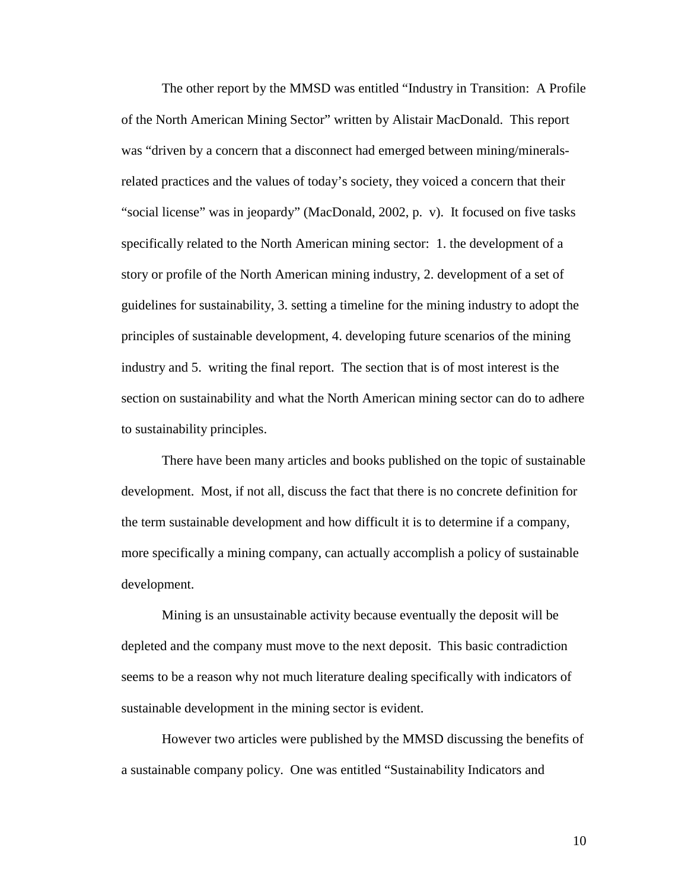The other report by the MMSD was entitled "Industry in Transition: A Profile of the North American Mining Sector" written by Alistair MacDonald. This report was "driven by a concern that a disconnect had emerged between mining/minerals-related practices and the values of today's society, they voiced a concern that their "social license" was in jeopardy" (MacDonald, 2002, p. v). It focused on five tasks specifically related to the North American mining sector: 1. the development of a story or profile of the North American mining industry, 2. development of a set of guidelines for sustainability, 3. setting a timeline for the mining industry to adopt the principles of sustainable development, 4. developing future scenarios of the mining industry and 5. writing the final report. The section that is of most interest is the section on sustainability and what the North American mining sector can do to adhere to sustainability principles.

There have been many articles and books published on the topic of sustainable development. Most, if not all, discuss the fact that there is no concrete definition for the term sustainable development and how difficult it is to determine if a company, more specifically a mining company, can actually accomplish a policy of sustainable development.

Mining is an unsustainable activity because eventually the deposit will be depleted and the company must move to the next deposit. This basic contradiction seems to be a reason why not much literature dealing specifically with indicators of sustainable development in the mining sector is evident.

However two articles were published by the MMSD discussing the benefits of a sustainable company policy. One was entitled "Sustainability Indicators and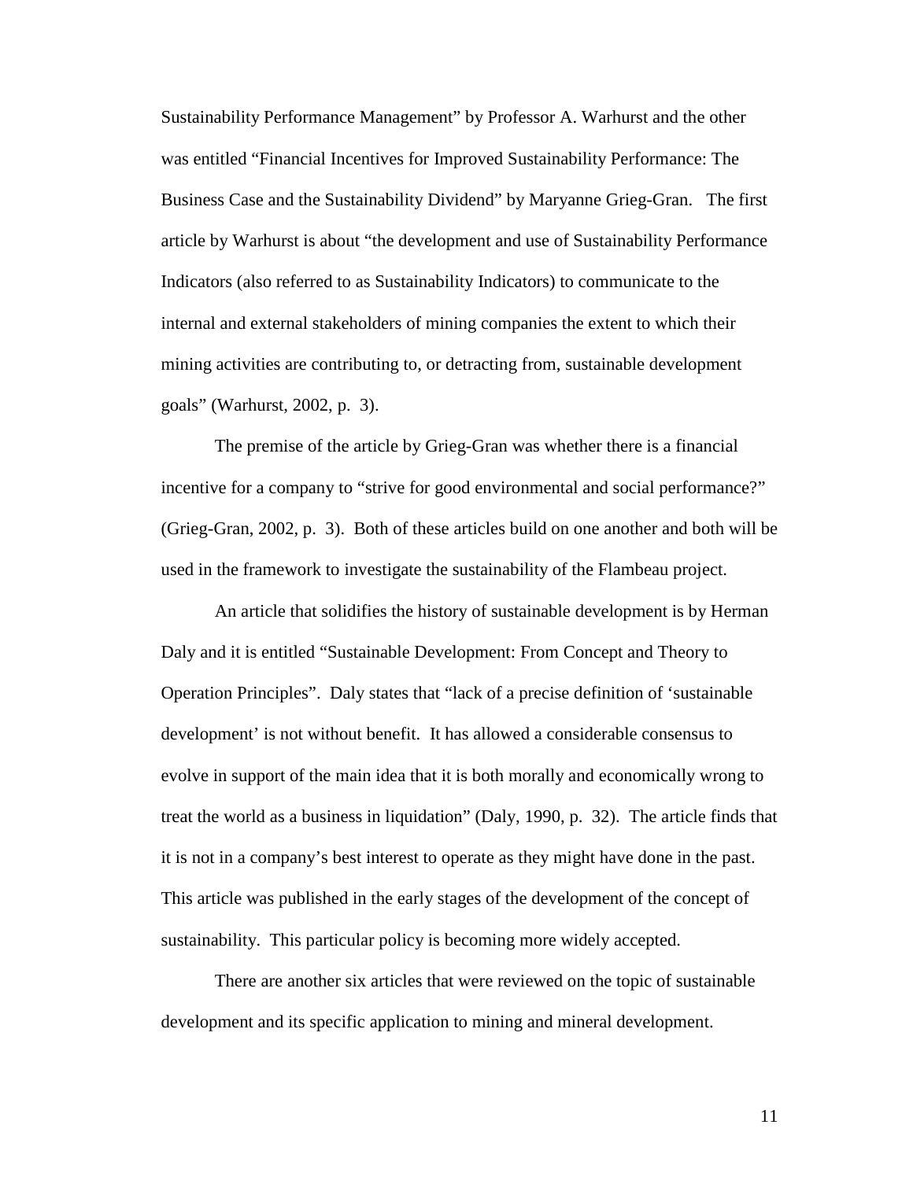Sustainability Performance Management" by Professor A. Warhurst and the other was entitled "Financial Incentives for Improved Sustainability Performance: The Business Case and the Sustainability Dividend" by Maryanne Grieg-Gran. The first article by Warhurst is about "the development and use of Sustainability Performance Indicators (also referred to as Sustainability Indicators) to communicate to the internal and external stakeholders of mining companies the extent to which their mining activities are contributing to, or detracting from, sustainable development goals" (Warhurst, 2002, p. 3).

The premise of the article by Grieg-Gran was whether there is a financial incentive for a company to "strive for good environmental and social performance?" (Grieg-Gran, 2002, p. 3). Both of these articles build on one another and both will be used in the framework to investigate the sustainability of the Flambeau project.

An article that solidifies the history of sustainable development is by Herman Daly and it is entitled "Sustainable Development: From Concept and Theory to Operation Principles". Daly states that "lack of a precise definition of 'sustainable development' is not without benefit. It has allowed a considerable consensus to evolve in support of the main idea that it is both morally and economically wrong to treat the world as a business in liquidation" (Daly, 1990, p. 32). The article finds that it is not in a company's best interest to operate as they might have done in the past. This article was published in the early stages of the development of the concept of sustainability. This particular policy is becoming more widely accepted.

There are another six articles that were reviewed on the topic of sustainable development and its specific application to mining and mineral development.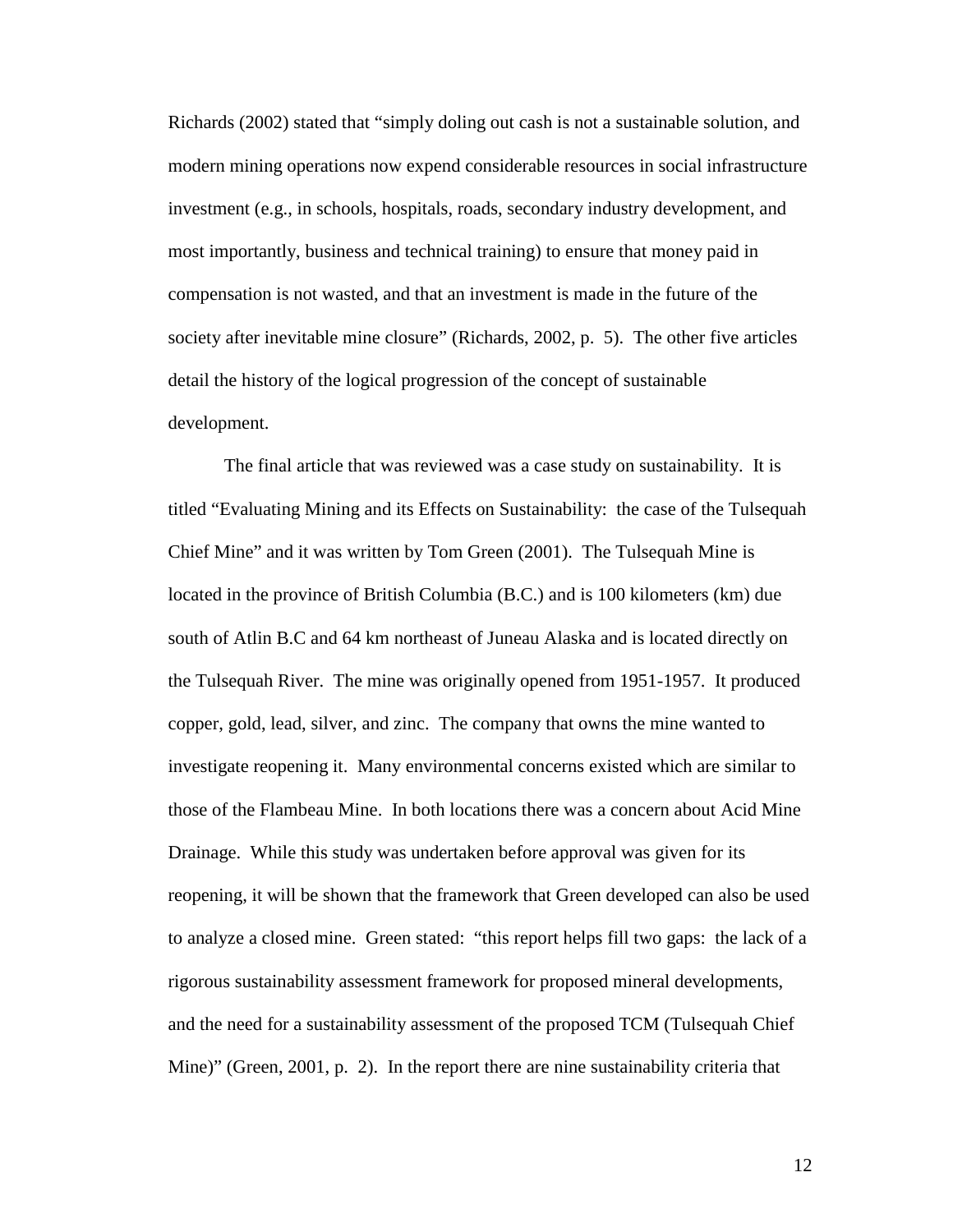Richards (2002) stated that "simply doling out cash is not a sustainable solution, and modern mining operations now expend considerable resources in social infrastructure investment (e.g., in schools, hospitals, roads, secondary industry development, and most importantly, business and technical training) to ensure that money paid in compensation is not wasted, and that an investment is made in the future of the society after inevitable mine closure" (Richards, 2002, p. 5). The other five articles detail the history of the logical progression of the concept of sustainable development.

The final article that was reviewed was a case study on sustainability. It is titled "Evaluating Mining and its Effects on Sustainability: the case of the Tulsequah Chief Mine" and it was written by Tom Green (2001). The Tulsequah Mine is located in the province of British Columbia (B.C.) and is 100 kilometers (km) due south of Atlin B.C and 64 km northeast of Juneau Alaska and is located directly on the Tulsequah River. The mine was originally opened from 1951-1957. It produced copper, gold, lead, silver, and zinc. The company that owns the mine wanted to investigate reopening it. Many environmental concerns existed which are similar to those of the Flambeau Mine. In both locations there was a concern about Acid Mine Drainage. While this study was undertaken before approval was given for its reopening, it will be shown that the framework that Green developed can also be used to analyze a closed mine. Green stated: "this report helps fill two gaps: the lack of a rigorous sustainability assessment framework for proposed mineral developments, and the need for a sustainability assessment of the proposed TCM (Tulsequah Chief Mine)" (Green, 2001, p. 2). In the report there are nine sustainability criteria that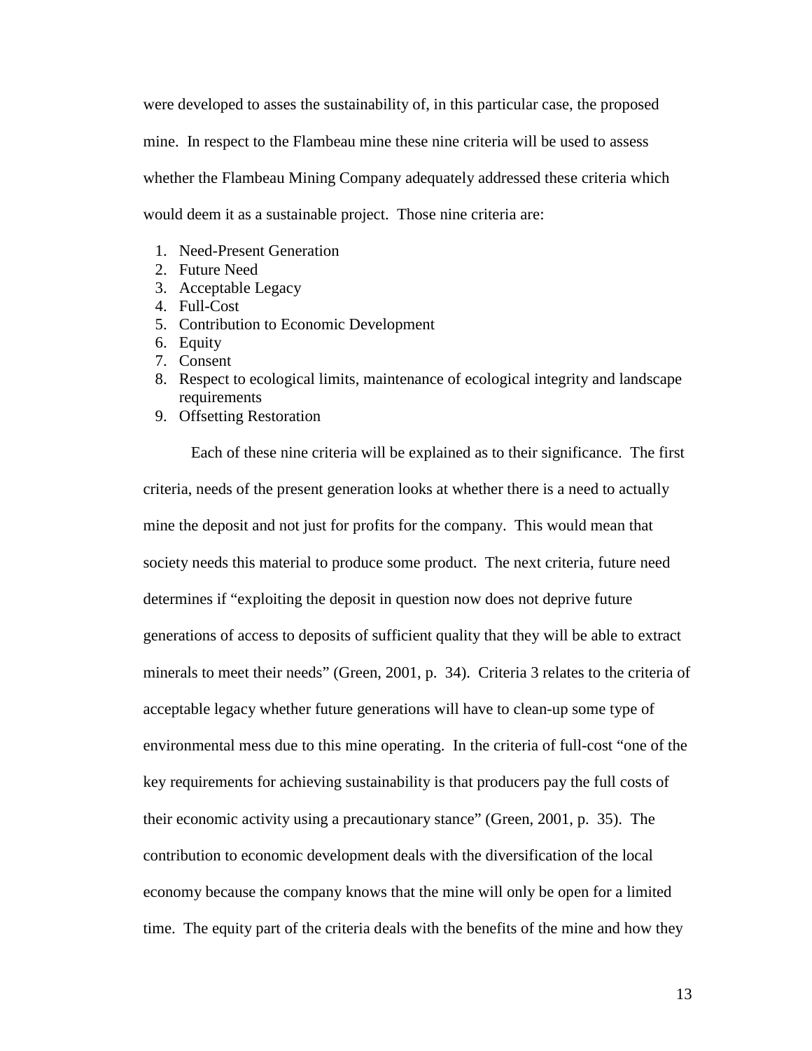were developed to asses the sustainability of, in this particular case, the proposed mine. In respect to the Flambeau mine these nine criteria will be used to assess whether the Flambeau Mining Company adequately addressed these criteria which would deem it as a sustainable project. Those nine criteria are:

1. Need-Present Generation
2. Future Need
3. Acceptable Legacy
4. Full-Cost
5. Contribution to Economic Development
6. Equity
7. Consent
8. Respect to ecological limits, maintenance of ecological integrity and landscape requirements
9. Offsetting Restoration

Each of these nine criteria will be explained as to their significance. The first criteria, needs of the present generation looks at whether there is a need to actually mine the deposit and not just for profits for the company. This would mean that society needs this material to produce some product. The next criteria, future need determines if "exploiting the deposit in question now does not deprive future generations of access to deposits of sufficient quality that they will be able to extract minerals to meet their needs" (Green, 2001, p. 34). Criteria 3 relates to the criteria of acceptable legacy whether future generations will have to clean-up some type of environmental mess due to this mine operating. In the criteria of full-cost "one of the key requirements for achieving sustainability is that producers pay the full costs of their economic activity using a precautionary stance" (Green, 2001, p. 35). The contribution to economic development deals with the diversification of the local economy because the company knows that the mine will only be open for a limited time. The equity part of the criteria deals with the benefits of the mine and how they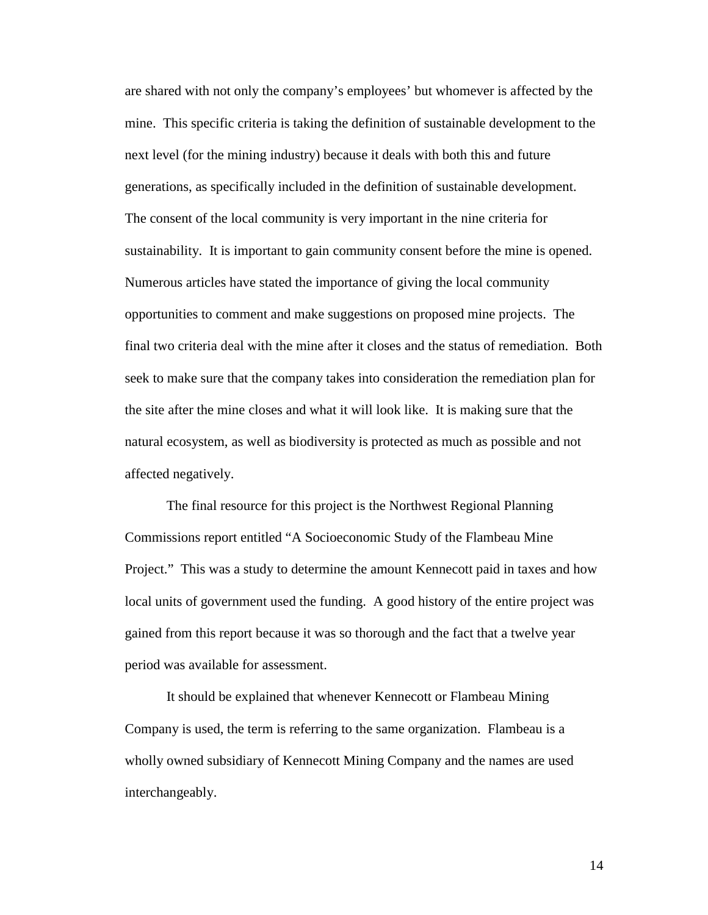are shared with not only the company's employees' but whomever is affected by the mine. This specific criteria is taking the definition of sustainable development to the next level (for the mining industry) because it deals with both this and future generations, as specifically included in the definition of sustainable development. The consent of the local community is very important in the nine criteria for sustainability. It is important to gain community consent before the mine is opened. Numerous articles have stated the importance of giving the local community opportunities to comment and make suggestions on proposed mine projects. The final two criteria deal with the mine after it closes and the status of remediation. Both seek to make sure that the company takes into consideration the remediation plan for the site after the mine closes and what it will look like. It is making sure that the natural ecosystem, as well as biodiversity is protected as much as possible and not affected negatively.

The final resource for this project is the Northwest Regional Planning Commissions report entitled "A Socioeconomic Study of the Flambeau Mine Project." This was a study to determine the amount Kennecott paid in taxes and how local units of government used the funding. A good history of the entire project was gained from this report because it was so thorough and the fact that a twelve year period was available for assessment.

It should be explained that whenever Kennecott or Flambeau Mining Company is used, the term is referring to the same organization. Flambeau is a wholly owned subsidiary of Kennecott Mining Company and the names are used interchangeably.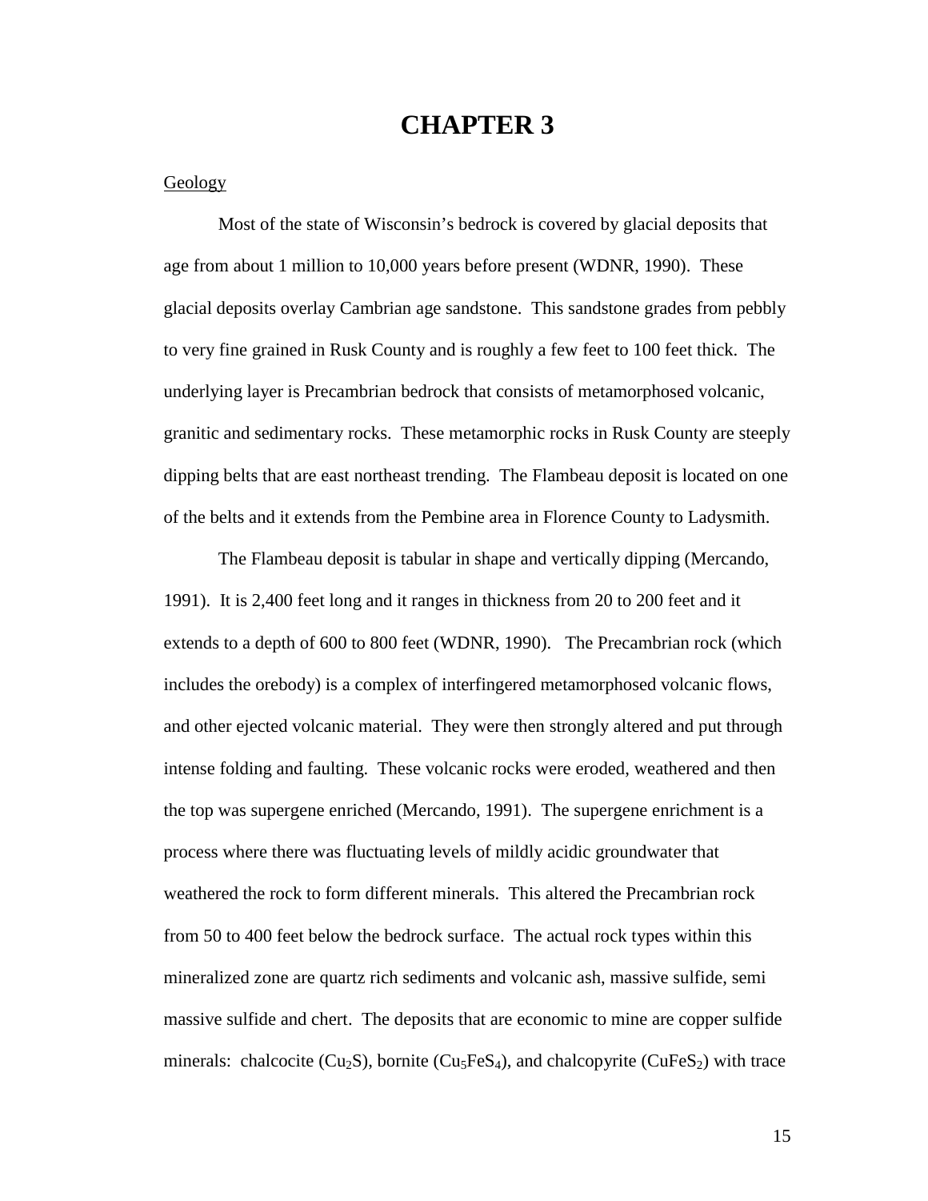# CHAPTER 3

## Geology

Most of the state of Wisconsin's bedrock is covered by glacial deposits that age from about 1 million to 10,000 years before present (WDNR, 1990). These glacial deposits overlay Cambrian age sandstone. This sandstone grades from pebbly to very fine grained in Rusk County and is roughly a few feet to 100 feet thick. The underlying layer is Precambrian bedrock that consists of metamorphosed volcanic, granitic and sedimentary rocks. These metamorphic rocks in Rusk County are steeply dipping belts that are east northeast trending. The Flambeau deposit is located on one of the belts and it extends from the Pembine area in Florence County to Ladysmith.

The Flambeau deposit is tabular in shape and vertically dipping (Mercando, 1991). It is 2,400 feet long and it ranges in thickness from 20 to 200 feet and it extends to a depth of 600 to 800 feet (WDNR, 1990). The Precambrian rock (which includes the orebody) is a complex of interfingered metamorphosed volcanic flows, and other ejected volcanic material. They were then strongly altered and put through intense folding and faulting. These volcanic rocks were eroded, weathered and then the top was supergene enriched (Mercando, 1991). The supergene enrichment is a process where there was fluctuating levels of mildly acidic groundwater that weathered the rock to form different minerals. This altered the Precambrian rock from 50 to 400 feet below the bedrock surface. The actual rock types within this mineralized zone are quartz rich sediments and volcanic ash, massive sulfide, semi massive sulfide and chert. The deposits that are economic to mine are copper sulfide minerals: chalcocite ($Cu_2S$), bornite ($Cu_5FeS_4$), and chalcopyrite ($CuFeS_2$) with trace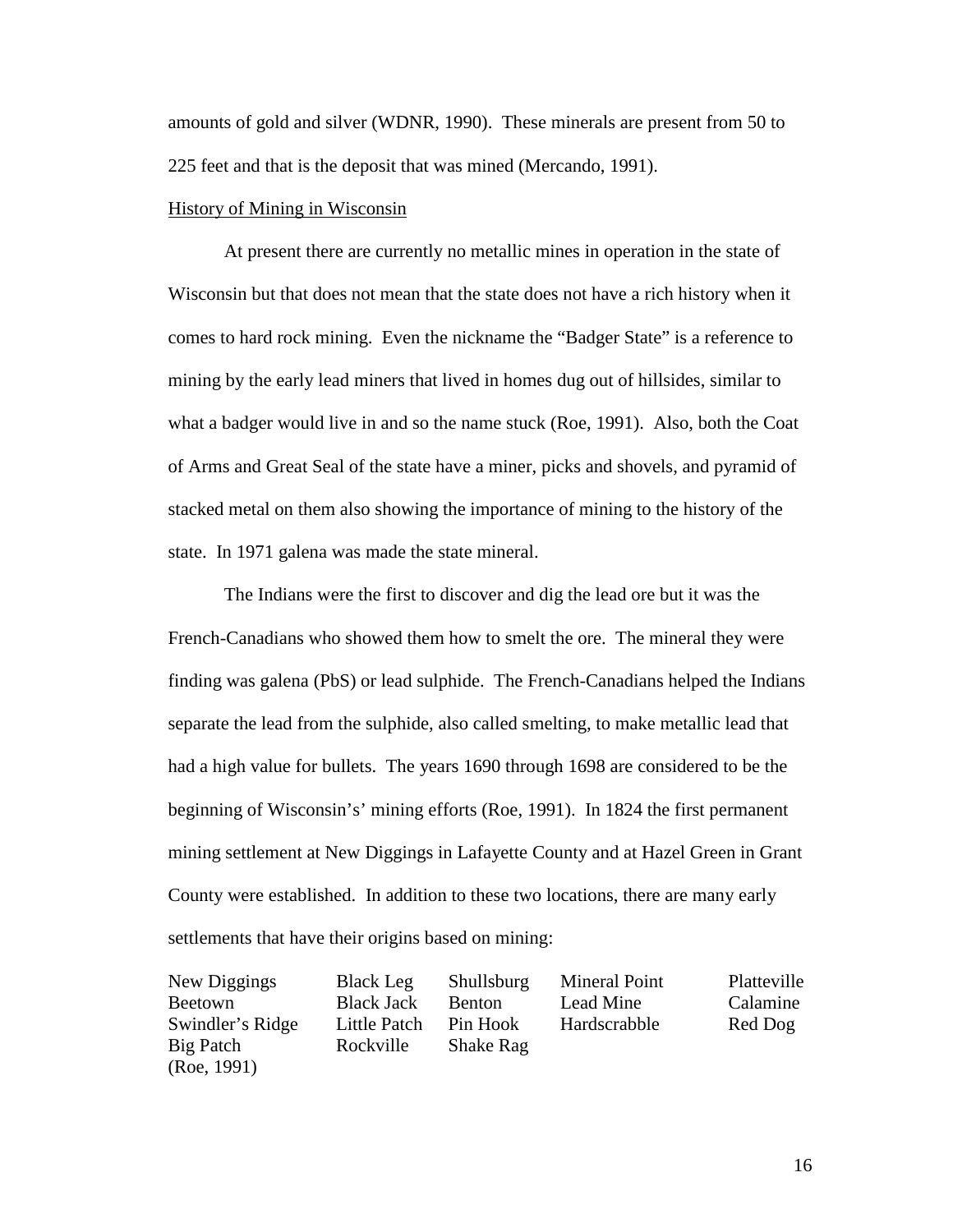amounts of gold and silver (WDNR, 1990). These minerals are present from 50 to 225 feet and that is the deposit that was mined (Mercando, 1991).

<u>History of Mining in Wisconsin</u>

At present there are currently no metallic mines in operation in the state of Wisconsin but that does not mean that the state does not have a rich history when it comes to hard rock mining. Even the nickname the "Badger State" is a reference to mining by the early lead miners that lived in homes dug out of hillsides, similar to what a badger would live in and so the name stuck (Roe, 1991). Also, both the Coat of Arms and Great Seal of the state have a miner, picks and shovels, and pyramid of stacked metal on them also showing the importance of mining to the history of the state. In 1971 galena was made the state mineral.

The Indians were the first to discover and dig the lead ore but it was the French-Canadians who showed them how to smelt the ore. The mineral they were finding was galena (PbS) or lead sulphide. The French-Canadians helped the Indians separate the lead from the sulphide, also called smelting, to make metallic lead that had a high value for bullets. The years 1690 through 1698 are considered to be the beginning of Wisconsin's' mining efforts (Roe, 1991). In 1824 the first permanent mining settlement at New Diggings in Lafayette County and at Hazel Green in Grant County were established. In addition to these two locations, there are many early settlements that have their origins based on mining:

| | | | | |
|---|---|---|---|---|
| New Diggings | Black Leg | Shullsburg | Mineral Point | Platteville |
| Beetown | Black Jack | Benton | Lead Mine | Calamine |
| Swindler's Ridge | Little Patch | Pin Hook | Hardscrabble | Red Dog |
| Big Patch | Rockville | Shake Rag | | |

(Roe, 1991)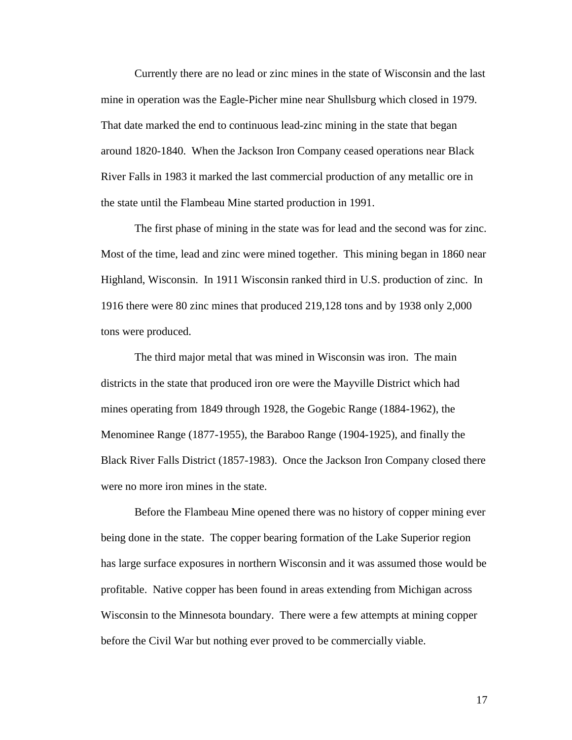Currently there are no lead or zinc mines in the state of Wisconsin and the last mine in operation was the Eagle-Picher mine near Shullsburg which closed in 1979. That date marked the end to continuous lead-zinc mining in the state that began around 1820-1840. When the Jackson Iron Company ceased operations near Black River Falls in 1983 it marked the last commercial production of any metallic ore in the state until the Flambeau Mine started production in 1991.

The first phase of mining in the state was for lead and the second was for zinc. Most of the time, lead and zinc were mined together. This mining began in 1860 near Highland, Wisconsin. In 1911 Wisconsin ranked third in U.S. production of zinc. In 1916 there were 80 zinc mines that produced 219,128 tons and by 1938 only 2,000 tons were produced.

The third major metal that was mined in Wisconsin was iron. The main districts in the state that produced iron ore were the Mayville District which had mines operating from 1849 through 1928, the Gogebic Range (1884-1962), the Menominee Range (1877-1955), the Baraboo Range (1904-1925), and finally the Black River Falls District (1857-1983). Once the Jackson Iron Company closed there were no more iron mines in the state.

Before the Flambeau Mine opened there was no history of copper mining ever being done in the state. The copper bearing formation of the Lake Superior region has large surface exposures in northern Wisconsin and it was assumed those would be profitable. Native copper has been found in areas extending from Michigan across Wisconsin to the Minnesota boundary. There were a few attempts at mining copper before the Civil War but nothing ever proved to be commercially viable.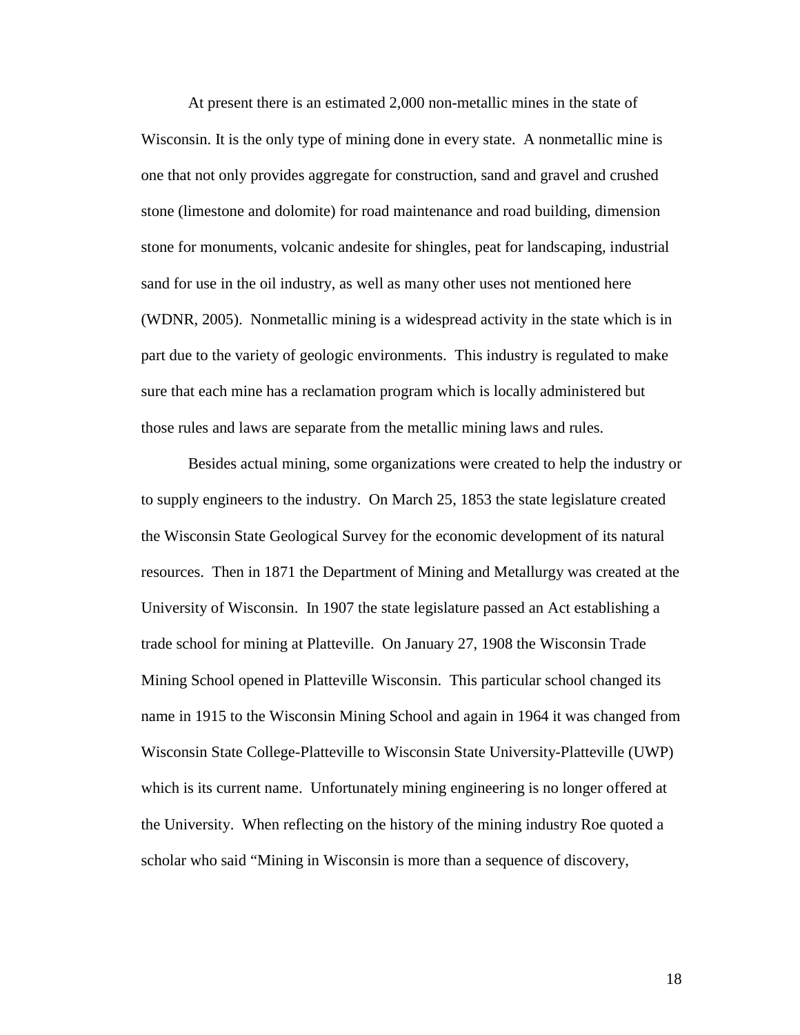At present there is an estimated 2,000 non-metallic mines in the state of Wisconsin. It is the only type of mining done in every state. A nonmetallic mine is one that not only provides aggregate for construction, sand and gravel and crushed stone (limestone and dolomite) for road maintenance and road building, dimension stone for monuments, volcanic andesite for shingles, peat for landscaping, industrial sand for use in the oil industry, as well as many other uses not mentioned here (WDNR, 2005). Nonmetallic mining is a widespread activity in the state which is in part due to the variety of geologic environments. This industry is regulated to make sure that each mine has a reclamation program which is locally administered but those rules and laws are separate from the metallic mining laws and rules.

Besides actual mining, some organizations were created to help the industry or to supply engineers to the industry. On March 25, 1853 the state legislature created the Wisconsin State Geological Survey for the economic development of its natural resources. Then in 1871 the Department of Mining and Metallurgy was created at the University of Wisconsin. In 1907 the state legislature passed an Act establishing a trade school for mining at Platteville. On January 27, 1908 the Wisconsin Trade Mining School opened in Platteville Wisconsin. This particular school changed its name in 1915 to the Wisconsin Mining School and again in 1964 it was changed from Wisconsin State College-Platteville to Wisconsin State University-Platteville (UWP) which is its current name. Unfortunately mining engineering is no longer offered at the University. When reflecting on the history of the mining industry Roe quoted a scholar who said "Mining in Wisconsin is more than a sequence of discovery,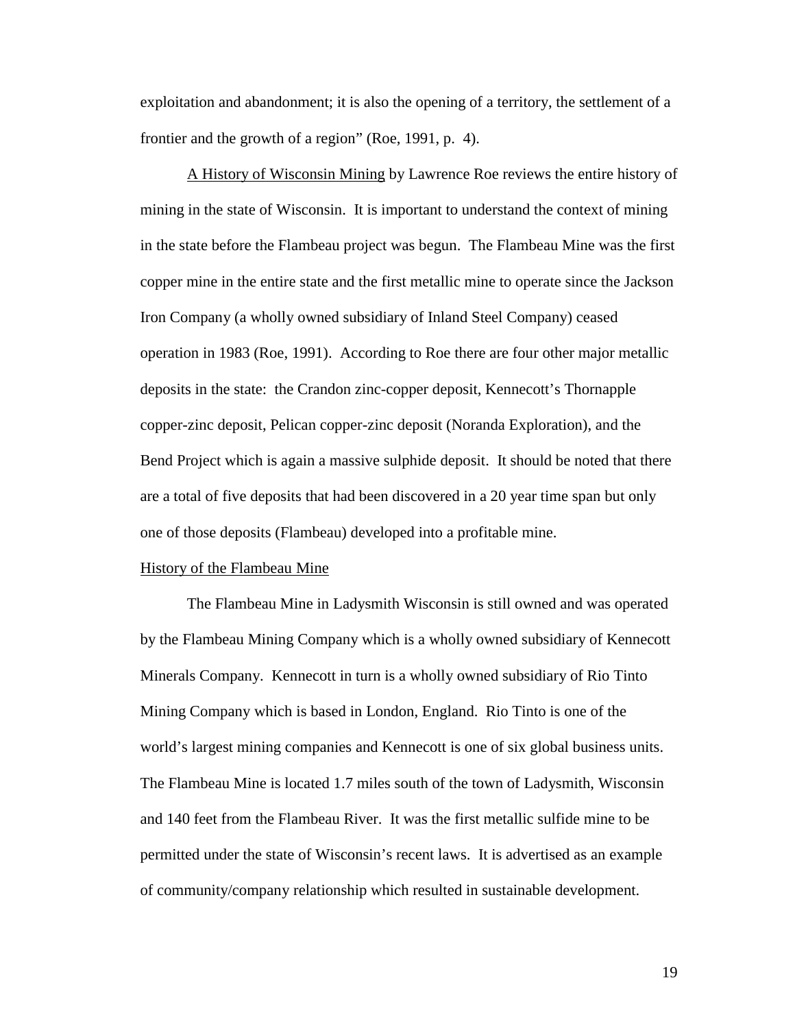exploitation and abandonment; it is also the opening of a territory, the settlement of a frontier and the growth of a region" (Roe, 1991, p. 4).

A History of Wisconsin Mining by Lawrence Roe reviews the entire history of mining in the state of Wisconsin. It is important to understand the context of mining in the state before the Flambeau project was begun. The Flambeau Mine was the first copper mine in the entire state and the first metallic mine to operate since the Jackson Iron Company (a wholly owned subsidiary of Inland Steel Company) ceased operation in 1983 (Roe, 1991). According to Roe there are four other major metallic deposits in the state: the Crandon zinc-copper deposit, Kennecott's Thornapple copper-zinc deposit, Pelican copper-zinc deposit (Noranda Exploration), and the Bend Project which is again a massive sulphide deposit. It should be noted that there are a total of five deposits that had been discovered in a 20 year time span but only one of those deposits (Flambeau) developed into a profitable mine.

## History of the Flambeau Mine

The Flambeau Mine in Ladysmith Wisconsin is still owned and was operated by the Flambeau Mining Company which is a wholly owned subsidiary of Kennecott Minerals Company. Kennecott in turn is a wholly owned subsidiary of Rio Tinto Mining Company which is based in London, England. Rio Tinto is one of the world's largest mining companies and Kennecott is one of six global business units. The Flambeau Mine is located 1.7 miles south of the town of Ladysmith, Wisconsin and 140 feet from the Flambeau River. It was the first metallic sulfide mine to be permitted under the state of Wisconsin's recent laws. It is advertised as an example of community/company relationship which resulted in sustainable development.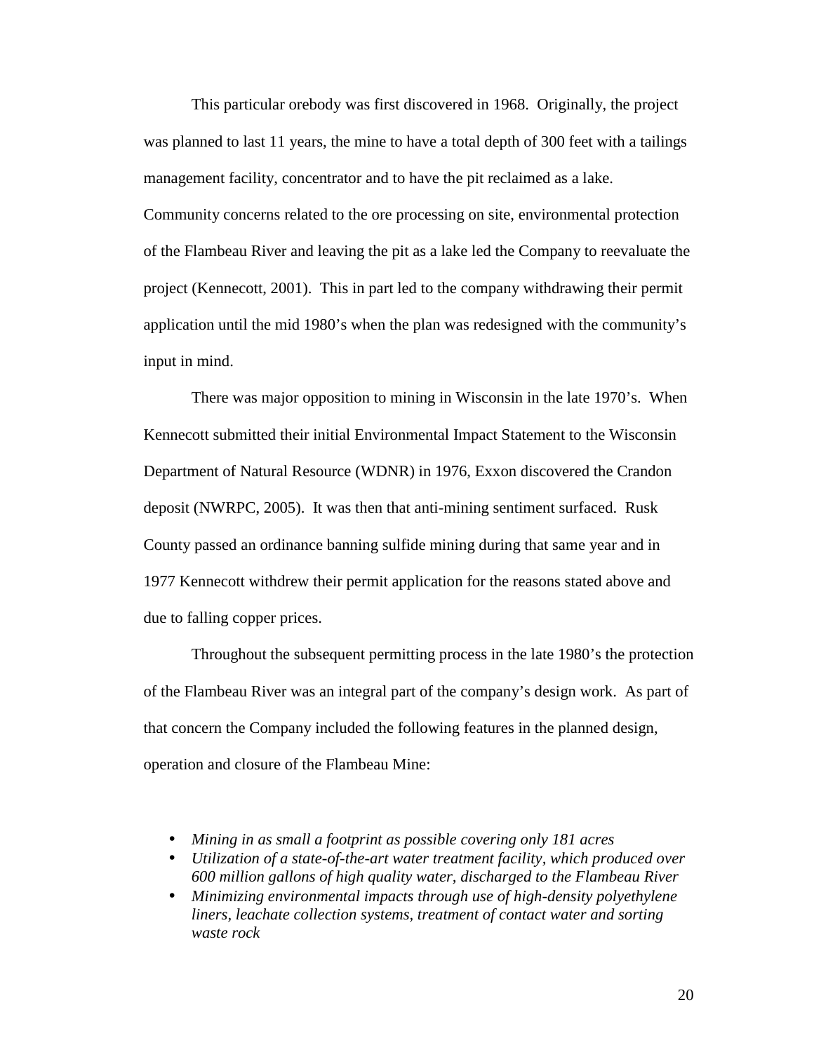This particular orebody was first discovered in 1968. Originally, the project was planned to last 11 years, the mine to have a total depth of 300 feet with a tailings management facility, concentrator and to have the pit reclaimed as a lake. Community concerns related to the ore processing on site, environmental protection of the Flambeau River and leaving the pit as a lake led the Company to reevaluate the project (Kennecott, 2001). This in part led to the company withdrawing their permit application until the mid 1980's when the plan was redesigned with the community's input in mind.

There was major opposition to mining in Wisconsin in the late 1970's. When Kennecott submitted their initial Environmental Impact Statement to the Wisconsin Department of Natural Resource (WDNR) in 1976, Exxon discovered the Crandon deposit (NWRPC, 2005). It was then that anti-mining sentiment surfaced. Rusk County passed an ordinance banning sulfide mining during that same year and in 1977 Kennecott withdrew their permit application for the reasons stated above and due to falling copper prices.

Throughout the subsequent permitting process in the late 1980's the protection of the Flambeau River was an integral part of the company's design work. As part of that concern the Company included the following features in the planned design, operation and closure of the Flambeau Mine:

- *Mining in as small a footprint as possible covering only 181 acres*
- *Utilization of a state-of-the-art water treatment facility, which produced over 600 million gallons of high quality water, discharged to the Flambeau River*
- *Minimizing environmental impacts through use of high-density polyethylene liners, leachate collection systems, treatment of contact water and sorting waste rock*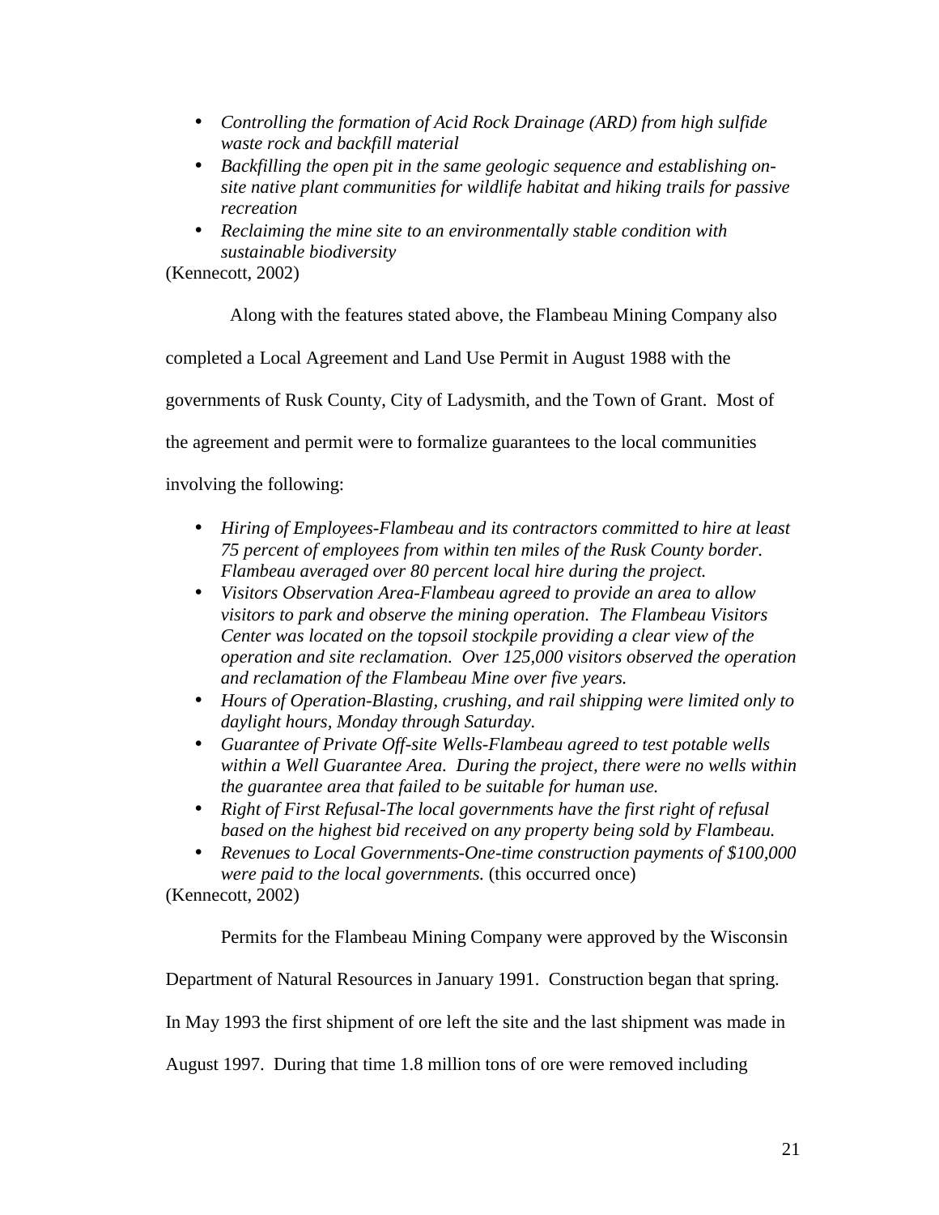- *Controlling the formation of Acid Rock Drainage (ARD) from high sulfide waste rock and backfill material*
- *Backfilling the open pit in the same geologic sequence and establishing on-site native plant communities for wildlife habitat and hiking trails for passive recreation*
- *Reclaiming the mine site to an environmentally stable condition with sustainable biodiversity*

(Kennecott, 2002)

Along with the features stated above, the Flambeau Mining Company also completed a Local Agreement and Land Use Permit in August 1988 with the governments of Rusk County, City of Ladysmith, and the Town of Grant. Most of the agreement and permit were to formalize guarantees to the local communities involving the following:

- *Hiring of Employees-Flambeau and its contractors committed to hire at least 75 percent of employees from within ten miles of the Rusk County border. Flambeau averaged over 80 percent local hire during the project.*
- *Visitors Observation Area-Flambeau agreed to provide an area to allow visitors to park and observe the mining operation. The Flambeau Visitors Center was located on the topsoil stockpile providing a clear view of the operation and site reclamation. Over 125,000 visitors observed the operation and reclamation of the Flambeau Mine over five years.*
- *Hours of Operation-Blasting, crushing, and rail shipping were limited only to daylight hours, Monday through Saturday.*
- *Guarantee of Private Off-site Wells-Flambeau agreed to test potable wells within a Well Guarantee Area. During the project, there were no wells within the guarantee area that failed to be suitable for human use.*
- *Right of First Refusal-The local governments have the first right of refusal based on the highest bid received on any property being sold by Flambeau.*
- *Revenues to Local Governments-One-time construction payments of $100,000 were paid to the local governments.* (this occurred once)

(Kennecott, 2002)

Permits for the Flambeau Mining Company were approved by the Wisconsin Department of Natural Resources in January 1991. Construction began that spring. In May 1993 the first shipment of ore left the site and the last shipment was made in August 1997. During that time 1.8 million tons of ore were removed including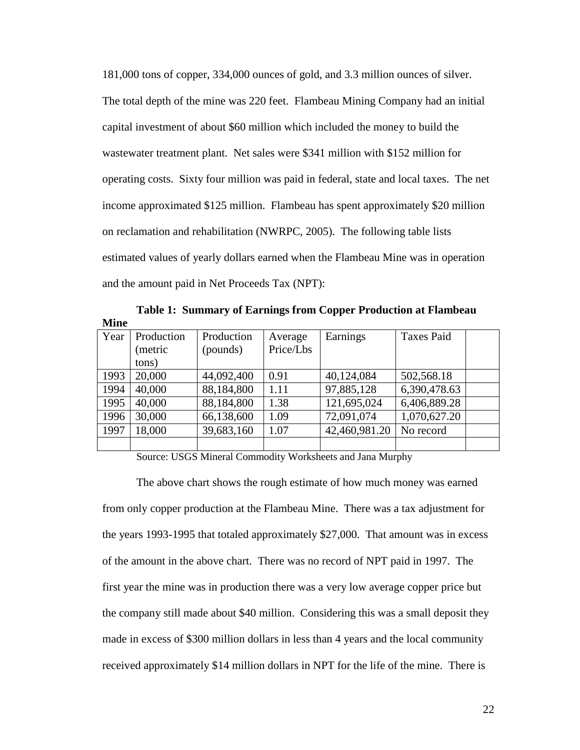181,000 tons of copper, 334,000 ounces of gold, and 3.3 million ounces of silver. The total depth of the mine was 220 feet. Flambeau Mining Company had an initial capital investment of about $60 million which included the money to build the wastewater treatment plant. Net sales were $341 million with $152 million for operating costs. Sixty four million was paid in federal, state and local taxes. The net income approximated $125 million. Flambeau has spent approximately $20 million on reclamation and rehabilitation (NWRPC, 2005). The following table lists estimated values of yearly dollars earned when the Flambeau Mine was in operation and the amount paid in Net Proceeds Tax (NPT):

**Table 1: Summary of Earnings from Copper Production at Flambeau Mine**

| Year | Production (metric tons) | Production (pounds) | Average Price/Lbs | Earnings | Taxes Paid | |
|---|---|---|---|---|---|---|
| 1993 | 20,000 | 44,092,400 | 0.91 | 40,124,084 | 502,568.18 | |
| 1994 | 40,000 | 88,184,800 | 1.11 | 97,885,128 | 6,390,478.63 | |
| 1995 | 40,000 | 88,184,800 | 1.38 | 121,695,024 | 6,406,889.28 | |
| 1996 | 30,000 | 66,138,600 | 1.09 | 72,091,074 | 1,070,627.20 | |
| 1997 | 18,000 | 39,683,160 | 1.07 | 42,460,981.20 | No record | |
| | | | | | | |

Source: USGS Mineral Commodity Worksheets and Jana Murphy

The above chart shows the rough estimate of how much money was earned from only copper production at the Flambeau Mine. There was a tax adjustment for the years 1993-1995 that totaled approximately $27,000. That amount was in excess of the amount in the above chart. There was no record of NPT paid in 1997. The first year the mine was in production there was a very low average copper price but the company still made about $40 million. Considering this was a small deposit they made in excess of $300 million dollars in less than 4 years and the local community received approximately $14 million dollars in NPT for the life of the mine. There is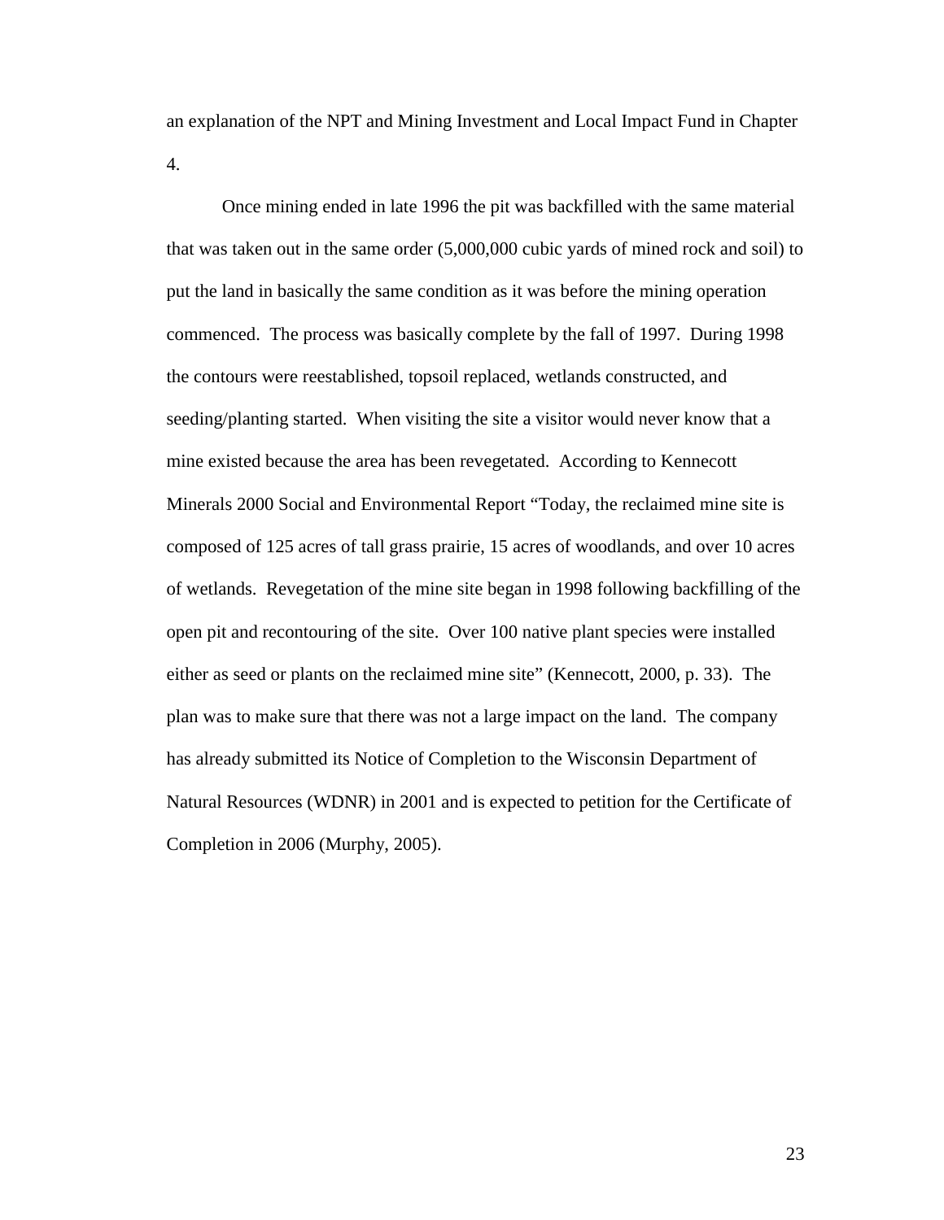an explanation of the NPT and Mining Investment and Local Impact Fund in Chapter 4.

Once mining ended in late 1996 the pit was backfilled with the same material that was taken out in the same order (5,000,000 cubic yards of mined rock and soil) to put the land in basically the same condition as it was before the mining operation commenced. The process was basically complete by the fall of 1997. During 1998 the contours were reestablished, topsoil replaced, wetlands constructed, and seeding/planting started. When visiting the site a visitor would never know that a mine existed because the area has been revegetated. According to Kennecott Minerals 2000 Social and Environmental Report "Today, the reclaimed mine site is composed of 125 acres of tall grass prairie, 15 acres of woodlands, and over 10 acres of wetlands. Revegetation of the mine site began in 1998 following backfilling of the open pit and recontouring of the site. Over 100 native plant species were installed either as seed or plants on the reclaimed mine site" (Kennecott, 2000, p. 33). The plan was to make sure that there was not a large impact on the land. The company has already submitted its Notice of Completion to the Wisconsin Department of Natural Resources (WDNR) in 2001 and is expected to petition for the Certificate of Completion in 2006 (Murphy, 2005).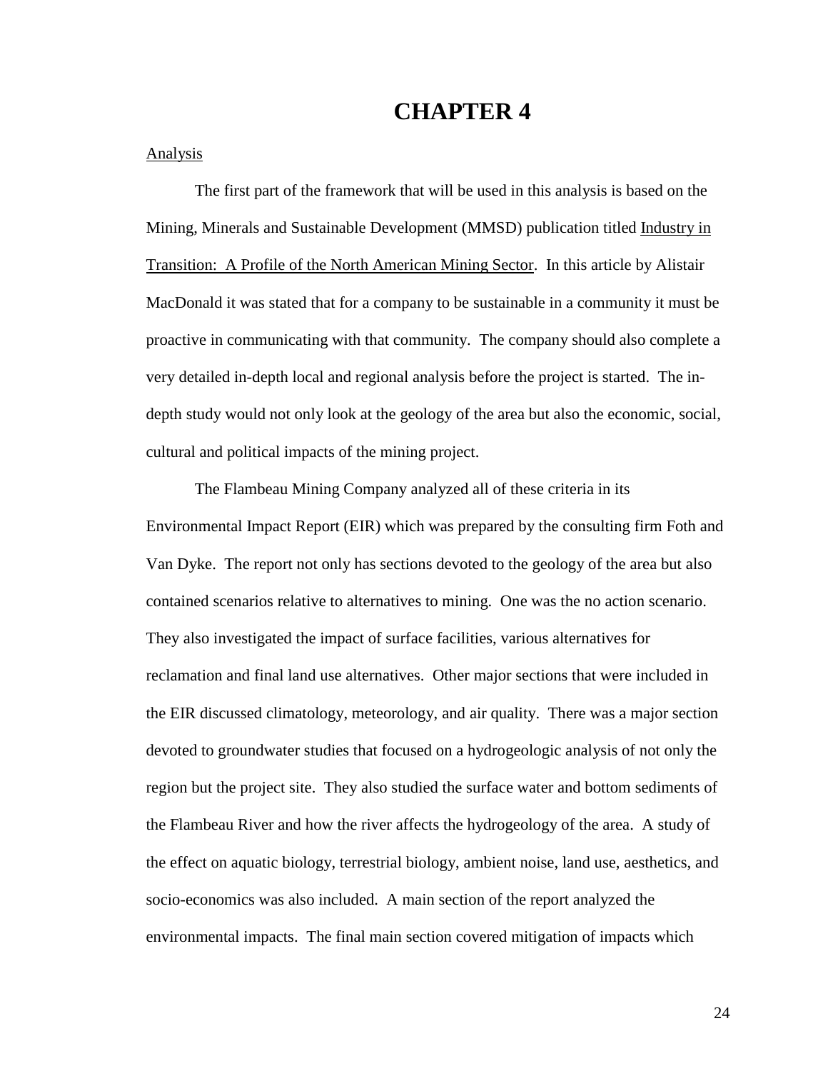# CHAPTER 4

Analysis

The first part of the framework that will be used in this analysis is based on the Mining, Minerals and Sustainable Development (MMSD) publication titled Industry in Transition: A Profile of the North American Mining Sector. In this article by Alistair MacDonald it was stated that for a company to be sustainable in a community it must be proactive in communicating with that community. The company should also complete a very detailed in-depth local and regional analysis before the project is started. The in-depth study would not only look at the geology of the area but also the economic, social, cultural and political impacts of the mining project.

The Flambeau Mining Company analyzed all of these criteria in its Environmental Impact Report (EIR) which was prepared by the consulting firm Foth and Van Dyke. The report not only has sections devoted to the geology of the area but also contained scenarios relative to alternatives to mining. One was the no action scenario. They also investigated the impact of surface facilities, various alternatives for reclamation and final land use alternatives. Other major sections that were included in the EIR discussed climatology, meteorology, and air quality. There was a major section devoted to groundwater studies that focused on a hydrogeologic analysis of not only the region but the project site. They also studied the surface water and bottom sediments of the Flambeau River and how the river affects the hydrogeology of the area. A study of the effect on aquatic biology, terrestrial biology, ambient noise, land use, aesthetics, and socio-economics was also included. A main section of the report analyzed the environmental impacts. The final main section covered mitigation of impacts which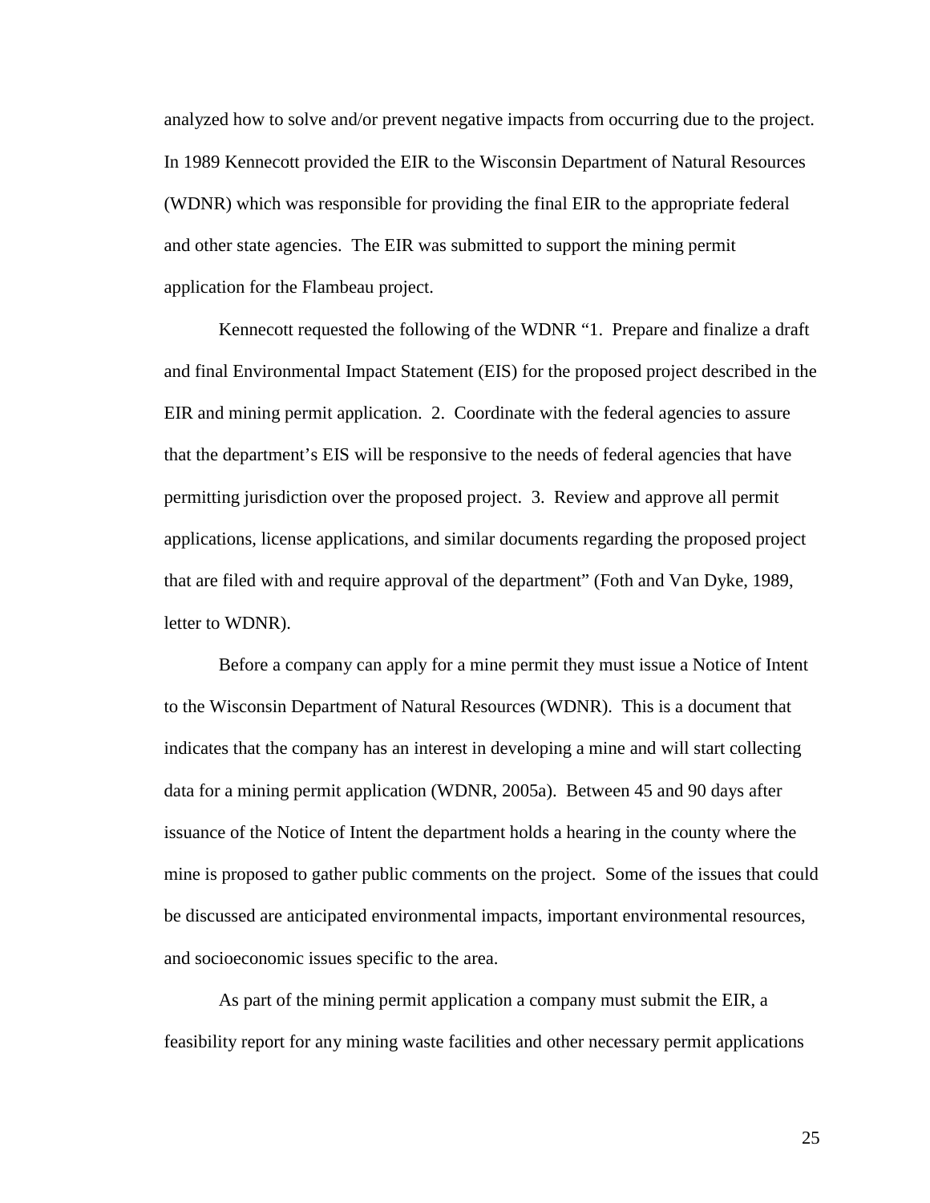analyzed how to solve and/or prevent negative impacts from occurring due to the project. In 1989 Kennecott provided the EIR to the Wisconsin Department of Natural Resources (WDNR) which was responsible for providing the final EIR to the appropriate federal and other state agencies. The EIR was submitted to support the mining permit application for the Flambeau project.

Kennecott requested the following of the WDNR "1. Prepare and finalize a draft and final Environmental Impact Statement (EIS) for the proposed project described in the EIR and mining permit application. 2. Coordinate with the federal agencies to assure that the department's EIS will be responsive to the needs of federal agencies that have permitting jurisdiction over the proposed project. 3. Review and approve all permit applications, license applications, and similar documents regarding the proposed project that are filed with and require approval of the department" (Foth and Van Dyke, 1989, letter to WDNR).

Before a company can apply for a mine permit they must issue a Notice of Intent to the Wisconsin Department of Natural Resources (WDNR). This is a document that indicates that the company has an interest in developing a mine and will start collecting data for a mining permit application (WDNR, 2005a). Between 45 and 90 days after issuance of the Notice of Intent the department holds a hearing in the county where the mine is proposed to gather public comments on the project. Some of the issues that could be discussed are anticipated environmental impacts, important environmental resources, and socioeconomic issues specific to the area.

As part of the mining permit application a company must submit the EIR, a feasibility report for any mining waste facilities and other necessary permit applications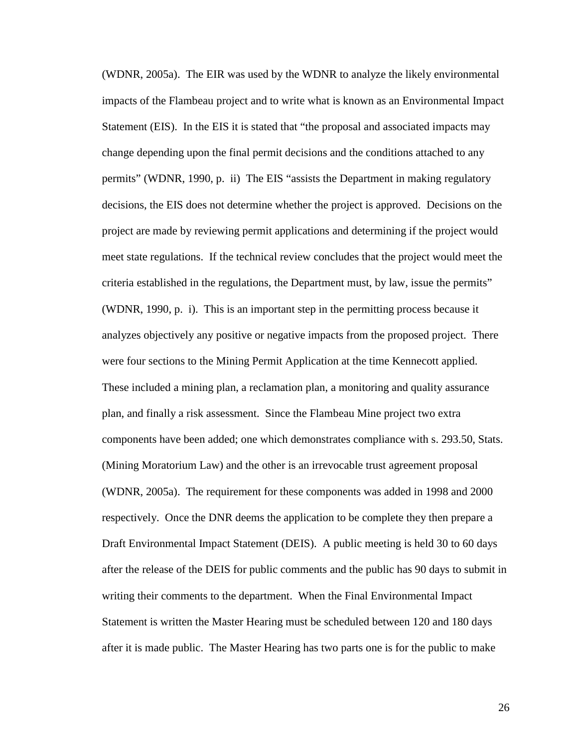(WDNR, 2005a). The EIR was used by the WDNR to analyze the likely environmental impacts of the Flambeau project and to write what is known as an Environmental Impact Statement (EIS). In the EIS it is stated that "the proposal and associated impacts may change depending upon the final permit decisions and the conditions attached to any permits" (WDNR, 1990, p. ii) The EIS "assists the Department in making regulatory decisions, the EIS does not determine whether the project is approved. Decisions on the project are made by reviewing permit applications and determining if the project would meet state regulations. If the technical review concludes that the project would meet the criteria established in the regulations, the Department must, by law, issue the permits" (WDNR, 1990, p. i). This is an important step in the permitting process because it analyzes objectively any positive or negative impacts from the proposed project. There were four sections to the Mining Permit Application at the time Kennecott applied. These included a mining plan, a reclamation plan, a monitoring and quality assurance plan, and finally a risk assessment. Since the Flambeau Mine project two extra components have been added; one which demonstrates compliance with s. 293.50, Stats. (Mining Moratorium Law) and the other is an irrevocable trust agreement proposal (WDNR, 2005a). The requirement for these components was added in 1998 and 2000 respectively. Once the DNR deems the application to be complete they then prepare a Draft Environmental Impact Statement (DEIS). A public meeting is held 30 to 60 days after the release of the DEIS for public comments and the public has 90 days to submit in writing their comments to the department. When the Final Environmental Impact Statement is written the Master Hearing must be scheduled between 120 and 180 days after it is made public. The Master Hearing has two parts one is for the public to make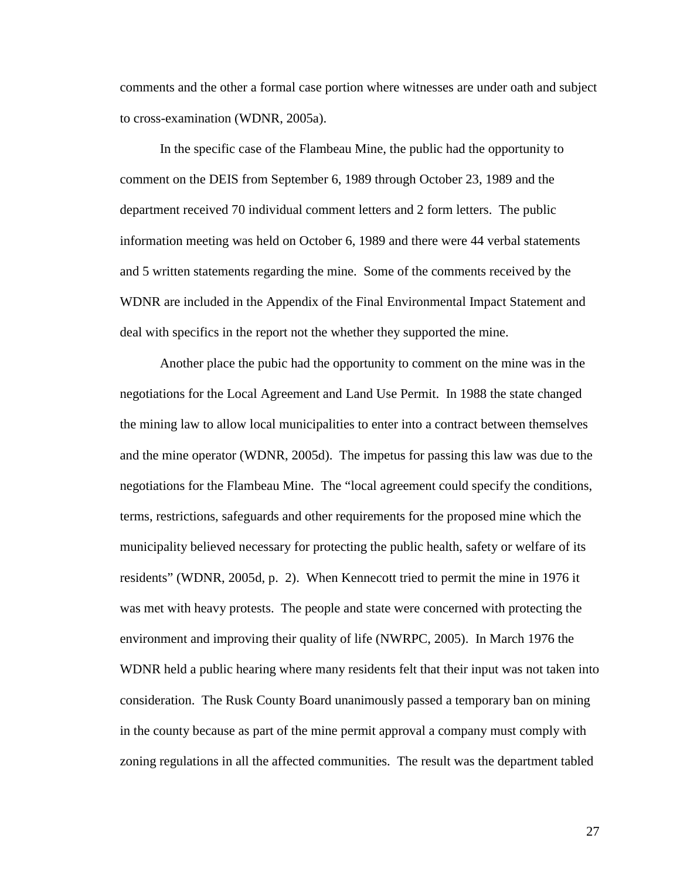comments and the other a formal case portion where witnesses are under oath and subject to cross-examination (WDNR, 2005a).

In the specific case of the Flambeau Mine, the public had the opportunity to comment on the DEIS from September 6, 1989 through October 23, 1989 and the department received 70 individual comment letters and 2 form letters. The public information meeting was held on October 6, 1989 and there were 44 verbal statements and 5 written statements regarding the mine. Some of the comments received by the WDNR are included in the Appendix of the Final Environmental Impact Statement and deal with specifics in the report not the whether they supported the mine.

Another place the pubic had the opportunity to comment on the mine was in the negotiations for the Local Agreement and Land Use Permit. In 1988 the state changed the mining law to allow local municipalities to enter into a contract between themselves and the mine operator (WDNR, 2005d). The impetus for passing this law was due to the negotiations for the Flambeau Mine. The "local agreement could specify the conditions, terms, restrictions, safeguards and other requirements for the proposed mine which the municipality believed necessary for protecting the public health, safety or welfare of its residents" (WDNR, 2005d, p. 2). When Kennecott tried to permit the mine in 1976 it was met with heavy protests. The people and state were concerned with protecting the environment and improving their quality of life (NWRPC, 2005). In March 1976 the WDNR held a public hearing where many residents felt that their input was not taken into consideration. The Rusk County Board unanimously passed a temporary ban on mining in the county because as part of the mine permit approval a company must comply with zoning regulations in all the affected communities. The result was the department tabled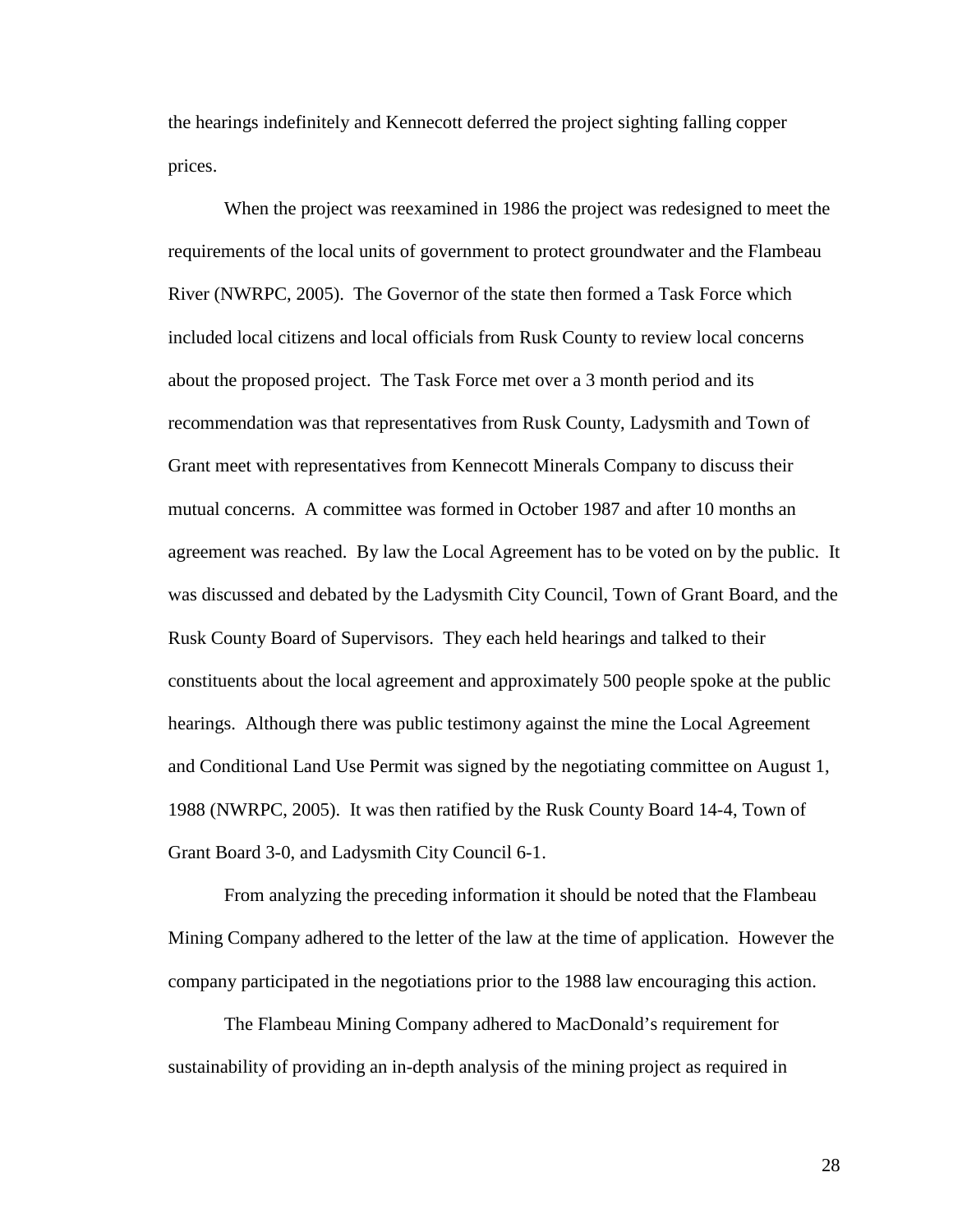the hearings indefinitely and Kennecott deferred the project sighting falling copper prices.

When the project was reexamined in 1986 the project was redesigned to meet the requirements of the local units of government to protect groundwater and the Flambeau River (NWRPC, 2005). The Governor of the state then formed a Task Force which included local citizens and local officials from Rusk County to review local concerns about the proposed project. The Task Force met over a 3 month period and its recommendation was that representatives from Rusk County, Ladysmith and Town of Grant meet with representatives from Kennecott Minerals Company to discuss their mutual concerns. A committee was formed in October 1987 and after 10 months an agreement was reached. By law the Local Agreement has to be voted on by the public. It was discussed and debated by the Ladysmith City Council, Town of Grant Board, and the Rusk County Board of Supervisors. They each held hearings and talked to their constituents about the local agreement and approximately 500 people spoke at the public hearings. Although there was public testimony against the mine the Local Agreement and Conditional Land Use Permit was signed by the negotiating committee on August 1, 1988 (NWRPC, 2005). It was then ratified by the Rusk County Board 14-4, Town of Grant Board 3-0, and Ladysmith City Council 6-1.

From analyzing the preceding information it should be noted that the Flambeau Mining Company adhered to the letter of the law at the time of application. However the company participated in the negotiations prior to the 1988 law encouraging this action.

The Flambeau Mining Company adhered to MacDonald's requirement for sustainability of providing an in-depth analysis of the mining project as required in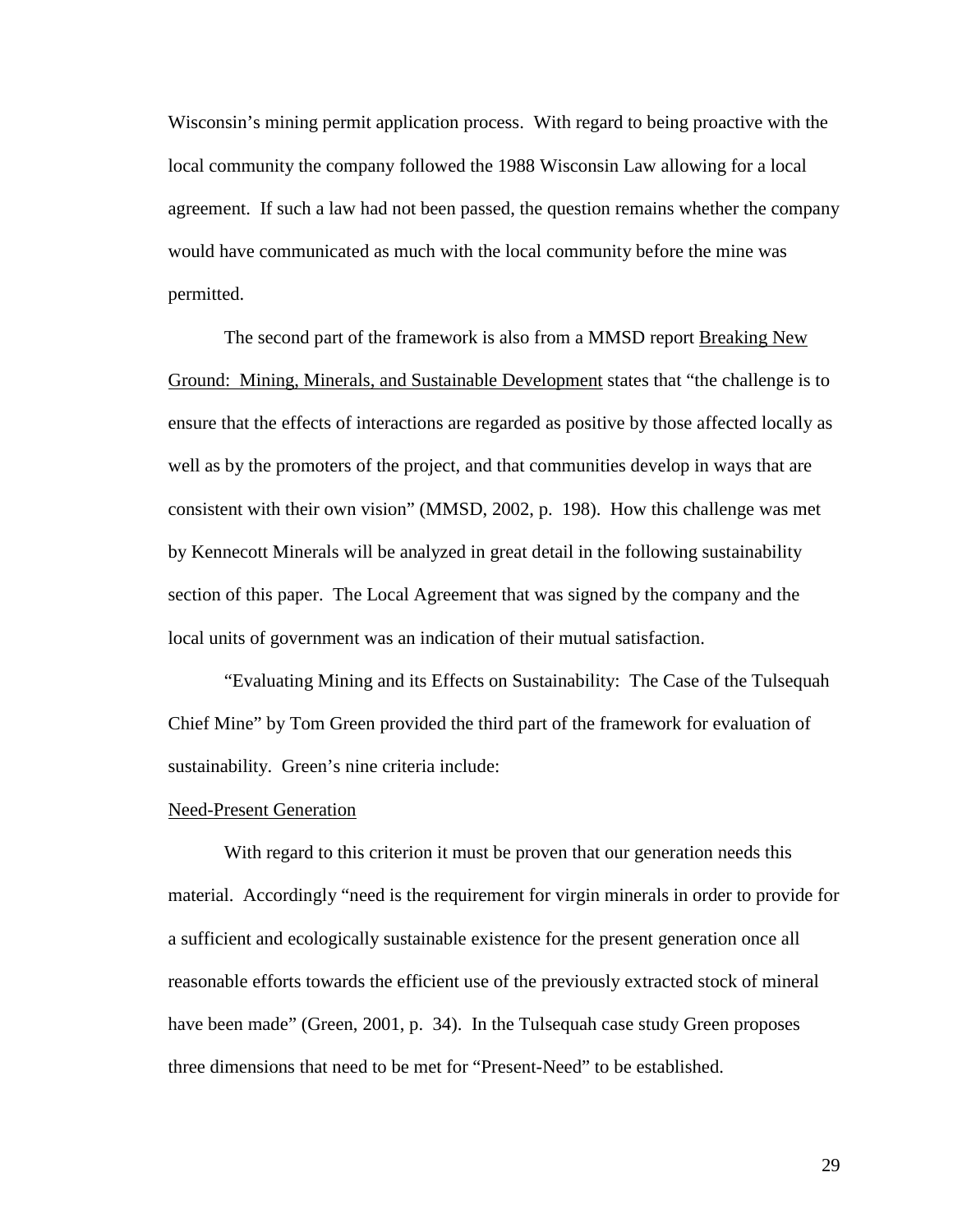Wisconsin's mining permit application process. With regard to being proactive with the local community the company followed the 1988 Wisconsin Law allowing for a local agreement. If such a law had not been passed, the question remains whether the company would have communicated as much with the local community before the mine was permitted.

The second part of the framework is also from a MMSD report Breaking New Ground: Mining, Minerals, and Sustainable Development states that "the challenge is to ensure that the effects of interactions are regarded as positive by those affected locally as well as by the promoters of the project, and that communities develop in ways that are consistent with their own vision" (MMSD, 2002, p. 198). How this challenge was met by Kennecott Minerals will be analyzed in great detail in the following sustainability section of this paper. The Local Agreement that was signed by the company and the local units of government was an indication of their mutual satisfaction.

"Evaluating Mining and its Effects on Sustainability: The Case of the Tulsequah Chief Mine" by Tom Green provided the third part of the framework for evaluation of sustainability. Green's nine criteria include:

Need-Present Generation

With regard to this criterion it must be proven that our generation needs this material. Accordingly "need is the requirement for virgin minerals in order to provide for a sufficient and ecologically sustainable existence for the present generation once all reasonable efforts towards the efficient use of the previously extracted stock of mineral have been made" (Green, 2001, p. 34). In the Tulsequah case study Green proposes three dimensions that need to be met for "Present-Need" to be established.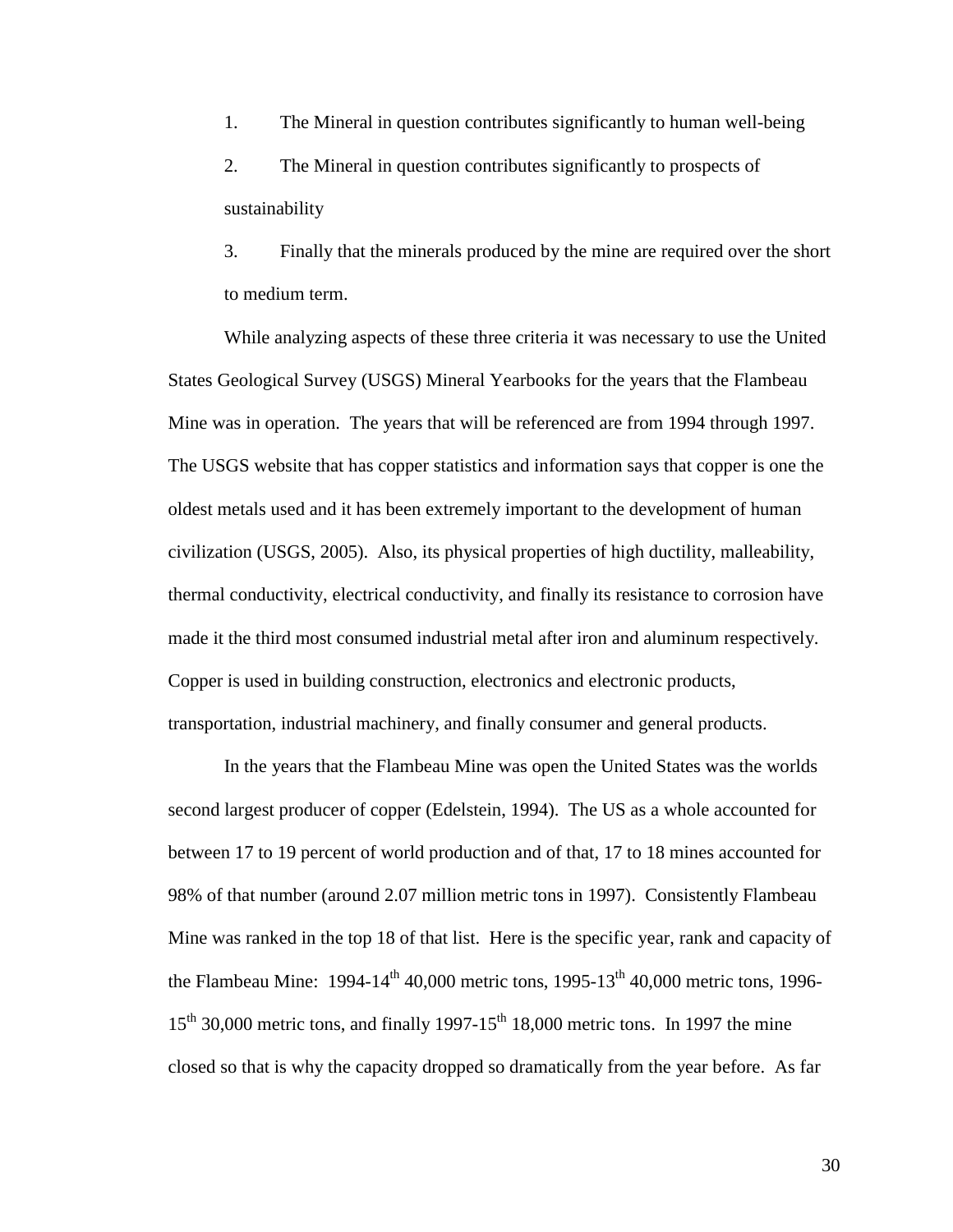1. The Mineral in question contributes significantly to human well-being
2. The Mineral in question contributes significantly to prospects of sustainability
3. Finally that the minerals produced by the mine are required over the short to medium term.

While analyzing aspects of these three criteria it was necessary to use the United States Geological Survey (USGS) Mineral Yearbooks for the years that the Flambeau Mine was in operation. The years that will be referenced are from 1994 through 1997. The USGS website that has copper statistics and information says that copper is one the oldest metals used and it has been extremely important to the development of human civilization (USGS, 2005). Also, its physical properties of high ductility, malleability, thermal conductivity, electrical conductivity, and finally its resistance to corrosion have made it the third most consumed industrial metal after iron and aluminum respectively. Copper is used in building construction, electronics and electronic products, transportation, industrial machinery, and finally consumer and general products.

In the years that the Flambeau Mine was open the United States was the worlds second largest producer of copper (Edelstein, 1994). The US as a whole accounted for between 17 to 19 percent of world production and of that, 17 to 18 mines accounted for 98% of that number (around 2.07 million metric tons in 1997). Consistently Flambeau Mine was ranked in the top 18 of that list. Here is the specific year, rank and capacity of the Flambeau Mine: 1994-14th 40,000 metric tons, 1995-13th 40,000 metric tons, 1996-15th 30,000 metric tons, and finally 1997-15th 18,000 metric tons. In 1997 the mine closed so that is why the capacity dropped so dramatically from the year before. As far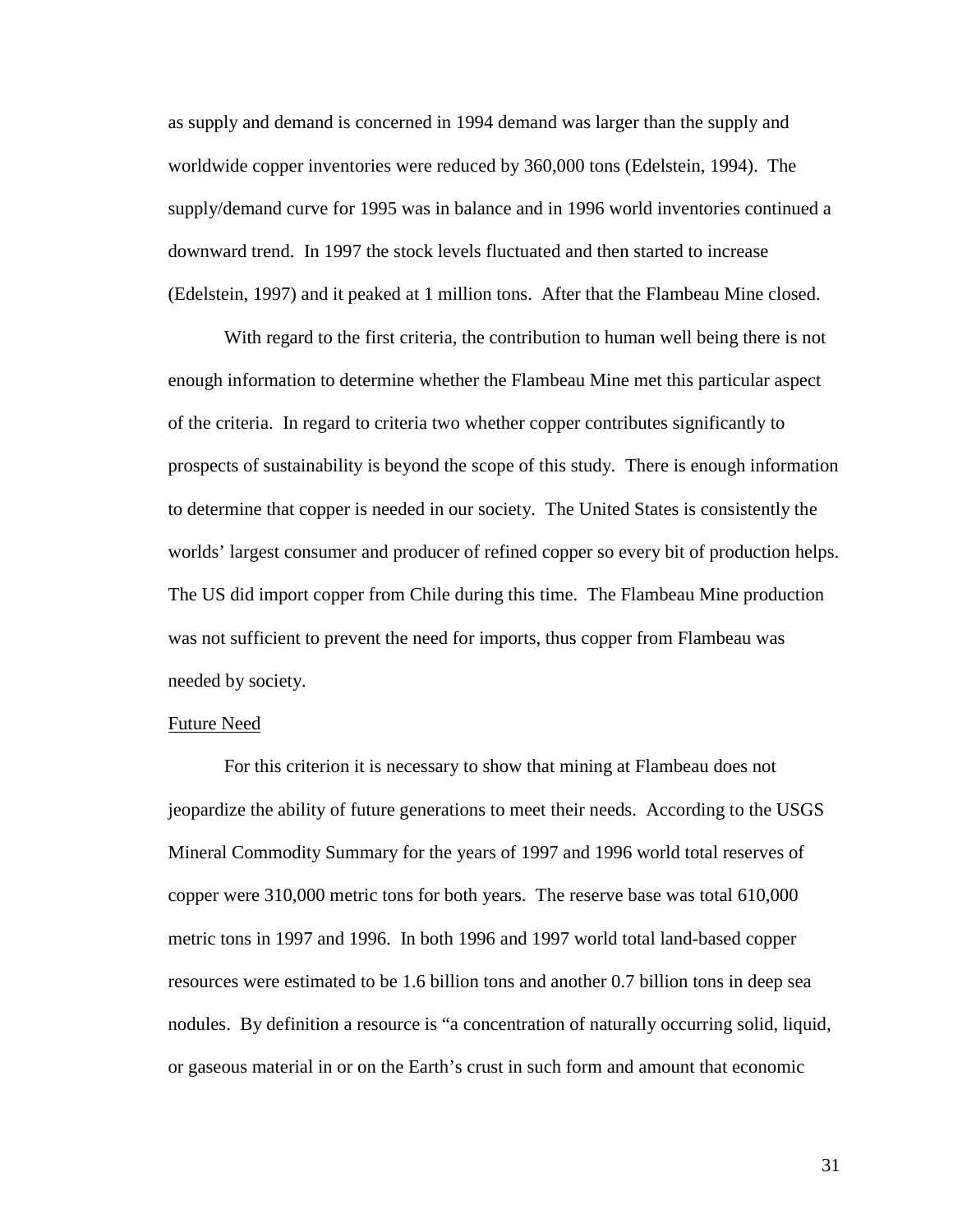as supply and demand is concerned in 1994 demand was larger than the supply and worldwide copper inventories were reduced by 360,000 tons (Edelstein, 1994). The supply/demand curve for 1995 was in balance and in 1996 world inventories continued a downward trend. In 1997 the stock levels fluctuated and then started to increase (Edelstein, 1997) and it peaked at 1 million tons. After that the Flambeau Mine closed.

With regard to the first criteria, the contribution to human well being there is not enough information to determine whether the Flambeau Mine met this particular aspect of the criteria. In regard to criteria two whether copper contributes significantly to prospects of sustainability is beyond the scope of this study. There is enough information to determine that copper is needed in our society. The United States is consistently the worlds' largest consumer and producer of refined copper so every bit of production helps. The US did import copper from Chile during this time. The Flambeau Mine production was not sufficient to prevent the need for imports, thus copper from Flambeau was needed by society.

<u>Future Need</u>

For this criterion it is necessary to show that mining at Flambeau does not jeopardize the ability of future generations to meet their needs. According to the USGS Mineral Commodity Summary for the years of 1997 and 1996 world total reserves of copper were 310,000 metric tons for both years. The reserve base was total 610,000 metric tons in 1997 and 1996. In both 1996 and 1997 world total land-based copper resources were estimated to be 1.6 billion tons and another 0.7 billion tons in deep sea nodules. By definition a resource is "a concentration of naturally occurring solid, liquid, or gaseous material in or on the Earth's crust in such form and amount that economic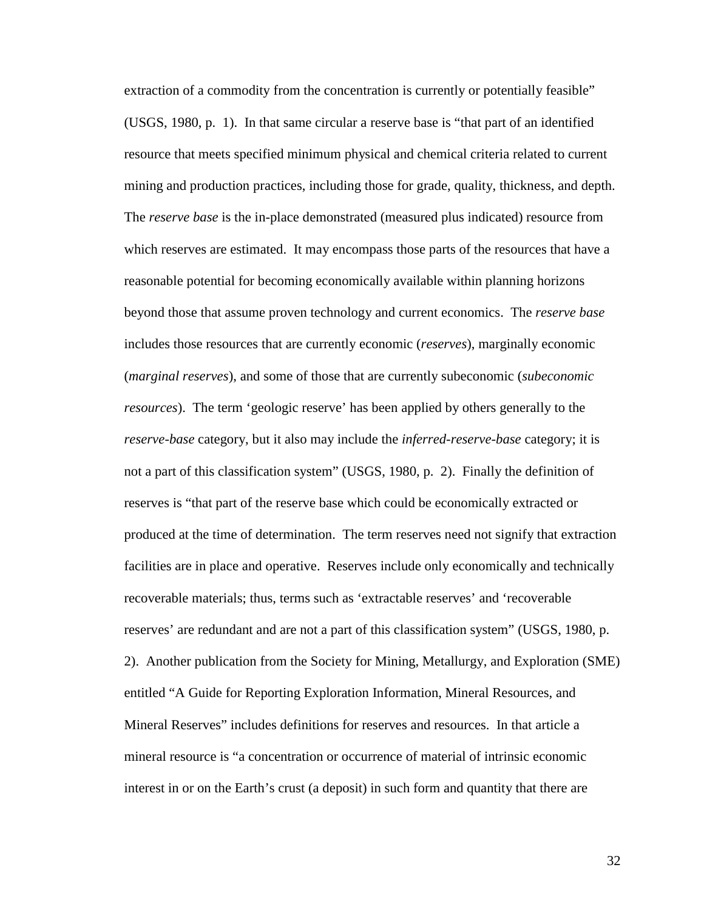extraction of a commodity from the concentration is currently or potentially feasible" (USGS, 1980, p. 1). In that same circular a reserve base is "that part of an identified resource that meets specified minimum physical and chemical criteria related to current mining and production practices, including those for grade, quality, thickness, and depth. The *reserve base* is the in-place demonstrated (measured plus indicated) resource from which reserves are estimated. It may encompass those parts of the resources that have a reasonable potential for becoming economically available within planning horizons beyond those that assume proven technology and current economics. The *reserve base* includes those resources that are currently economic (*reserves*), marginally economic (*marginal reserves*), and some of those that are currently subeconomic (*subeconomic resources*). The term 'geologic reserve' has been applied by others generally to the *reserve-base* category, but it also may include the *inferred-reserve-base* category; it is not a part of this classification system" (USGS, 1980, p. 2). Finally the definition of reserves is "that part of the reserve base which could be economically extracted or produced at the time of determination. The term reserves need not signify that extraction facilities are in place and operative. Reserves include only economically and technically recoverable materials; thus, terms such as 'extractable reserves' and 'recoverable reserves' are redundant and are not a part of this classification system" (USGS, 1980, p. 2). Another publication from the Society for Mining, Metallurgy, and Exploration (SME) entitled "A Guide for Reporting Exploration Information, Mineral Resources, and Mineral Reserves" includes definitions for reserves and resources. In that article a mineral resource is "a concentration or occurrence of material of intrinsic economic interest in or on the Earth's crust (a deposit) in such form and quantity that there are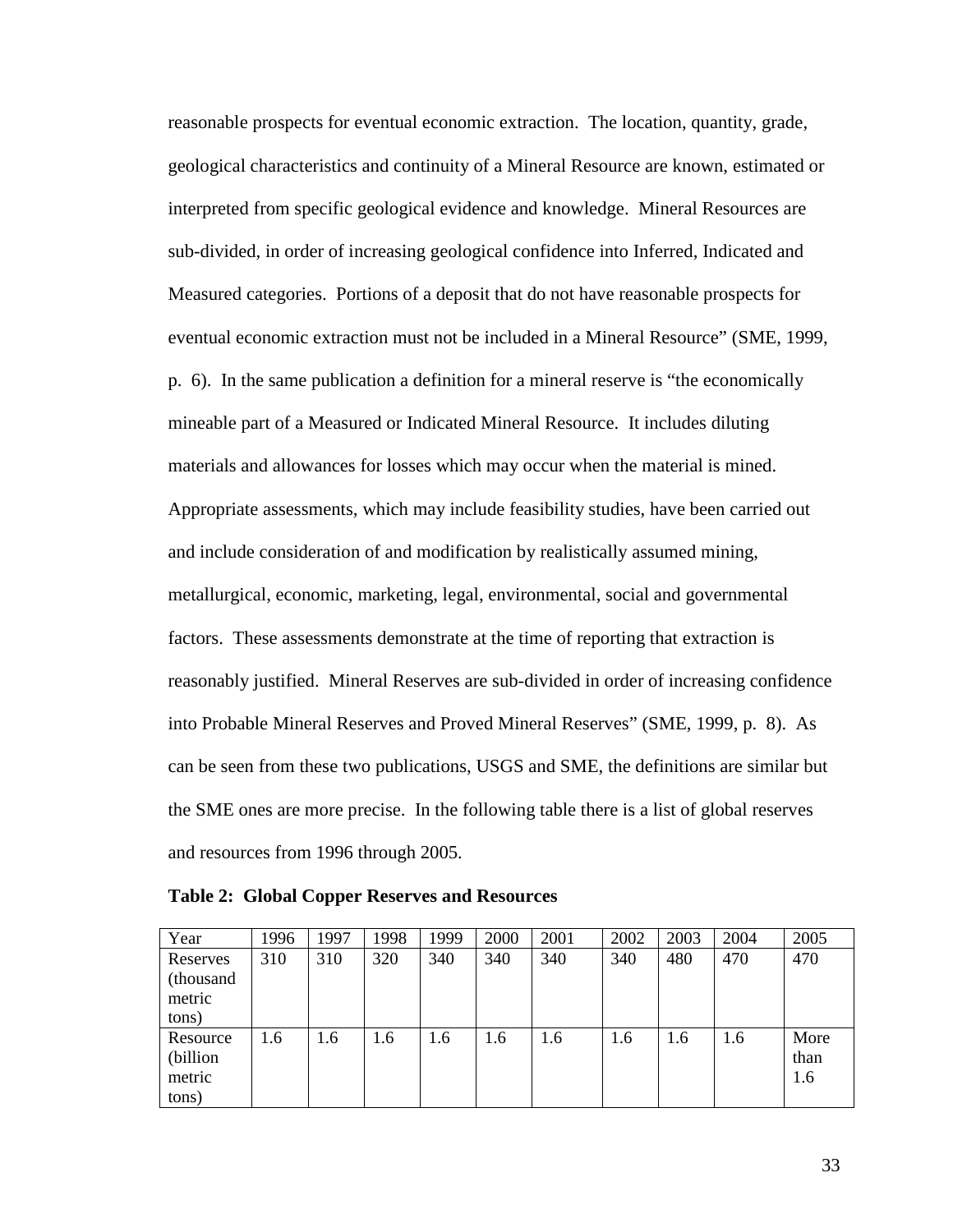reasonable prospects for eventual economic extraction. The location, quantity, grade, geological characteristics and continuity of a Mineral Resource are known, estimated or interpreted from specific geological evidence and knowledge. Mineral Resources are sub-divided, in order of increasing geological confidence into Inferred, Indicated and Measured categories. Portions of a deposit that do not have reasonable prospects for eventual economic extraction must not be included in a Mineral Resource" (SME, 1999, p. 6). In the same publication a definition for a mineral reserve is "the economically mineable part of a Measured or Indicated Mineral Resource. It includes diluting materials and allowances for losses which may occur when the material is mined. Appropriate assessments, which may include feasibility studies, have been carried out and include consideration of and modification by realistically assumed mining, metallurgical, economic, marketing, legal, environmental, social and governmental factors. These assessments demonstrate at the time of reporting that extraction is reasonably justified. Mineral Reserves are sub-divided in order of increasing confidence into Probable Mineral Reserves and Proved Mineral Reserves" (SME, 1999, p. 8). As can be seen from these two publications, USGS and SME, the definitions are similar but the SME ones are more precise. In the following table there is a list of global reserves and resources from 1996 through 2005.

**Table 2: Global Copper Reserves and Resources**

| Year | 1996 | 1997 | 1998 | 1999 | 2000 | 2001 | 2002 | 2003 | 2004 | 2005 |
|---|---|---|---|---|---|---|---|---|---|---|
| Reserves (thousand metric tons) | 310 | 310 | 320 | 340 | 340 | 340 | 340 | 480 | 470 | 470 |
| Resource (billion metric tons) | 1.6 | 1.6 | 1.6 | 1.6 | 1.6 | 1.6 | 1.6 | 1.6 | 1.6 | More than 1.6 |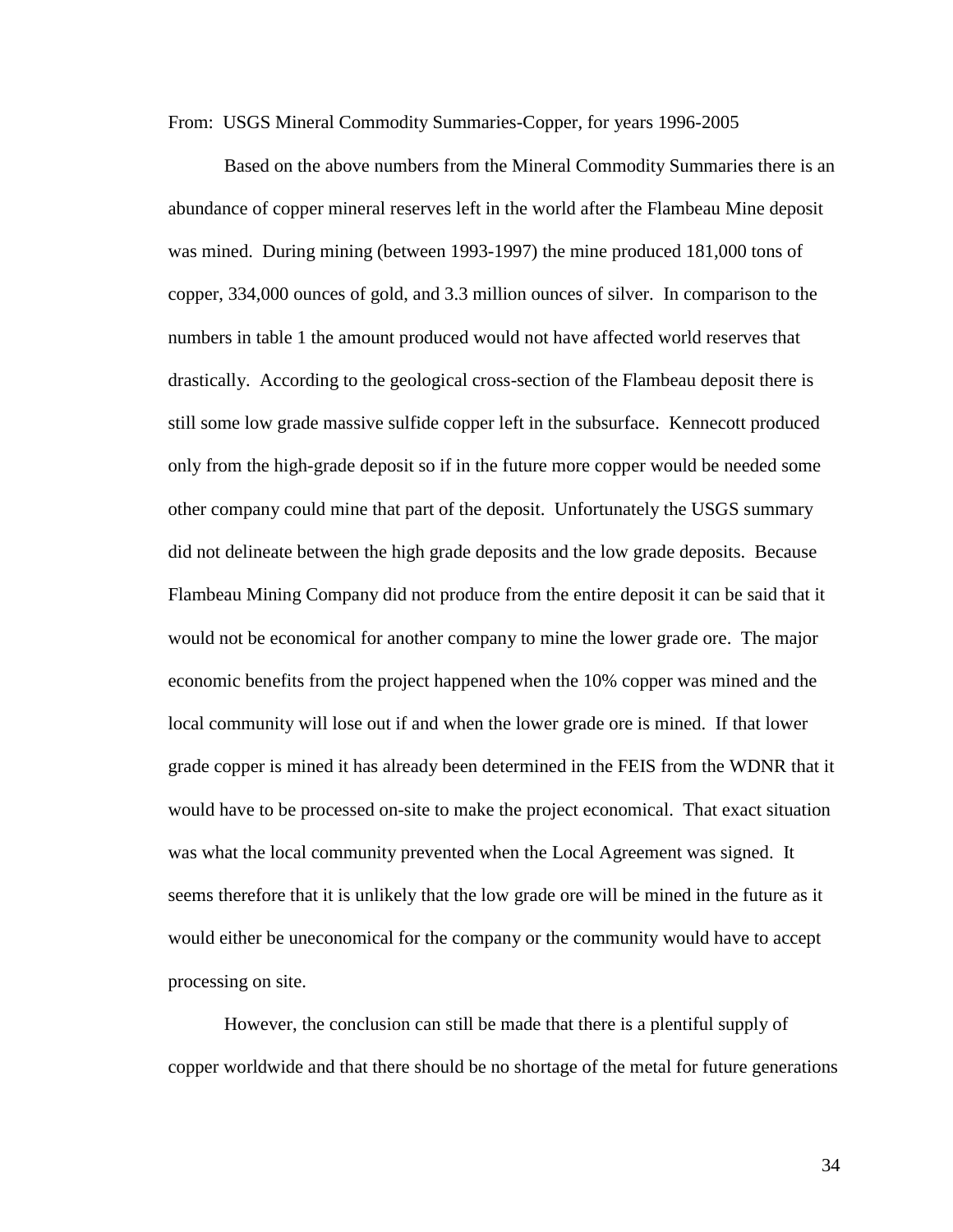From: USGS Mineral Commodity Summaries-Copper, for years 1996-2005

Based on the above numbers from the Mineral Commodity Summaries there is an abundance of copper mineral reserves left in the world after the Flambeau Mine deposit was mined. During mining (between 1993-1997) the mine produced 181,000 tons of copper, 334,000 ounces of gold, and 3.3 million ounces of silver. In comparison to the numbers in table 1 the amount produced would not have affected world reserves that drastically. According to the geological cross-section of the Flambeau deposit there is still some low grade massive sulfide copper left in the subsurface. Kennecott produced only from the high-grade deposit so if in the future more copper would be needed some other company could mine that part of the deposit. Unfortunately the USGS summary did not delineate between the high grade deposits and the low grade deposits. Because Flambeau Mining Company did not produce from the entire deposit it can be said that it would not be economical for another company to mine the lower grade ore. The major economic benefits from the project happened when the 10% copper was mined and the local community will lose out if and when the lower grade ore is mined. If that lower grade copper is mined it has already been determined in the FEIS from the WDNR that it would have to be processed on-site to make the project economical. That exact situation was what the local community prevented when the Local Agreement was signed. It seems therefore that it is unlikely that the low grade ore will be mined in the future as it would either be uneconomical for the company or the community would have to accept processing on site.

However, the conclusion can still be made that there is a plentiful supply of copper worldwide and that there should be no shortage of the metal for future generations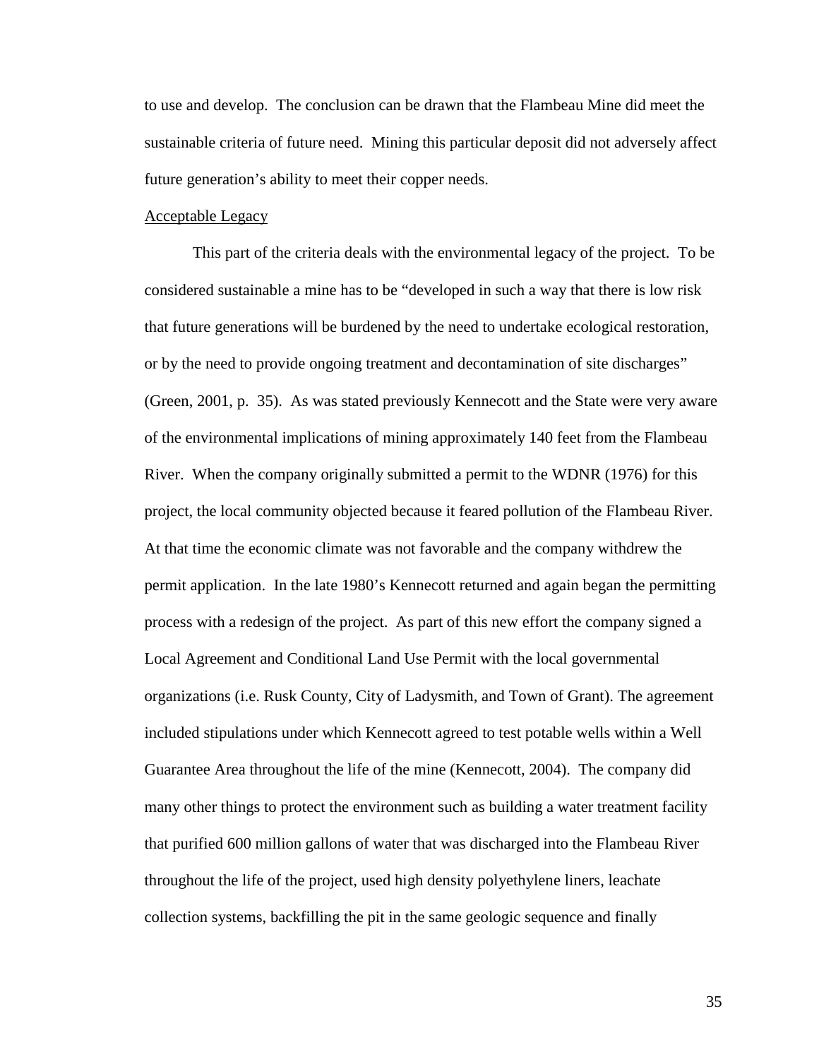to use and develop. The conclusion can be drawn that the Flambeau Mine did meet the sustainable criteria of future need. Mining this particular deposit did not adversely affect future generation's ability to meet their copper needs.

<u>Acceptable Legacy</u>

This part of the criteria deals with the environmental legacy of the project. To be considered sustainable a mine has to be "developed in such a way that there is low risk that future generations will be burdened by the need to undertake ecological restoration, or by the need to provide ongoing treatment and decontamination of site discharges" (Green, 2001, p. 35). As was stated previously Kennecott and the State were very aware of the environmental implications of mining approximately 140 feet from the Flambeau River. When the company originally submitted a permit to the WDNR (1976) for this project, the local community objected because it feared pollution of the Flambeau River. At that time the economic climate was not favorable and the company withdrew the permit application. In the late 1980's Kennecott returned and again began the permitting process with a redesign of the project. As part of this new effort the company signed a Local Agreement and Conditional Land Use Permit with the local governmental organizations (i.e. Rusk County, City of Ladysmith, and Town of Grant). The agreement included stipulations under which Kennecott agreed to test potable wells within a Well Guarantee Area throughout the life of the mine (Kennecott, 2004). The company did many other things to protect the environment such as building a water treatment facility that purified 600 million gallons of water that was discharged into the Flambeau River throughout the life of the project, used high density polyethylene liners, leachate collection systems, backfilling the pit in the same geologic sequence and finally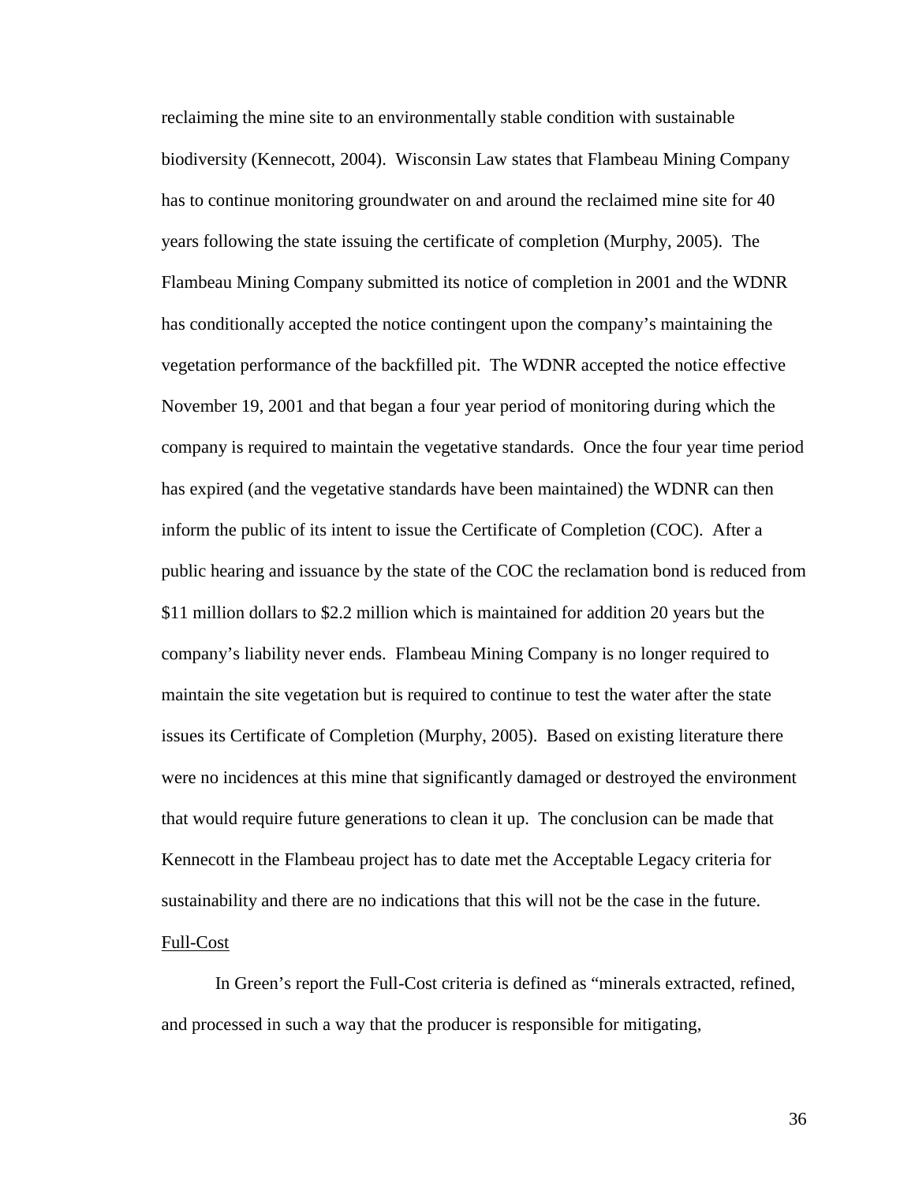reclaiming the mine site to an environmentally stable condition with sustainable biodiversity (Kennecott, 2004). Wisconsin Law states that Flambeau Mining Company has to continue monitoring groundwater on and around the reclaimed mine site for 40 years following the state issuing the certificate of completion (Murphy, 2005). The Flambeau Mining Company submitted its notice of completion in 2001 and the WDNR has conditionally accepted the notice contingent upon the company's maintaining the vegetation performance of the backfilled pit. The WDNR accepted the notice effective November 19, 2001 and that began a four year period of monitoring during which the company is required to maintain the vegetative standards. Once the four year time period has expired (and the vegetative standards have been maintained) the WDNR can then inform the public of its intent to issue the Certificate of Completion (COC). After a public hearing and issuance by the state of the COC the reclamation bond is reduced from $11 million dollars to $2.2 million which is maintained for addition 20 years but the company's liability never ends. Flambeau Mining Company is no longer required to maintain the site vegetation but is required to continue to test the water after the state issues its Certificate of Completion (Murphy, 2005). Based on existing literature there were no incidences at this mine that significantly damaged or destroyed the environment that would require future generations to clean it up. The conclusion can be made that Kennecott in the Flambeau project has to date met the Acceptable Legacy criteria for sustainability and there are no indications that this will not be the case in the future.

Full-Cost

In Green's report the Full-Cost criteria is defined as "minerals extracted, refined, and processed in such a way that the producer is responsible for mitigating,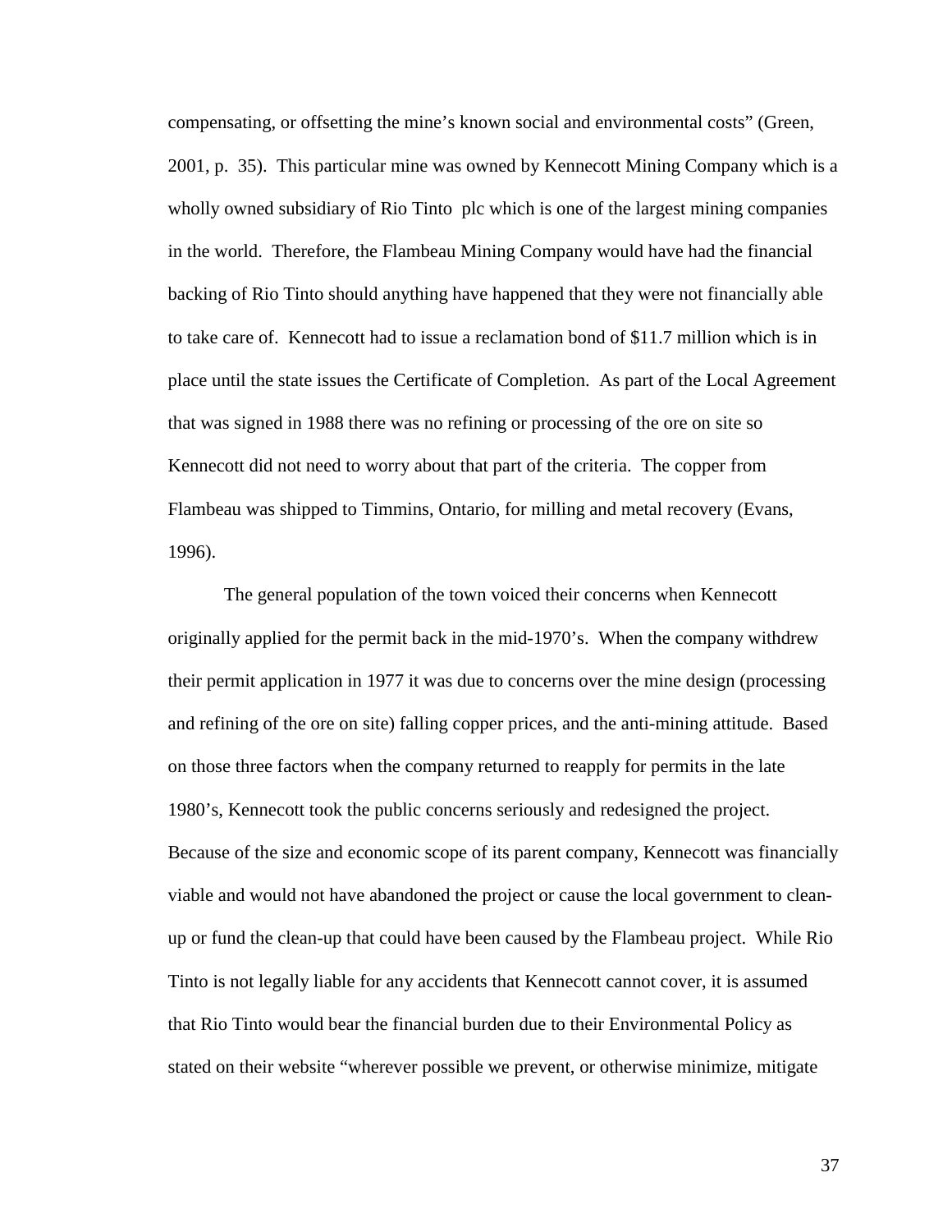compensating, or offsetting the mine's known social and environmental costs" (Green, 2001, p. 35). This particular mine was owned by Kennecott Mining Company which is a wholly owned subsidiary of Rio Tinto plc which is one of the largest mining companies in the world. Therefore, the Flambeau Mining Company would have had the financial backing of Rio Tinto should anything have happened that they were not financially able to take care of. Kennecott had to issue a reclamation bond of $11.7 million which is in place until the state issues the Certificate of Completion. As part of the Local Agreement that was signed in 1988 there was no refining or processing of the ore on site so Kennecott did not need to worry about that part of the criteria. The copper from Flambeau was shipped to Timmins, Ontario, for milling and metal recovery (Evans, 1996).

The general population of the town voiced their concerns when Kennecott originally applied for the permit back in the mid-1970's. When the company withdrew their permit application in 1977 it was due to concerns over the mine design (processing and refining of the ore on site) falling copper prices, and the anti-mining attitude. Based on those three factors when the company returned to reapply for permits in the late 1980's, Kennecott took the public concerns seriously and redesigned the project. Because of the size and economic scope of its parent company, Kennecott was financially viable and would not have abandoned the project or cause the local government to clean-up or fund the clean-up that could have been caused by the Flambeau project. While Rio Tinto is not legally liable for any accidents that Kennecott cannot cover, it is assumed that Rio Tinto would bear the financial burden due to their Environmental Policy as stated on their website "wherever possible we prevent, or otherwise minimize, mitigate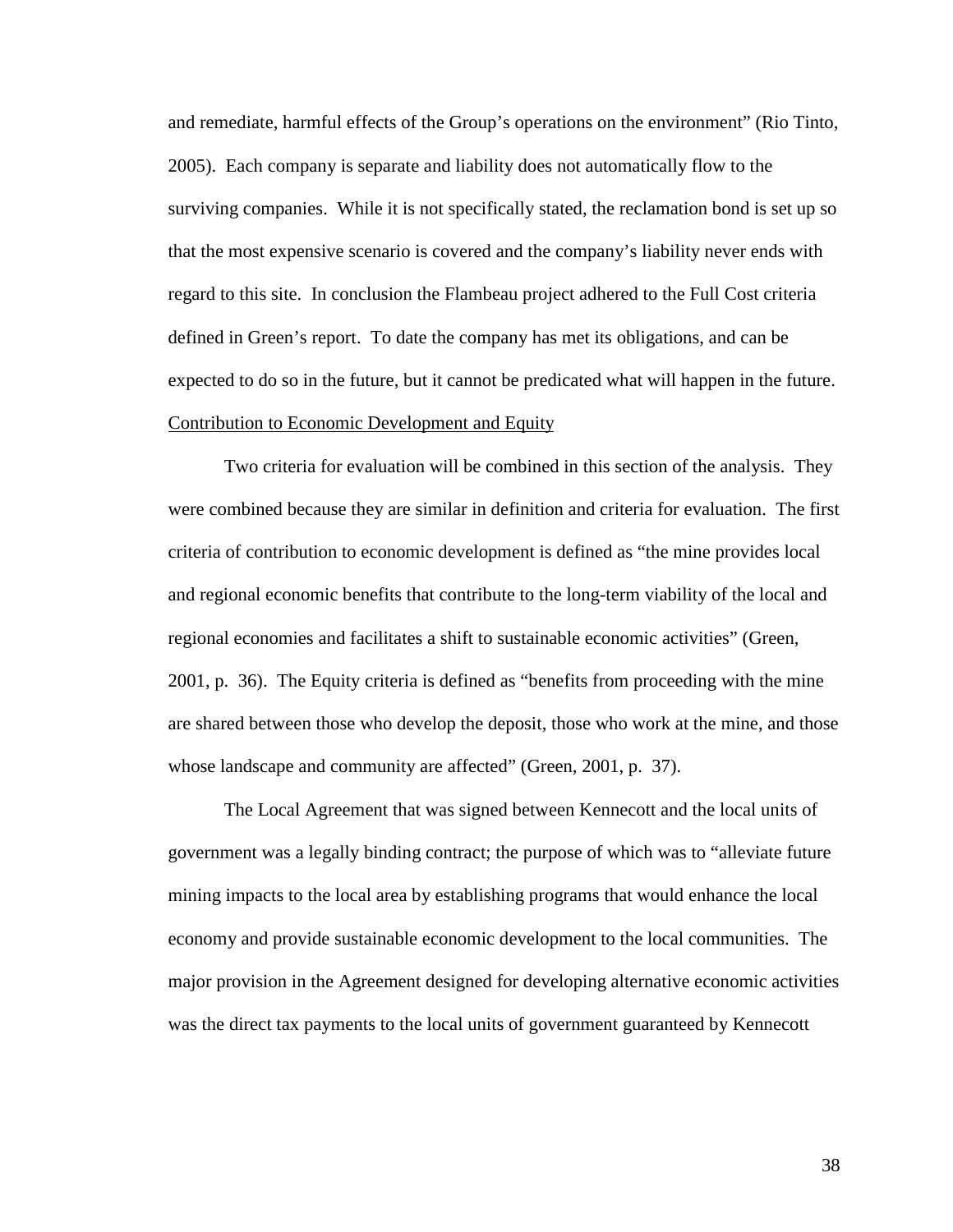and remediate, harmful effects of the Group's operations on the environment" (Rio Tinto, 2005). Each company is separate and liability does not automatically flow to the surviving companies. While it is not specifically stated, the reclamation bond is set up so that the most expensive scenario is covered and the company's liability never ends with regard to this site. In conclusion the Flambeau project adhered to the Full Cost criteria defined in Green's report. To date the company has met its obligations, and can be expected to do so in the future, but it cannot be predicated what will happen in the future.

<u>Contribution to Economic Development and Equity</u>

Two criteria for evaluation will be combined in this section of the analysis. They were combined because they are similar in definition and criteria for evaluation. The first criteria of contribution to economic development is defined as "the mine provides local and regional economic benefits that contribute to the long-term viability of the local and regional economies and facilitates a shift to sustainable economic activities" (Green, 2001, p. 36). The Equity criteria is defined as "benefits from proceeding with the mine are shared between those who develop the deposit, those who work at the mine, and those whose landscape and community are affected" (Green, 2001, p. 37).

The Local Agreement that was signed between Kennecott and the local units of government was a legally binding contract; the purpose of which was to "alleviate future mining impacts to the local area by establishing programs that would enhance the local economy and provide sustainable economic development to the local communities. The major provision in the Agreement designed for developing alternative economic activities was the direct tax payments to the local units of government guaranteed by Kennecott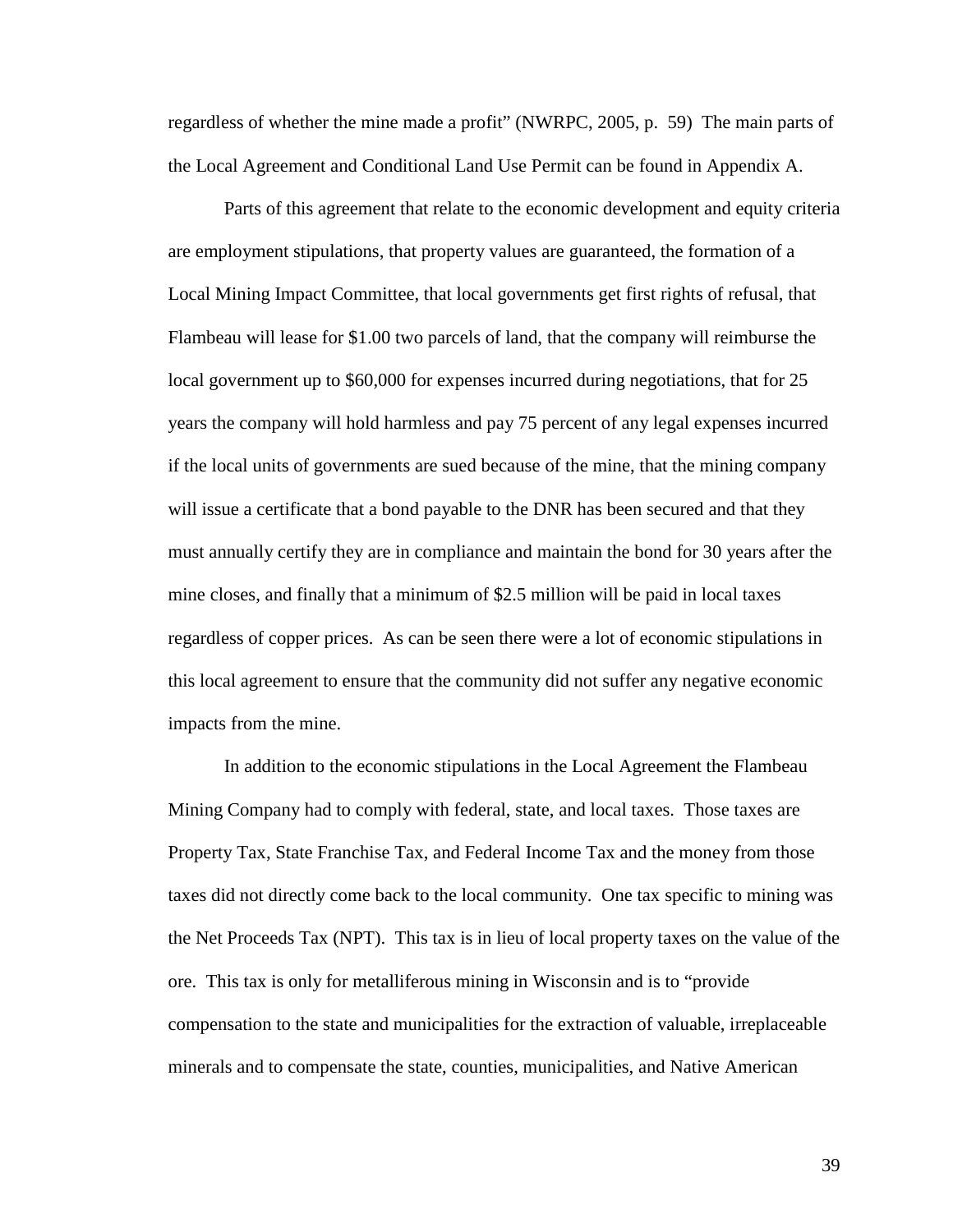regardless of whether the mine made a profit" (NWRPC, 2005, p. 59) The main parts of the Local Agreement and Conditional Land Use Permit can be found in Appendix A.

Parts of this agreement that relate to the economic development and equity criteria are employment stipulations, that property values are guaranteed, the formation of a Local Mining Impact Committee, that local governments get first rights of refusal, that Flambeau will lease for $1.00 two parcels of land, that the company will reimburse the local government up to $60,000 for expenses incurred during negotiations, that for 25 years the company will hold harmless and pay 75 percent of any legal expenses incurred if the local units of governments are sued because of the mine, that the mining company will issue a certificate that a bond payable to the DNR has been secured and that they must annually certify they are in compliance and maintain the bond for 30 years after the mine closes, and finally that a minimum of $2.5 million will be paid in local taxes regardless of copper prices. As can be seen there were a lot of economic stipulations in this local agreement to ensure that the community did not suffer any negative economic impacts from the mine.

In addition to the economic stipulations in the Local Agreement the Flambeau Mining Company had to comply with federal, state, and local taxes. Those taxes are Property Tax, State Franchise Tax, and Federal Income Tax and the money from those taxes did not directly come back to the local community. One tax specific to mining was the Net Proceeds Tax (NPT). This tax is in lieu of local property taxes on the value of the ore. This tax is only for metalliferous mining in Wisconsin and is to "provide compensation to the state and municipalities for the extraction of valuable, irreplaceable minerals and to compensate the state, counties, municipalities, and Native American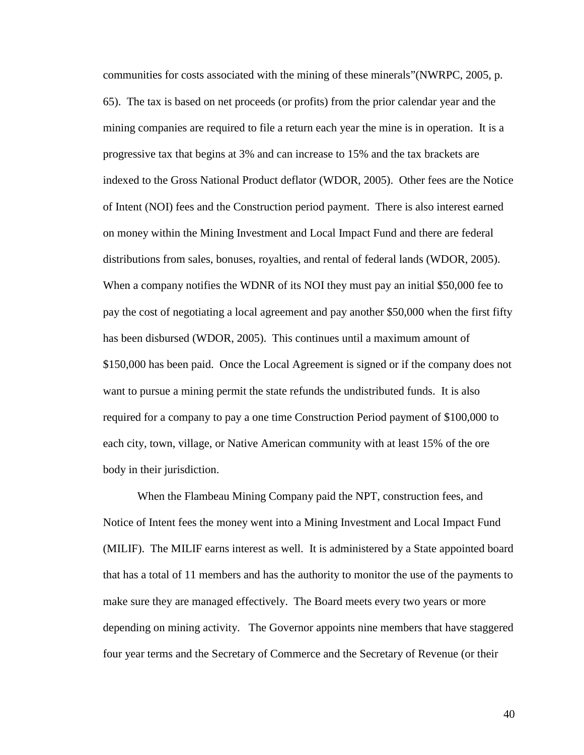communities for costs associated with the mining of these minerals"(NWRPC, 2005, p. 65). The tax is based on net proceeds (or profits) from the prior calendar year and the mining companies are required to file a return each year the mine is in operation. It is a progressive tax that begins at 3% and can increase to 15% and the tax brackets are indexed to the Gross National Product deflator (WDOR, 2005). Other fees are the Notice of Intent (NOI) fees and the Construction period payment. There is also interest earned on money within the Mining Investment and Local Impact Fund and there are federal distributions from sales, bonuses, royalties, and rental of federal lands (WDOR, 2005). When a company notifies the WDNR of its NOI they must pay an initial $50,000 fee to pay the cost of negotiating a local agreement and pay another $50,000 when the first fifty has been disbursed (WDOR, 2005). This continues until a maximum amount of $150,000 has been paid. Once the Local Agreement is signed or if the company does not want to pursue a mining permit the state refunds the undistributed funds. It is also required for a company to pay a one time Construction Period payment of $100,000 to each city, town, village, or Native American community with at least 15% of the ore body in their jurisdiction.

When the Flambeau Mining Company paid the NPT, construction fees, and Notice of Intent fees the money went into a Mining Investment and Local Impact Fund (MILIF). The MILIF earns interest as well. It is administered by a State appointed board that has a total of 11 members and has the authority to monitor the use of the payments to make sure they are managed effectively. The Board meets every two years or more depending on mining activity. The Governor appoints nine members that have staggered four year terms and the Secretary of Commerce and the Secretary of Revenue (or their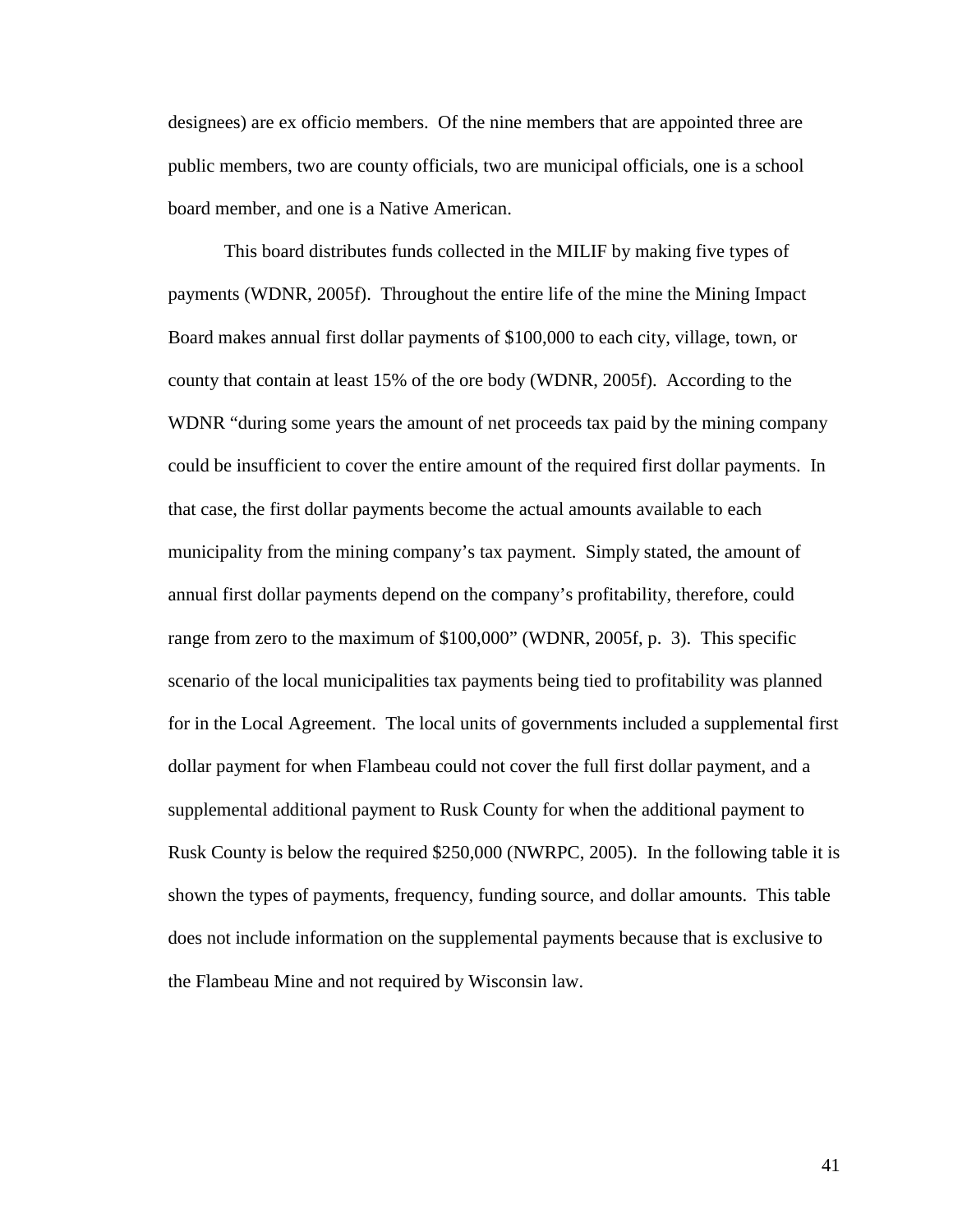designees) are ex officio members. Of the nine members that are appointed three are public members, two are county officials, two are municipal officials, one is a school board member, and one is a Native American.

This board distributes funds collected in the MILIF by making five types of payments (WDNR, 2005f). Throughout the entire life of the mine the Mining Impact Board makes annual first dollar payments of $100,000 to each city, village, town, or county that contain at least 15% of the ore body (WDNR, 2005f). According to the WDNR "during some years the amount of net proceeds tax paid by the mining company could be insufficient to cover the entire amount of the required first dollar payments. In that case, the first dollar payments become the actual amounts available to each municipality from the mining company's tax payment. Simply stated, the amount of annual first dollar payments depend on the company's profitability, therefore, could range from zero to the maximum of $100,000" (WDNR, 2005f, p. 3). This specific scenario of the local municipalities tax payments being tied to profitability was planned for in the Local Agreement. The local units of governments included a supplemental first dollar payment for when Flambeau could not cover the full first dollar payment, and a supplemental additional payment to Rusk County for when the additional payment to Rusk County is below the required $250,000 (NWRPC, 2005). In the following table it is shown the types of payments, frequency, funding source, and dollar amounts. This table does not include information on the supplemental payments because that is exclusive to the Flambeau Mine and not required by Wisconsin law.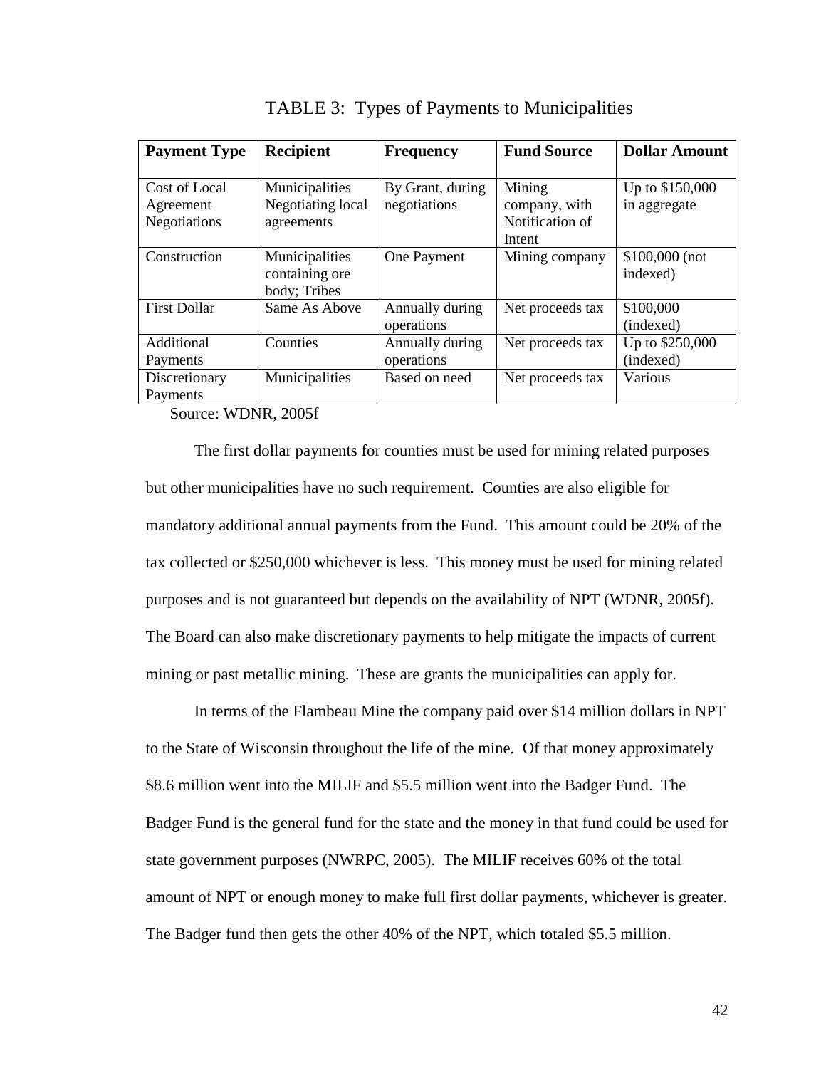TABLE 3: Types of Payments to Municipalities

| Payment Type | Recipient | Frequency | Fund Source | Dollar Amount |
|---|---|---|---|---|
| Cost of Local Agreement Negotiations | Municipalities Negotiating local agreements | By Grant, during negotiations | Mining company, with Notification of Intent | Up to $150,000 in aggregate |
| Construction | Municipalities containing ore body; Tribes | One Payment | Mining company | $100,000 (not indexed) |
| First Dollar | Same As Above | Annually during operations | Net proceeds tax | $100,000 (indexed) |
| Additional Payments | Counties | Annually during operations | Net proceeds tax | Up to $250,000 (indexed) |
| Discretionary Payments | Municipalities | Based on need | Net proceeds tax | Various |

Source: WDNR, 2005f

The first dollar payments for counties must be used for mining related purposes but other municipalities have no such requirement. Counties are also eligible for mandatory additional annual payments from the Fund. This amount could be 20% of the tax collected or $250,000 whichever is less. This money must be used for mining related purposes and is not guaranteed but depends on the availability of NPT (WDNR, 2005f). The Board can also make discretionary payments to help mitigate the impacts of current mining or past metallic mining. These are grants the municipalities can apply for.

In terms of the Flambeau Mine the company paid over $14 million dollars in NPT to the State of Wisconsin throughout the life of the mine. Of that money approximately $8.6 million went into the MILIF and $5.5 million went into the Badger Fund. The Badger Fund is the general fund for the state and the money in that fund could be used for state government purposes (NWRPC, 2005). The MILIF receives 60% of the total amount of NPT or enough money to make full first dollar payments, whichever is greater. The Badger fund then gets the other 40% of the NPT, which totaled $5.5 million.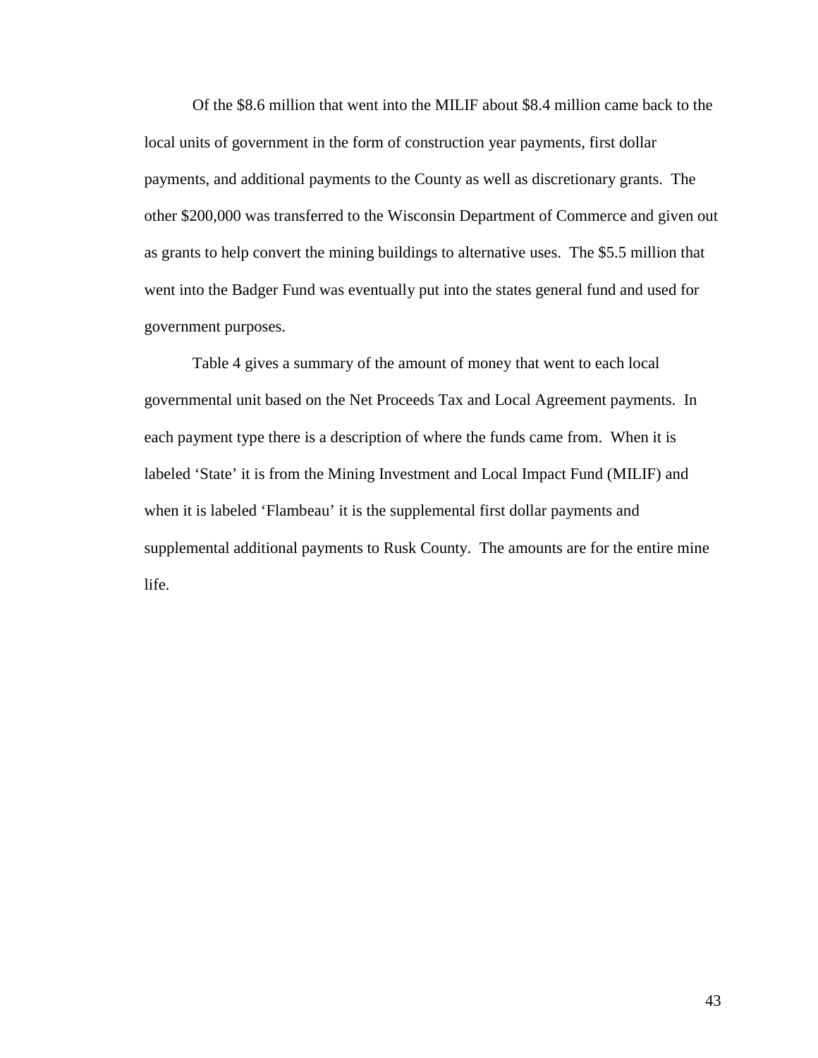Of the $8.6 million that went into the MILIF about $8.4 million came back to the local units of government in the form of construction year payments, first dollar payments, and additional payments to the County as well as discretionary grants. The other $200,000 was transferred to the Wisconsin Department of Commerce and given out as grants to help convert the mining buildings to alternative uses. The $5.5 million that went into the Badger Fund was eventually put into the states general fund and used for government purposes.

Table 4 gives a summary of the amount of money that went to each local governmental unit based on the Net Proceeds Tax and Local Agreement payments. In each payment type there is a description of where the funds came from. When it is labeled 'State' it is from the Mining Investment and Local Impact Fund (MILIF) and when it is labeled 'Flambeau' it is the supplemental first dollar payments and supplemental additional payments to Rusk County. The amounts are for the entire mine life.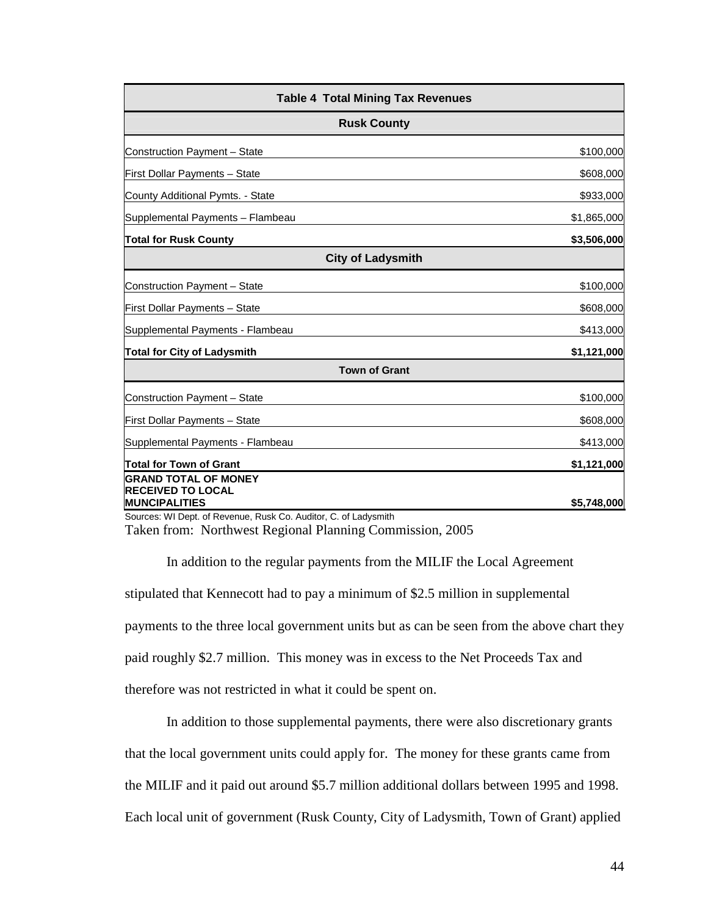| Table 4 Total Mining Tax Revenues | |
|---|---|
| **Rusk County** | |
| Construction Payment – State | $100,000 |
| First Dollar Payments – State | $608,000 |
| County Additional Pymts. - State | $933,000 |
| Supplemental Payments – Flambeau | $1,865,000 |
| **Total for Rusk County** | **$3,506,000** |
| **City of Ladysmith** | |
| Construction Payment – State | $100,000 |
| First Dollar Payments – State | $608,000 |
| Supplemental Payments - Flambeau | $413,000 |
| **Total for City of Ladysmith** | **$1,121,000** |
| **Town of Grant** | |
| Construction Payment – State | $100,000 |
| First Dollar Payments – State | $608,000 |
| Supplemental Payments - Flambeau | $413,000 |
| **Total for Town of Grant** | **$1,121,000** |
| **GRAND TOTAL OF MONEY RECEIVED TO LOCAL MUNCIPALITIES** | **$5,748,000** |

Sources: WI Dept. of Revenue, Rusk Co. Auditor, C. of Ladysmith

Taken from: Northwest Regional Planning Commission, 2005

In addition to the regular payments from the MILIF the Local Agreement stipulated that Kennecott had to pay a minimum of $2.5 million in supplemental payments to the three local government units but as can be seen from the above chart they paid roughly $2.7 million. This money was in excess to the Net Proceeds Tax and therefore was not restricted in what it could be spent on.

In addition to those supplemental payments, there were also discretionary grants that the local government units could apply for. The money for these grants came from the MILIF and it paid out around $5.7 million additional dollars between 1995 and 1998. Each local unit of government (Rusk County, City of Ladysmith, Town of Grant) applied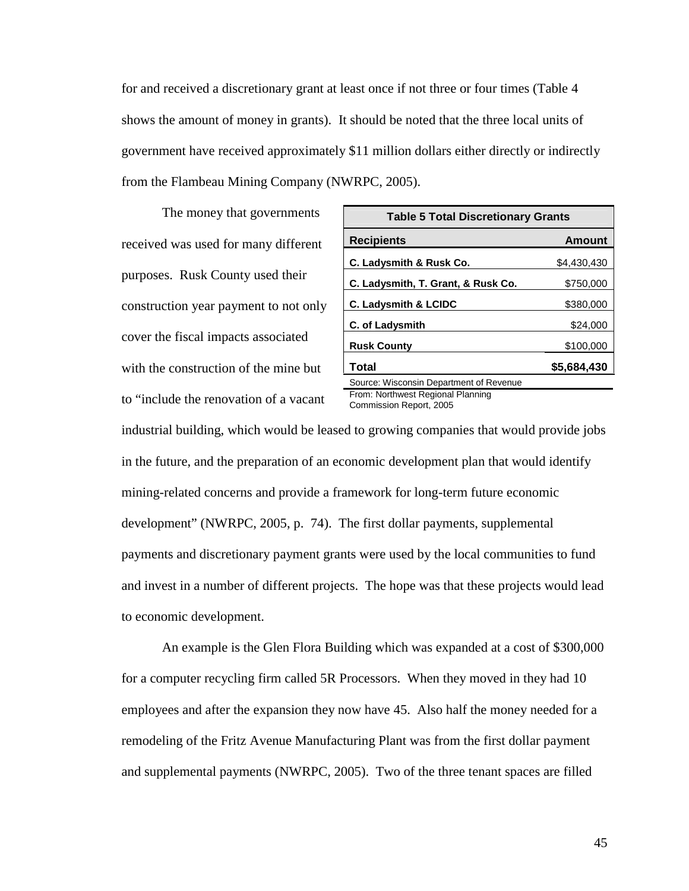for and received a discretionary grant at least once if not three or four times (Table 4 shows the amount of money in grants). It should be noted that the three local units of government have received approximately $11 million dollars either directly or indirectly from the Flambeau Mining Company (NWRPC, 2005).

The money that governments received was used for many different purposes. Rusk County used their construction year payment to not only cover the fiscal impacts associated with the construction of the mine but to "include the renovation of a vacant industrial building, which would be leased to growing companies that would provide jobs in the future, and the preparation of an economic development plan that would identify mining-related concerns and provide a framework for long-term future economic development" (NWRPC, 2005, p. 74). The first dollar payments, supplemental payments and discretionary payment grants were used by the local communities to fund and invest in a number of different projects. The hope was that these projects would lead to economic development.

**Table 5 Total Discretionary Grants**

| Recipients | Amount |
|---|---|
| C. Ladysmith & Rusk Co. | $4,430,430 |
| C. Ladysmith, T. Grant, & Rusk Co. | $750,000 |
| C. Ladysmith & LCIDC | $380,000 |
| C. of Ladysmith | $24,000 |
| Rusk County | $100,000 |
| **Total** | **$5,684,430** |

Source: Wisconsin Department of Revenue
From: Northwest Regional Planning Commission Report, 2005

An example is the Glen Flora Building which was expanded at a cost of $300,000 for a computer recycling firm called 5R Processors. When they moved in they had 10 employees and after the expansion they now have 45. Also half the money needed for a remodeling of the Fritz Avenue Manufacturing Plant was from the first dollar payment and supplemental payments (NWRPC, 2005). Two of the three tenant spaces are filled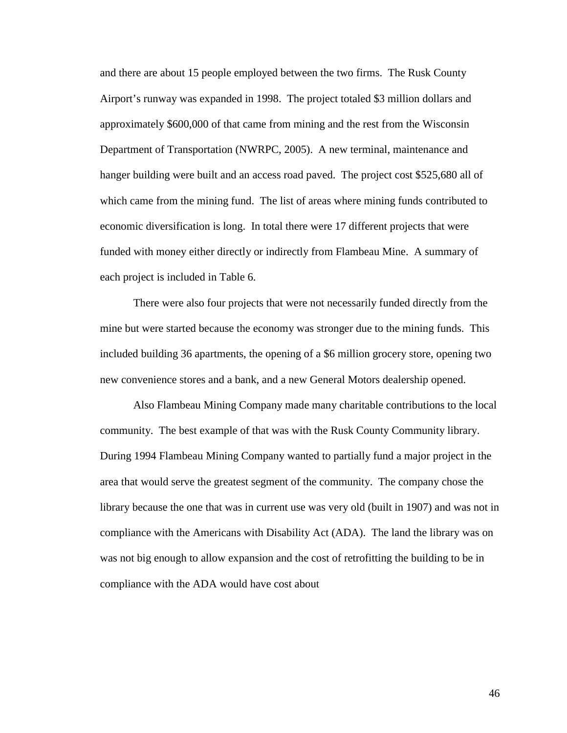and there are about 15 people employed between the two firms. The Rusk County Airport's runway was expanded in 1998. The project totaled $3 million dollars and approximately $600,000 of that came from mining and the rest from the Wisconsin Department of Transportation (NWRPC, 2005). A new terminal, maintenance and hanger building were built and an access road paved. The project cost $525,680 all of which came from the mining fund. The list of areas where mining funds contributed to economic diversification is long. In total there were 17 different projects that were funded with money either directly or indirectly from Flambeau Mine. A summary of each project is included in Table 6.

There were also four projects that were not necessarily funded directly from the mine but were started because the economy was stronger due to the mining funds. This included building 36 apartments, the opening of a $6 million grocery store, opening two new convenience stores and a bank, and a new General Motors dealership opened.

Also Flambeau Mining Company made many charitable contributions to the local community. The best example of that was with the Rusk County Community library. During 1994 Flambeau Mining Company wanted to partially fund a major project in the area that would serve the greatest segment of the community. The company chose the library because the one that was in current use was very old (built in 1907) and was not in compliance with the Americans with Disability Act (ADA). The land the library was on was not big enough to allow expansion and the cost of retrofitting the building to be in compliance with the ADA would have cost about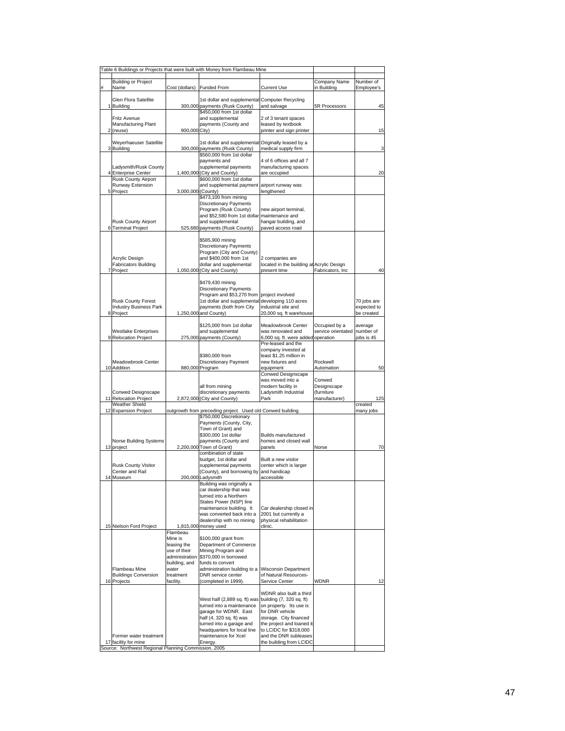Table 6 Buildings or Projects that were built with Money from Flambeau Mine

| # | Building or Project Name | Cost (dollars) | Funded From | Current Use | Company Name in Building | Number of Employee's |
|---|---|---|---|---|---|---|
| 1 | Glen Flora Satellite Building | 300,000 | 1st dollar and supplemental payments (Rusk County) | Computer Recycling and salvage | 5R Processors | 45 |
| 2 | Fritz Avenue Manufacturing Plant (reuse) | 900,000 | $450,000 from 1st dollar and supplemental payments (County and City) | 2 of 3 tenant spaces leased by textbook printer and sign printer | | 15 |
| 3 | Weyerhaeuser Satellite Building | 300,000 | 1st dollar and supplemental payments (Rusk County) | Originally leased by a medical supply firm | | 3 |
| 4 | Ladysmith/Rusk County Enterprise Center | 1,400,000 | $560,000 from 1st dollar payments and supplemental payments (City and County) | 4 of 6 offices and all 7 manufacturing spaces are occupied | | 20 |
| 5 | Rusk County Airport Runway Extension Project | 3,000,000 | $600,000 from 1st dollar and supplemental payment (County) | airport runway was lengthened | | |
| 6 | Rusk County Airport Terminal Project | 525,680 | $473,100 from mining Discretionary Payments Program (Rusk County) and $52,580 from 1st dollar and supplemental payments (Rusk County) | new airport terminal, maintenance and hangar building, and paved access road | | |
| 7 | Acrylic Design Fabricators Building Project | 1,050,000 | $585,900 mining Discretionary Payments Program (City and County) and $400,000 from 1st dollar and supplemental (City and County) | 2 companies are located in the building at present time | Acrylic Design Fabricators, Inc | 40 |
| 8 | Rusk County Forest Industry Business Park Project | 1,250,000 | $479,430 mining Discretionary Payments Program and $53,270 from 1st dollar and supplemental payments (both from City and County) | project involved developing 110 acres industrial site and 20,000 sq. ft warehouse | | 70 jobs are expected to be created |
| 9 | Westlake Enterprises Relocation Project | 275,000 | $125,000 from 1st dollar and supplemental payments (County) | Meadowbrook Center was renovated and 6,000 sq. ft. were added | Occupied by a service orientated operation | average number of jobs is 45 |
| 10 | Meadowbrook Center Addition | 880,000 | $380,000 from Discretionary Payment Program | Pre-leased and the company invested at least $1.25 million in new fixtures and equipment | Rockwell Automation | 50 |
| 11 | Conwed Designscape Relocation Project | 2,872,000 | all from mining discretionary payments (City and County) | Conwed Designscape was moved into a modern facility in Ladysmith Industrial Park | Conwed Designscape (furniture manufacturer) | 125 |
| 12 | Weather Shield Expansion Project | outgrowth from preceding project. Used old Conwed building. | | | | created many jobs |
| 13 | Norse Building Systems project | 2,200,000 | $750,000 Discretionary Payments (County, City, Town of Grant) and $300,000 1st dollar payments (County and Town of Grant) | Builds manufactured homes and closed wall panels | Norse | 70 |
| 14 | Rusk County Visitor Center and Rail Museum | 200,000 | combination of state budget, 1st dollar and supplemental payments (County), and borrowing by Ladysmith | Built a new visitor center which is larger and handicap accessible | | |
| 15 | Nielson Ford Project | 1,815,000 | Building was originally a car dealership that was turned into a Northern States Power (NSP) line maintenance building. It was converted back into a dealership with no mining money used | Car dealership closed in 2001 but currently a physical rehabilitation clinic. | | |
| 16 | Flambeau Mine Buildings Conversion Projects | Flambeau Mine is leasing the use of their administration building, and water treatment facility. | $100,000 grant from Department of Commerce Mining Program and $370,000 in borrowed funds to convert administration building to a DNR service center (completed in 1999). | Wisconsin Department of Natural Resources-Service Center | WDNR | 12 |
| 17 | Former water treatment facility for mine | | West half (2,889 sq. ft) was turned into a maintenance garage for WDNR. East half (4, 320 sq. ft) was turned into a garage and headquarters for local line maintenance for Xcel Energy. | WDNR also built a third building (7, 320 sq. ft) on property. Its use is for DNR vehicle storage. City financed the project and loaned it to LCIDC for $318,000 and the DNR subleases the building from LCIDC | | |

Source: Northwest Regional Planning Commission, 2005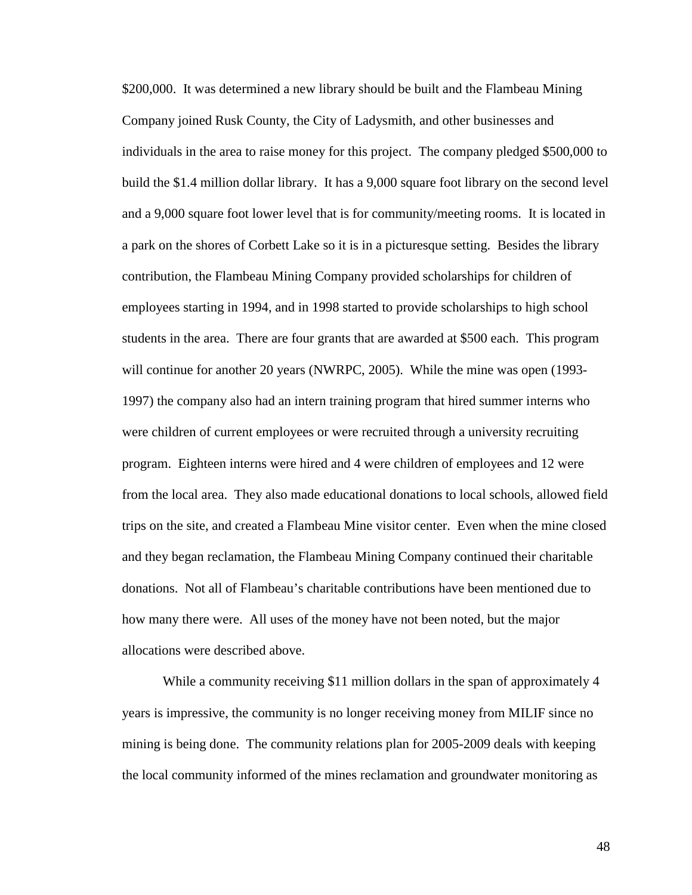$200,000. It was determined a new library should be built and the Flambeau Mining Company joined Rusk County, the City of Ladysmith, and other businesses and individuals in the area to raise money for this project. The company pledged $500,000 to build the $1.4 million dollar library. It has a 9,000 square foot library on the second level and a 9,000 square foot lower level that is for community/meeting rooms. It is located in a park on the shores of Corbett Lake so it is in a picturesque setting. Besides the library contribution, the Flambeau Mining Company provided scholarships for children of employees starting in 1994, and in 1998 started to provide scholarships to high school students in the area. There are four grants that are awarded at $500 each. This program will continue for another 20 years (NWRPC, 2005). While the mine was open (1993-1997) the company also had an intern training program that hired summer interns who were children of current employees or were recruited through a university recruiting program. Eighteen interns were hired and 4 were children of employees and 12 were from the local area. They also made educational donations to local schools, allowed field trips on the site, and created a Flambeau Mine visitor center. Even when the mine closed and they began reclamation, the Flambeau Mining Company continued their charitable donations. Not all of Flambeau's charitable contributions have been mentioned due to how many there were. All uses of the money have not been noted, but the major allocations were described above.

While a community receiving $11 million dollars in the span of approximately 4 years is impressive, the community is no longer receiving money from MILIF since no mining is being done. The community relations plan for 2005-2009 deals with keeping the local community informed of the mines reclamation and groundwater monitoring as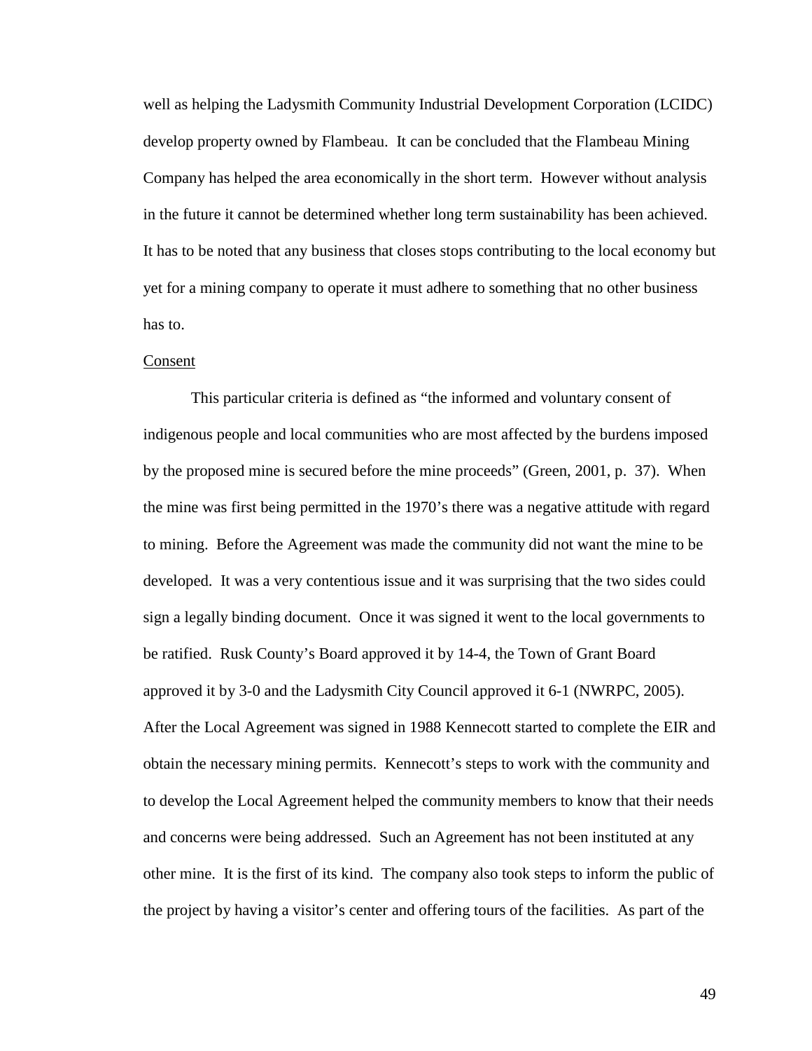well as helping the Ladysmith Community Industrial Development Corporation (LCIDC) develop property owned by Flambeau. It can be concluded that the Flambeau Mining Company has helped the area economically in the short term. However without analysis in the future it cannot be determined whether long term sustainability has been achieved. It has to be noted that any business that closes stops contributing to the local economy but yet for a mining company to operate it must adhere to something that no other business has to.

Consent

This particular criteria is defined as "the informed and voluntary consent of indigenous people and local communities who are most affected by the burdens imposed by the proposed mine is secured before the mine proceeds" (Green, 2001, p. 37). When the mine was first being permitted in the 1970's there was a negative attitude with regard to mining. Before the Agreement was made the community did not want the mine to be developed. It was a very contentious issue and it was surprising that the two sides could sign a legally binding document. Once it was signed it went to the local governments to be ratified. Rusk County's Board approved it by 14-4, the Town of Grant Board approved it by 3-0 and the Ladysmith City Council approved it 6-1 (NWRPC, 2005). After the Local Agreement was signed in 1988 Kennecott started to complete the EIR and obtain the necessary mining permits. Kennecott's steps to work with the community and to develop the Local Agreement helped the community members to know that their needs and concerns were being addressed. Such an Agreement has not been instituted at any other mine. It is the first of its kind. The company also took steps to inform the public of the project by having a visitor's center and offering tours of the facilities. As part of the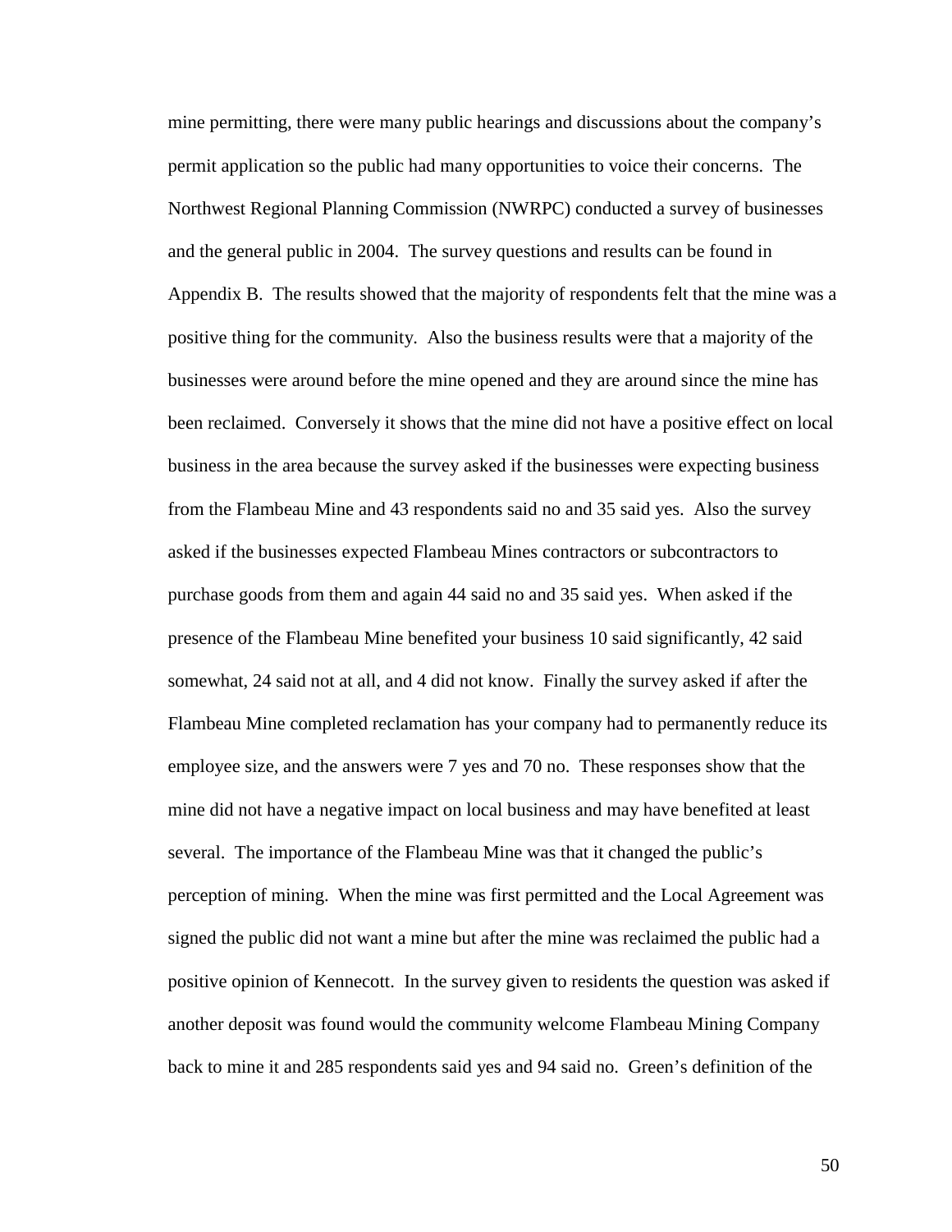mine permitting, there were many public hearings and discussions about the company's permit application so the public had many opportunities to voice their concerns. The Northwest Regional Planning Commission (NWRPC) conducted a survey of businesses and the general public in 2004. The survey questions and results can be found in Appendix B. The results showed that the majority of respondents felt that the mine was a positive thing for the community. Also the business results were that a majority of the businesses were around before the mine opened and they are around since the mine has been reclaimed. Conversely it shows that the mine did not have a positive effect on local business in the area because the survey asked if the businesses were expecting business from the Flambeau Mine and 43 respondents said no and 35 said yes. Also the survey asked if the businesses expected Flambeau Mines contractors or subcontractors to purchase goods from them and again 44 said no and 35 said yes. When asked if the presence of the Flambeau Mine benefited your business 10 said significantly, 42 said somewhat, 24 said not at all, and 4 did not know. Finally the survey asked if after the Flambeau Mine completed reclamation has your company had to permanently reduce its employee size, and the answers were 7 yes and 70 no. These responses show that the mine did not have a negative impact on local business and may have benefited at least several. The importance of the Flambeau Mine was that it changed the public's perception of mining. When the mine was first permitted and the Local Agreement was signed the public did not want a mine but after the mine was reclaimed the public had a positive opinion of Kennecott. In the survey given to residents the question was asked if another deposit was found would the community welcome Flambeau Mining Company back to mine it and 285 respondents said yes and 94 said no. Green's definition of the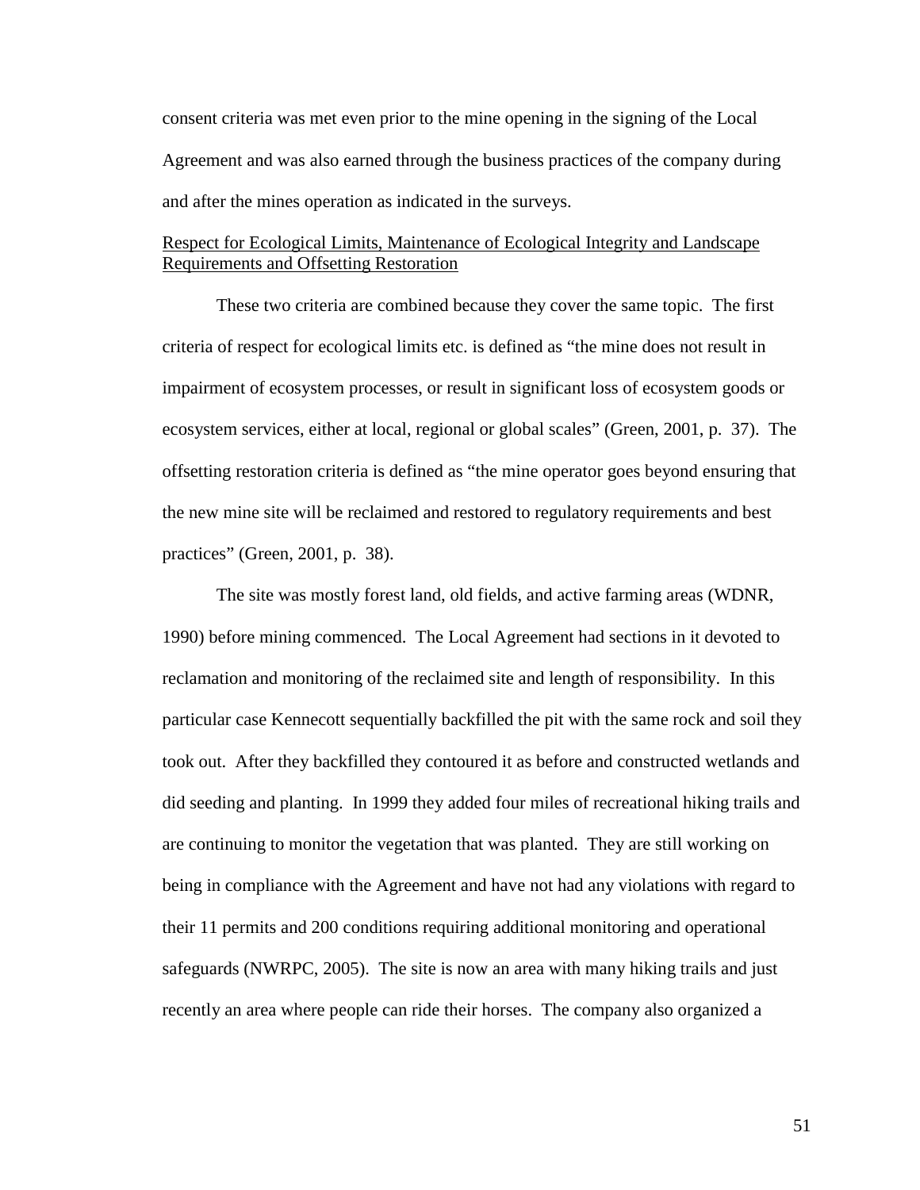consent criteria was met even prior to the mine opening in the signing of the Local Agreement and was also earned through the business practices of the company during and after the mines operation as indicated in the surveys.

### Respect for Ecological Limits, Maintenance of Ecological Integrity and Landscape Requirements and Offsetting Restoration

These two criteria are combined because they cover the same topic. The first criteria of respect for ecological limits etc. is defined as "the mine does not result in impairment of ecosystem processes, or result in significant loss of ecosystem goods or ecosystem services, either at local, regional or global scales" (Green, 2001, p. 37). The offsetting restoration criteria is defined as "the mine operator goes beyond ensuring that the new mine site will be reclaimed and restored to regulatory requirements and best practices" (Green, 2001, p. 38).

The site was mostly forest land, old fields, and active farming areas (WDNR, 1990) before mining commenced. The Local Agreement had sections in it devoted to reclamation and monitoring of the reclaimed site and length of responsibility. In this particular case Kennecott sequentially backfilled the pit with the same rock and soil they took out. After they backfilled they contoured it as before and constructed wetlands and did seeding and planting. In 1999 they added four miles of recreational hiking trails and are continuing to monitor the vegetation that was planted. They are still working on being in compliance with the Agreement and have not had any violations with regard to their 11 permits and 200 conditions requiring additional monitoring and operational safeguards (NWRPC, 2005). The site is now an area with many hiking trails and just recently an area where people can ride their horses. The company also organized a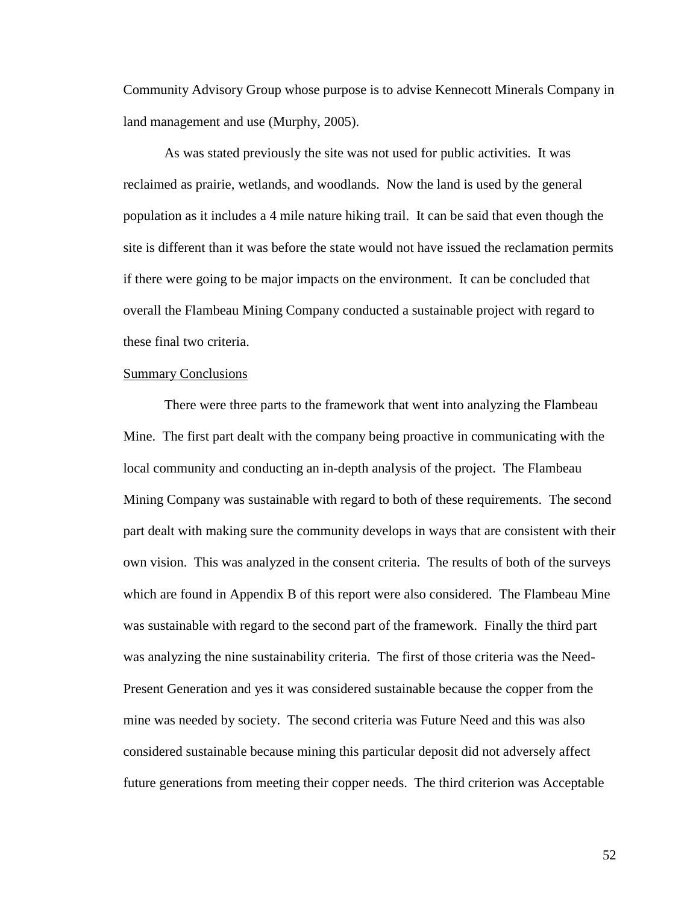Community Advisory Group whose purpose is to advise Kennecott Minerals Company in land management and use (Murphy, 2005).

As was stated previously the site was not used for public activities. It was reclaimed as prairie, wetlands, and woodlands. Now the land is used by the general population as it includes a 4 mile nature hiking trail. It can be said that even though the site is different than it was before the state would not have issued the reclamation permits if there were going to be major impacts on the environment. It can be concluded that overall the Flambeau Mining Company conducted a sustainable project with regard to these final two criteria.

<u>Summary Conclusions</u>

There were three parts to the framework that went into analyzing the Flambeau Mine. The first part dealt with the company being proactive in communicating with the local community and conducting an in-depth analysis of the project. The Flambeau Mining Company was sustainable with regard to both of these requirements. The second part dealt with making sure the community develops in ways that are consistent with their own vision. This was analyzed in the consent criteria. The results of both of the surveys which are found in Appendix B of this report were also considered. The Flambeau Mine was sustainable with regard to the second part of the framework. Finally the third part was analyzing the nine sustainability criteria. The first of those criteria was the Need-Present Generation and yes it was considered sustainable because the copper from the mine was needed by society. The second criteria was Future Need and this was also considered sustainable because mining this particular deposit did not adversely affect future generations from meeting their copper needs. The third criterion was Acceptable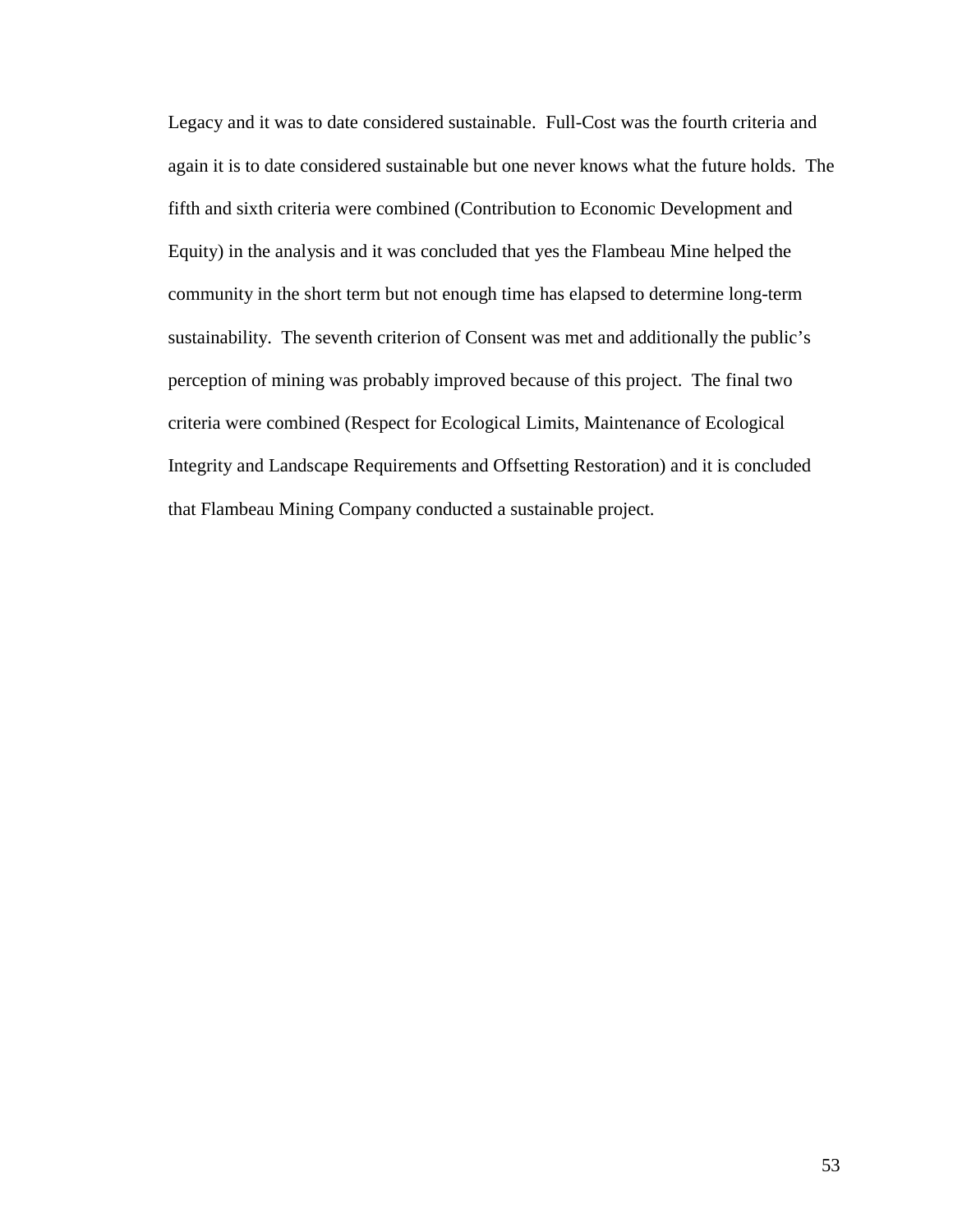Legacy and it was to date considered sustainable. Full-Cost was the fourth criteria and again it is to date considered sustainable but one never knows what the future holds. The fifth and sixth criteria were combined (Contribution to Economic Development and Equity) in the analysis and it was concluded that yes the Flambeau Mine helped the community in the short term but not enough time has elapsed to determine long-term sustainability. The seventh criterion of Consent was met and additionally the public's perception of mining was probably improved because of this project. The final two criteria were combined (Respect for Ecological Limits, Maintenance of Ecological Integrity and Landscape Requirements and Offsetting Restoration) and it is concluded that Flambeau Mining Company conducted a sustainable project.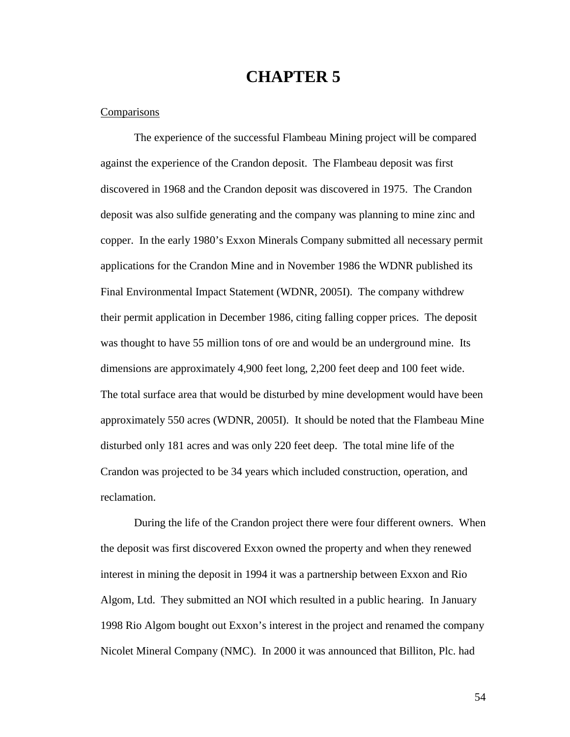# CHAPTER 5

Comparisons

The experience of the successful Flambeau Mining project will be compared against the experience of the Crandon deposit. The Flambeau deposit was first discovered in 1968 and the Crandon deposit was discovered in 1975. The Crandon deposit was also sulfide generating and the company was planning to mine zinc and copper. In the early 1980's Exxon Minerals Company submitted all necessary permit applications for the Crandon Mine and in November 1986 the WDNR published its Final Environmental Impact Statement (WDNR, 2005I). The company withdrew their permit application in December 1986, citing falling copper prices. The deposit was thought to have 55 million tons of ore and would be an underground mine. Its dimensions are approximately 4,900 feet long, 2,200 feet deep and 100 feet wide. The total surface area that would be disturbed by mine development would have been approximately 550 acres (WDNR, 2005I). It should be noted that the Flambeau Mine disturbed only 181 acres and was only 220 feet deep. The total mine life of the Crandon was projected to be 34 years which included construction, operation, and reclamation.

During the life of the Crandon project there were four different owners. When the deposit was first discovered Exxon owned the property and when they renewed interest in mining the deposit in 1994 it was a partnership between Exxon and Rio Algom, Ltd. They submitted an NOI which resulted in a public hearing. In January 1998 Rio Algom bought out Exxon's interest in the project and renamed the company Nicolet Mineral Company (NMC). In 2000 it was announced that Billiton, Plc. had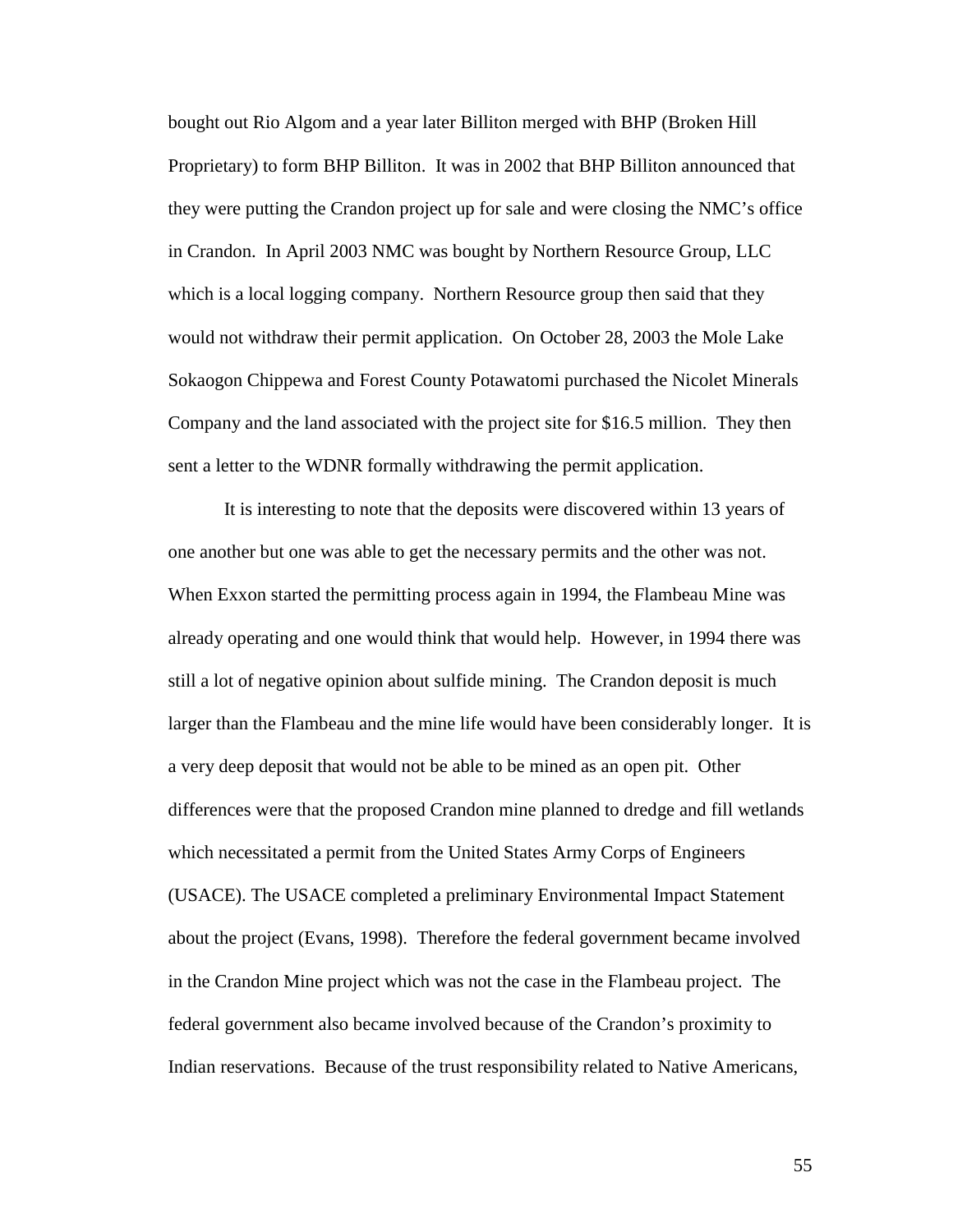bought out Rio Algom and a year later Billiton merged with BHP (Broken Hill Proprietary) to form BHP Billiton. It was in 2002 that BHP Billiton announced that they were putting the Crandon project up for sale and were closing the NMC's office in Crandon. In April 2003 NMC was bought by Northern Resource Group, LLC which is a local logging company. Northern Resource group then said that they would not withdraw their permit application. On October 28, 2003 the Mole Lake Sokaogon Chippewa and Forest County Potawatomi purchased the Nicolet Minerals Company and the land associated with the project site for $16.5 million. They then sent a letter to the WDNR formally withdrawing the permit application.

It is interesting to note that the deposits were discovered within 13 years of one another but one was able to get the necessary permits and the other was not. When Exxon started the permitting process again in 1994, the Flambeau Mine was already operating and one would think that would help. However, in 1994 there was still a lot of negative opinion about sulfide mining. The Crandon deposit is much larger than the Flambeau and the mine life would have been considerably longer. It is a very deep deposit that would not be able to be mined as an open pit. Other differences were that the proposed Crandon mine planned to dredge and fill wetlands which necessitated a permit from the United States Army Corps of Engineers (USACE). The USACE completed a preliminary Environmental Impact Statement about the project (Evans, 1998). Therefore the federal government became involved in the Crandon Mine project which was not the case in the Flambeau project. The federal government also became involved because of the Crandon's proximity to Indian reservations. Because of the trust responsibility related to Native Americans,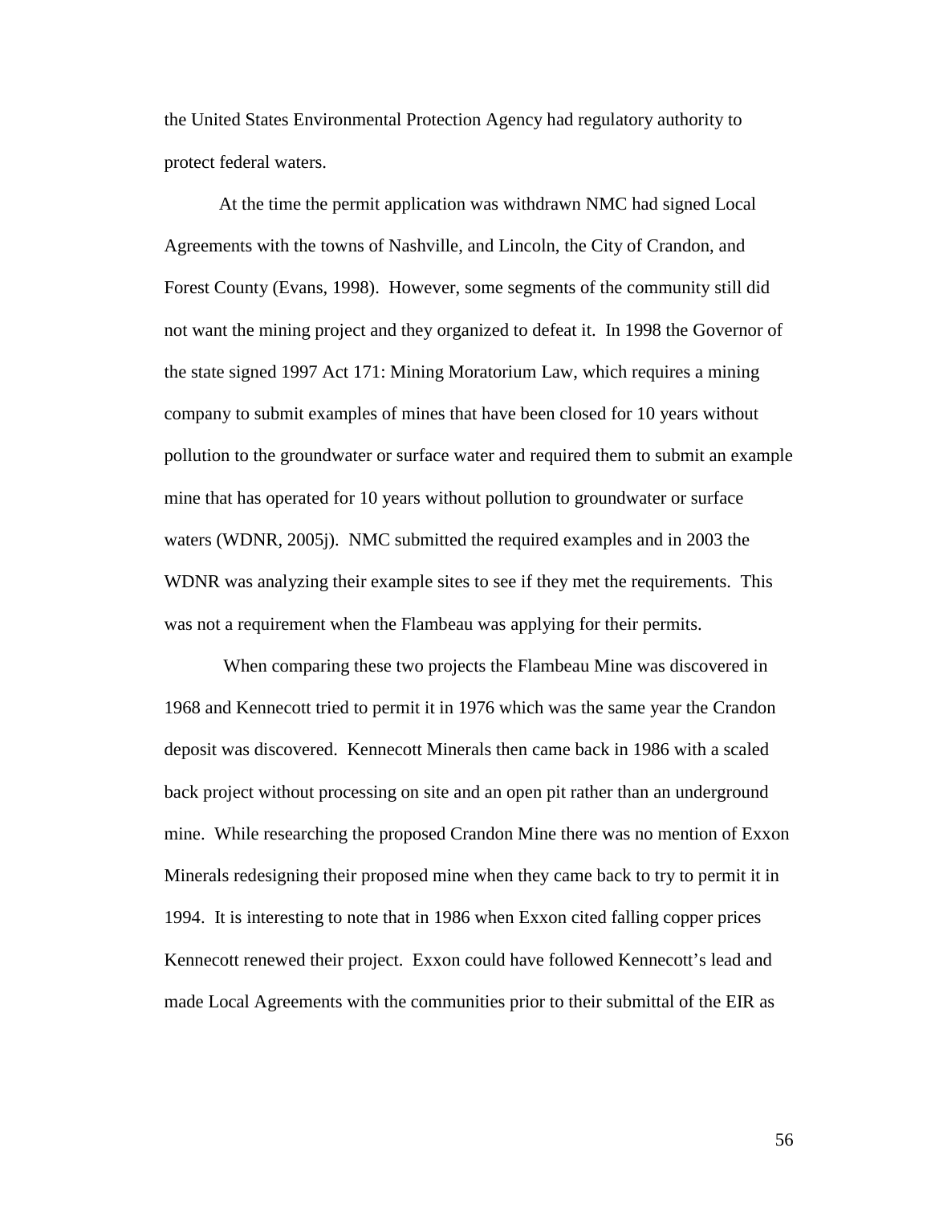the United States Environmental Protection Agency had regulatory authority to protect federal waters.

At the time the permit application was withdrawn NMC had signed Local Agreements with the towns of Nashville, and Lincoln, the City of Crandon, and Forest County (Evans, 1998). However, some segments of the community still did not want the mining project and they organized to defeat it. In 1998 the Governor of the state signed 1997 Act 171: Mining Moratorium Law, which requires a mining company to submit examples of mines that have been closed for 10 years without pollution to the groundwater or surface water and required them to submit an example mine that has operated for 10 years without pollution to groundwater or surface waters (WDNR, 2005j). NMC submitted the required examples and in 2003 the WDNR was analyzing their example sites to see if they met the requirements. This was not a requirement when the Flambeau was applying for their permits.

When comparing these two projects the Flambeau Mine was discovered in 1968 and Kennecott tried to permit it in 1976 which was the same year the Crandon deposit was discovered. Kennecott Minerals then came back in 1986 with a scaled back project without processing on site and an open pit rather than an underground mine. While researching the proposed Crandon Mine there was no mention of Exxon Minerals redesigning their proposed mine when they came back to try to permit it in 1994. It is interesting to note that in 1986 when Exxon cited falling copper prices Kennecott renewed their project. Exxon could have followed Kennecott's lead and made Local Agreements with the communities prior to their submittal of the EIR as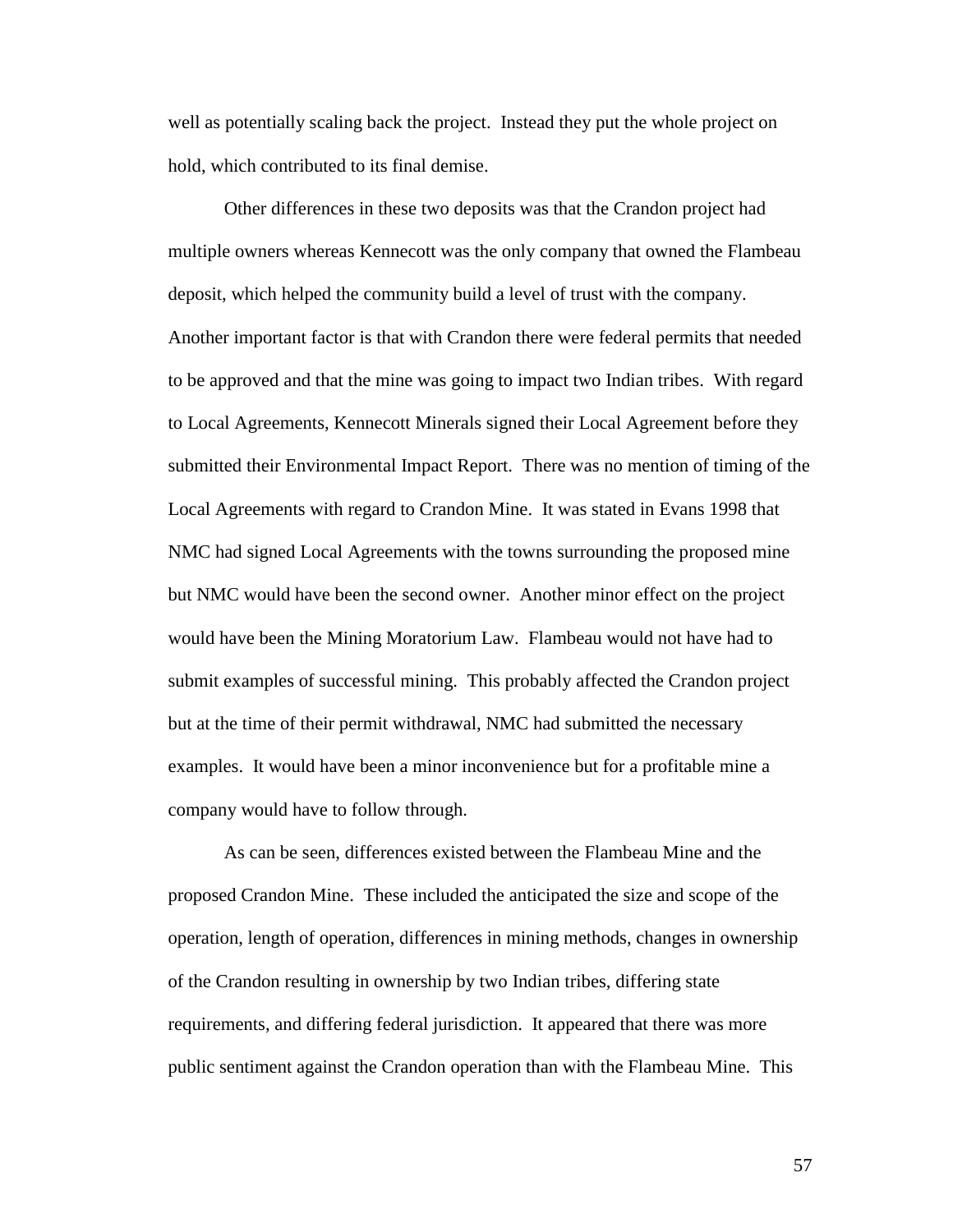well as potentially scaling back the project. Instead they put the whole project on hold, which contributed to its final demise.

Other differences in these two deposits was that the Crandon project had multiple owners whereas Kennecott was the only company that owned the Flambeau deposit, which helped the community build a level of trust with the company. Another important factor is that with Crandon there were federal permits that needed to be approved and that the mine was going to impact two Indian tribes. With regard to Local Agreements, Kennecott Minerals signed their Local Agreement before they submitted their Environmental Impact Report. There was no mention of timing of the Local Agreements with regard to Crandon Mine. It was stated in Evans 1998 that NMC had signed Local Agreements with the towns surrounding the proposed mine but NMC would have been the second owner. Another minor effect on the project would have been the Mining Moratorium Law. Flambeau would not have had to submit examples of successful mining. This probably affected the Crandon project but at the time of their permit withdrawal, NMC had submitted the necessary examples. It would have been a minor inconvenience but for a profitable mine a company would have to follow through.

As can be seen, differences existed between the Flambeau Mine and the proposed Crandon Mine. These included the anticipated the size and scope of the operation, length of operation, differences in mining methods, changes in ownership of the Crandon resulting in ownership by two Indian tribes, differing state requirements, and differing federal jurisdiction. It appeared that there was more public sentiment against the Crandon operation than with the Flambeau Mine. This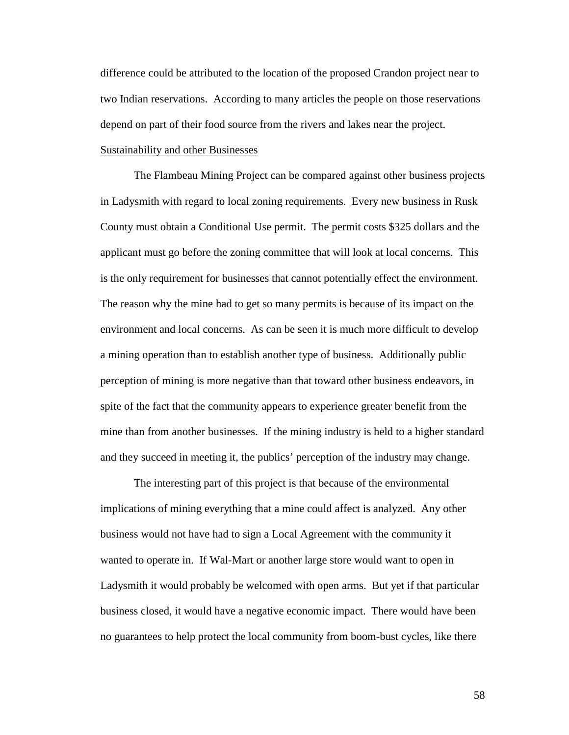difference could be attributed to the location of the proposed Crandon project near to two Indian reservations. According to many articles the people on those reservations depend on part of their food source from the rivers and lakes near the project.

<u>Sustainability and other Businesses</u>

The Flambeau Mining Project can be compared against other business projects in Ladysmith with regard to local zoning requirements. Every new business in Rusk County must obtain a Conditional Use permit. The permit costs $325 dollars and the applicant must go before the zoning committee that will look at local concerns. This is the only requirement for businesses that cannot potentially effect the environment. The reason why the mine had to get so many permits is because of its impact on the environment and local concerns. As can be seen it is much more difficult to develop a mining operation than to establish another type of business. Additionally public perception of mining is more negative than that toward other business endeavors, in spite of the fact that the community appears to experience greater benefit from the mine than from another businesses. If the mining industry is held to a higher standard and they succeed in meeting it, the publics' perception of the industry may change.

The interesting part of this project is that because of the environmental implications of mining everything that a mine could affect is analyzed. Any other business would not have had to sign a Local Agreement with the community it wanted to operate in. If Wal-Mart or another large store would want to open in Ladysmith it would probably be welcomed with open arms. But yet if that particular business closed, it would have a negative economic impact. There would have been no guarantees to help protect the local community from boom-bust cycles, like there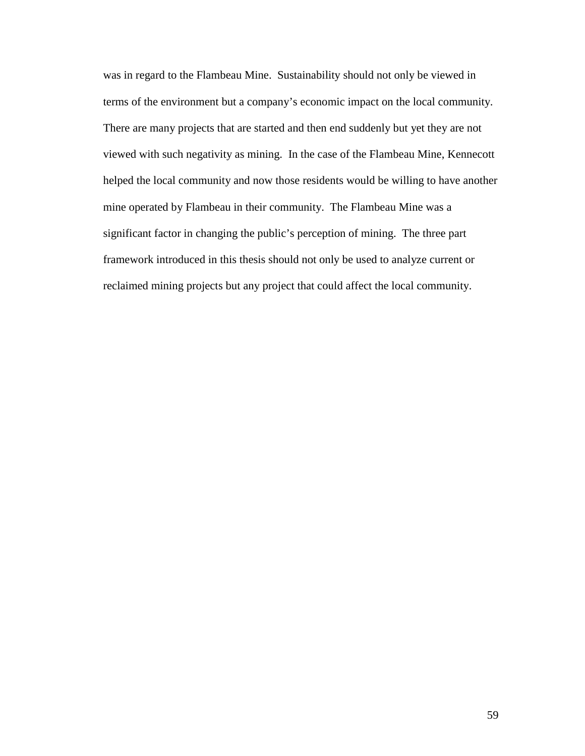was in regard to the Flambeau Mine. Sustainability should not only be viewed in terms of the environment but a company's economic impact on the local community. There are many projects that are started and then end suddenly but yet they are not viewed with such negativity as mining. In the case of the Flambeau Mine, Kennecott helped the local community and now those residents would be willing to have another mine operated by Flambeau in their community. The Flambeau Mine was a significant factor in changing the public's perception of mining. The three part framework introduced in this thesis should not only be used to analyze current or reclaimed mining projects but any project that could affect the local community.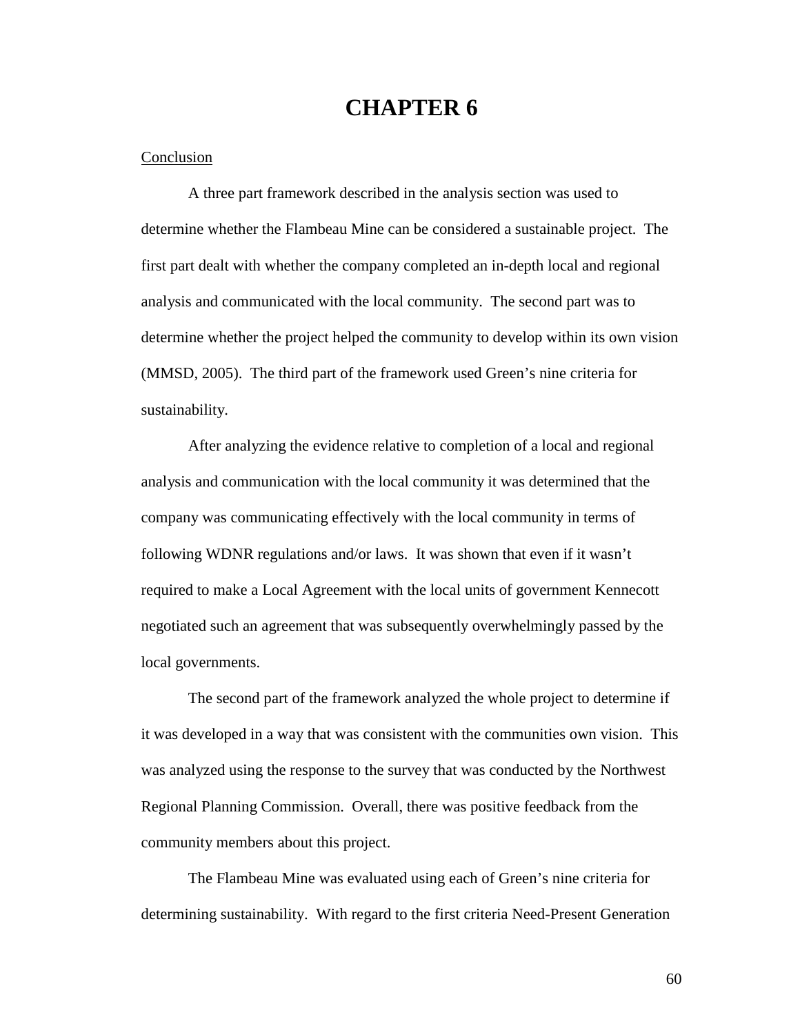# CHAPTER 6

<u>Conclusion</u>

A three part framework described in the analysis section was used to determine whether the Flambeau Mine can be considered a sustainable project. The first part dealt with whether the company completed an in-depth local and regional analysis and communicated with the local community. The second part was to determine whether the project helped the community to develop within its own vision (MMSD, 2005). The third part of the framework used Green's nine criteria for sustainability.

After analyzing the evidence relative to completion of a local and regional analysis and communication with the local community it was determined that the company was communicating effectively with the local community in terms of following WDNR regulations and/or laws. It was shown that even if it wasn't required to make a Local Agreement with the local units of government Kennecott negotiated such an agreement that was subsequently overwhelmingly passed by the local governments.

The second part of the framework analyzed the whole project to determine if it was developed in a way that was consistent with the communities own vision. This was analyzed using the response to the survey that was conducted by the Northwest Regional Planning Commission. Overall, there was positive feedback from the community members about this project.

The Flambeau Mine was evaluated using each of Green's nine criteria for determining sustainability. With regard to the first criteria Need-Present Generation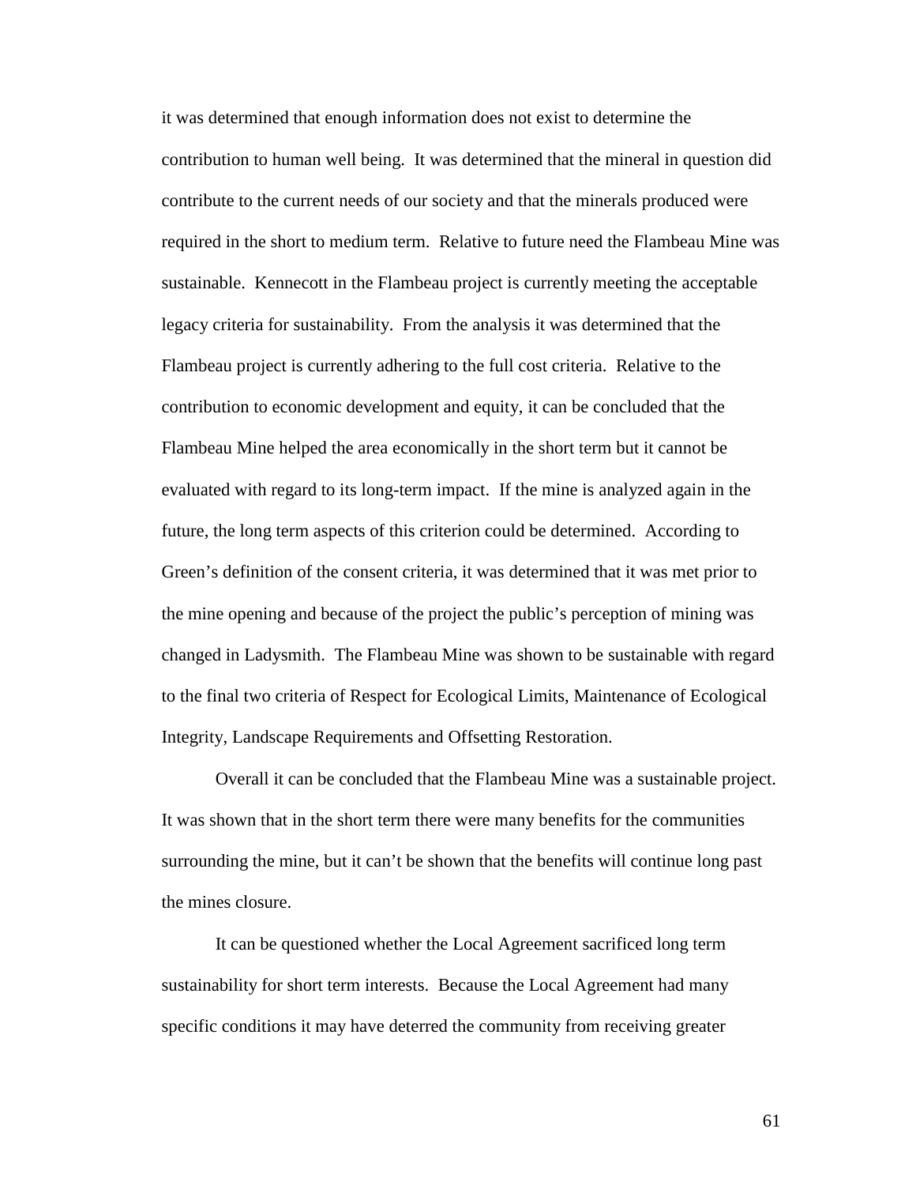it was determined that enough information does not exist to determine the contribution to human well being. It was determined that the mineral in question did contribute to the current needs of our society and that the minerals produced were required in the short to medium term. Relative to future need the Flambeau Mine was sustainable. Kennecott in the Flambeau project is currently meeting the acceptable legacy criteria for sustainability. From the analysis it was determined that the Flambeau project is currently adhering to the full cost criteria. Relative to the contribution to economic development and equity, it can be concluded that the Flambeau Mine helped the area economically in the short term but it cannot be evaluated with regard to its long-term impact. If the mine is analyzed again in the future, the long term aspects of this criterion could be determined. According to Green's definition of the consent criteria, it was determined that it was met prior to the mine opening and because of the project the public's perception of mining was changed in Ladysmith. The Flambeau Mine was shown to be sustainable with regard to the final two criteria of Respect for Ecological Limits, Maintenance of Ecological Integrity, Landscape Requirements and Offsetting Restoration.

Overall it can be concluded that the Flambeau Mine was a sustainable project. It was shown that in the short term there were many benefits for the communities surrounding the mine, but it can't be shown that the benefits will continue long past the mines closure.

It can be questioned whether the Local Agreement sacrificed long term sustainability for short term interests. Because the Local Agreement had many specific conditions it may have deterred the community from receiving greater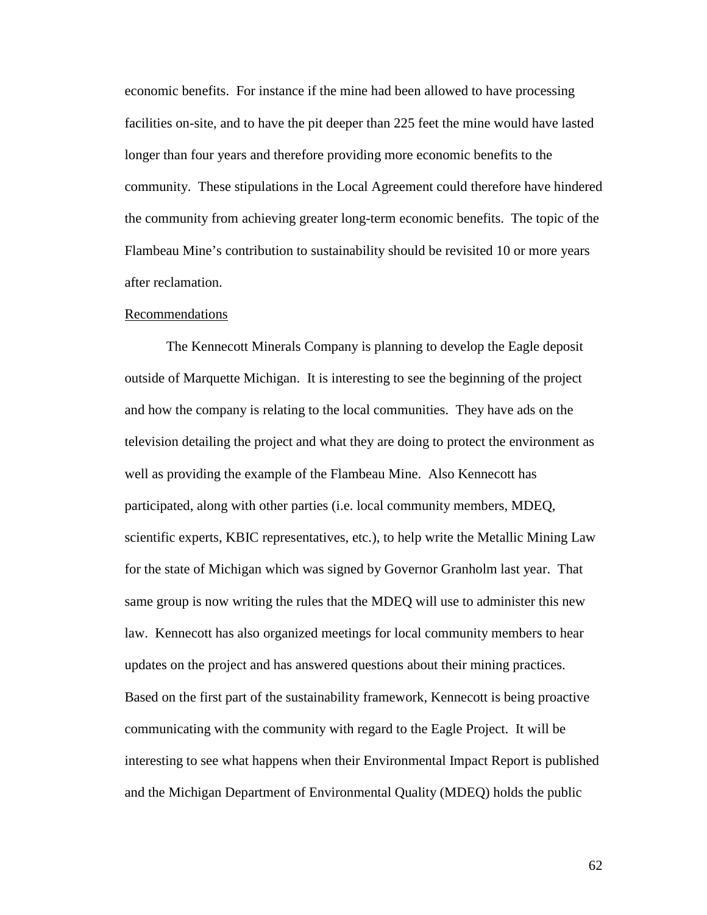economic benefits. For instance if the mine had been allowed to have processing facilities on-site, and to have the pit deeper than 225 feet the mine would have lasted longer than four years and therefore providing more economic benefits to the community. These stipulations in the Local Agreement could therefore have hindered the community from achieving greater long-term economic benefits. The topic of the Flambeau Mine's contribution to sustainability should be revisited 10 or more years after reclamation.

<u>Recommendations</u>

The Kennecott Minerals Company is planning to develop the Eagle deposit outside of Marquette Michigan. It is interesting to see the beginning of the project and how the company is relating to the local communities. They have ads on the television detailing the project and what they are doing to protect the environment as well as providing the example of the Flambeau Mine. Also Kennecott has participated, along with other parties (i.e. local community members, MDEQ, scientific experts, KBIC representatives, etc.), to help write the Metallic Mining Law for the state of Michigan which was signed by Governor Granholm last year. That same group is now writing the rules that the MDEQ will use to administer this new law. Kennecott has also organized meetings for local community members to hear updates on the project and has answered questions about their mining practices. Based on the first part of the sustainability framework, Kennecott is being proactive communicating with the community with regard to the Eagle Project. It will be interesting to see what happens when their Environmental Impact Report is published and the Michigan Department of Environmental Quality (MDEQ) holds the public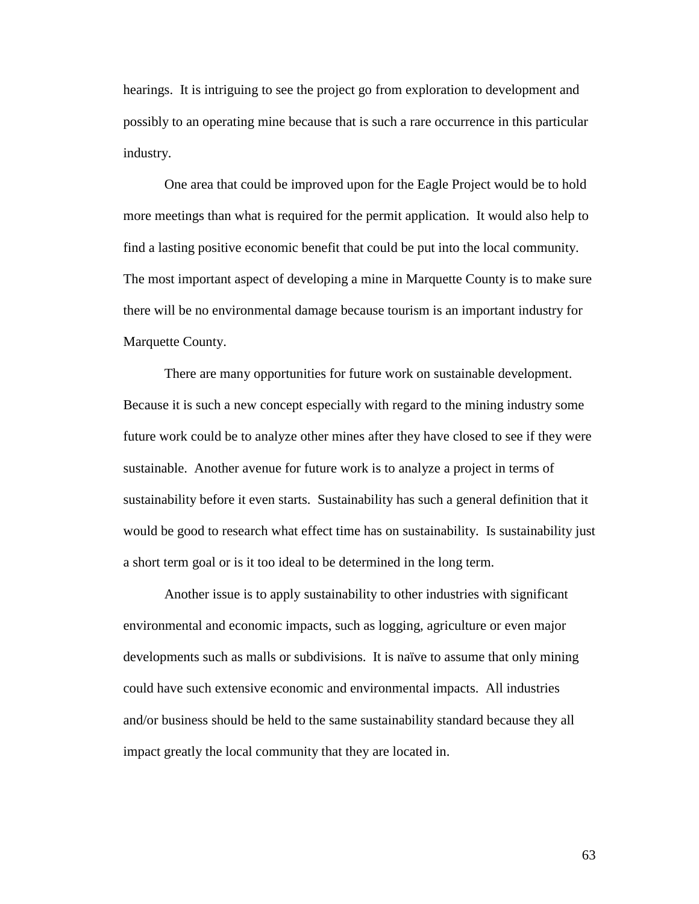hearings. It is intriguing to see the project go from exploration to development and possibly to an operating mine because that is such a rare occurrence in this particular industry.

One area that could be improved upon for the Eagle Project would be to hold more meetings than what is required for the permit application. It would also help to find a lasting positive economic benefit that could be put into the local community. The most important aspect of developing a mine in Marquette County is to make sure there will be no environmental damage because tourism is an important industry for Marquette County.

There are many opportunities for future work on sustainable development. Because it is such a new concept especially with regard to the mining industry some future work could be to analyze other mines after they have closed to see if they were sustainable. Another avenue for future work is to analyze a project in terms of sustainability before it even starts. Sustainability has such a general definition that it would be good to research what effect time has on sustainability. Is sustainability just a short term goal or is it too ideal to be determined in the long term.

Another issue is to apply sustainability to other industries with significant environmental and economic impacts, such as logging, agriculture or even major developments such as malls or subdivisions. It is naïve to assume that only mining could have such extensive economic and environmental impacts. All industries and/or business should be held to the same sustainability standard because they all impact greatly the local community that they are located in.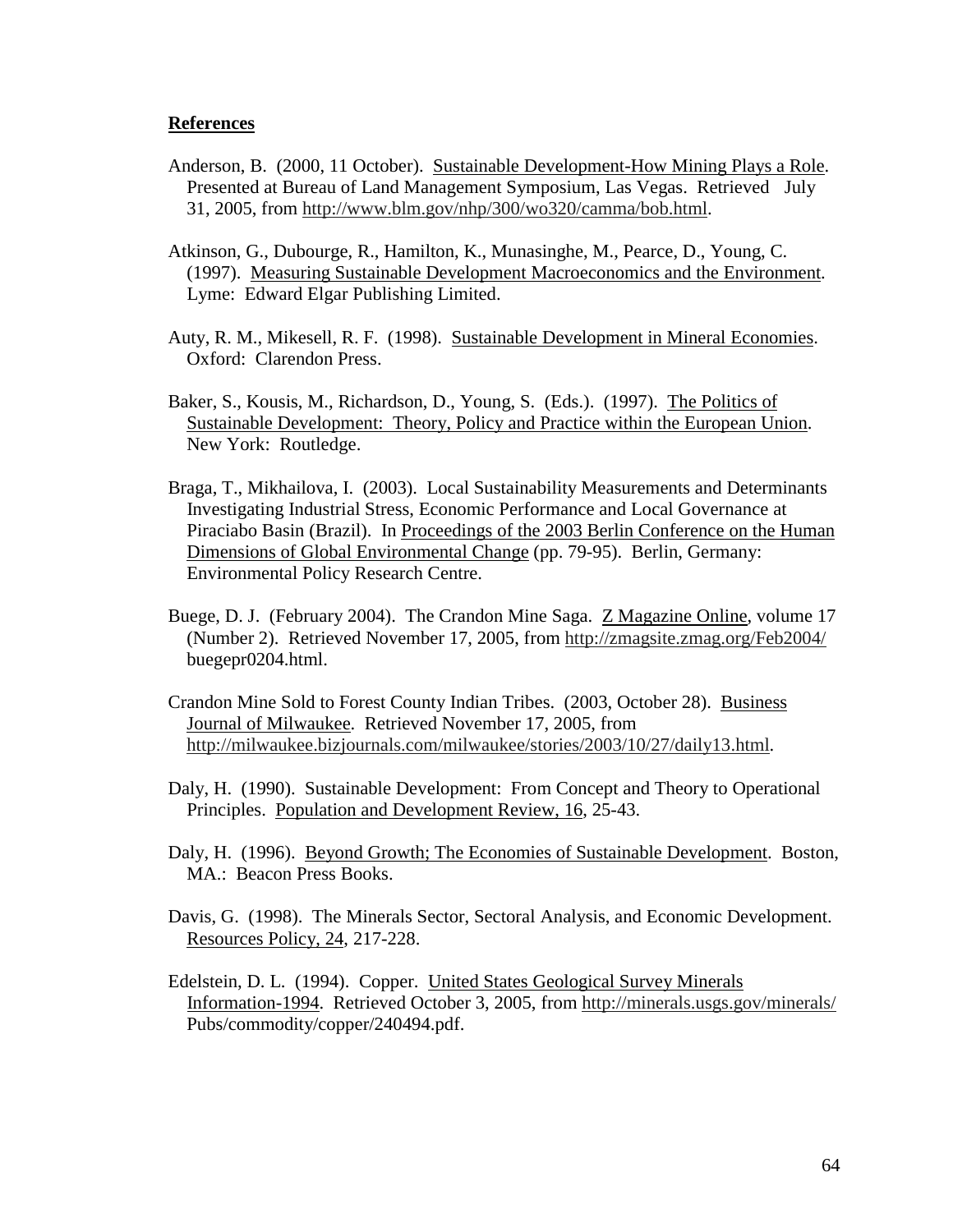**References**

Anderson, B. (2000, 11 October). Sustainable Development-How Mining Plays a Role. Presented at Bureau of Land Management Symposium, Las Vegas. Retrieved July 31, 2005, from http://www.blm.gov/nhp/300/wo320/camma/bob.html.

Atkinson, G., Dubourge, R., Hamilton, K., Munasinghe, M., Pearce, D., Young, C. (1997). Measuring Sustainable Development Macroeconomics and the Environment. Lyme: Edward Elgar Publishing Limited.

Auty, R. M., Mikesell, R. F. (1998). Sustainable Development in Mineral Economies. Oxford: Clarendon Press.

Baker, S., Kousis, M., Richardson, D., Young, S. (Eds.). (1997). The Politics of Sustainable Development: Theory, Policy and Practice within the European Union. New York: Routledge.

Braga, T., Mikhailova, I. (2003). Local Sustainability Measurements and Determinants Investigating Industrial Stress, Economic Performance and Local Governance at Piraciabo Basin (Brazil). In Proceedings of the 2003 Berlin Conference on the Human Dimensions of Global Environmental Change (pp. 79-95). Berlin, Germany: Environmental Policy Research Centre.

Buege, D. J. (February 2004). The Crandon Mine Saga. Z Magazine Online, volume 17 (Number 2). Retrieved November 17, 2005, from http://zmagsite.zmag.org/Feb2004/buegepr0204.html.

Crandon Mine Sold to Forest County Indian Tribes. (2003, October 28). Business Journal of Milwaukee. Retrieved November 17, 2005, from http://milwaukee.bizjournals.com/milwaukee/stories/2003/10/27/daily13.html.

Daly, H. (1990). Sustainable Development: From Concept and Theory to Operational Principles. Population and Development Review, 16, 25-43.

Daly, H. (1996). Beyond Growth; The Economies of Sustainable Development. Boston, MA.: Beacon Press Books.

Davis, G. (1998). The Minerals Sector, Sectoral Analysis, and Economic Development. Resources Policy, 24, 217-228.

Edelstein, D. L. (1994). Copper. United States Geological Survey Minerals Information-1994. Retrieved October 3, 2005, from http://minerals.usgs.gov/minerals/Pubs/commodity/copper/240494.pdf.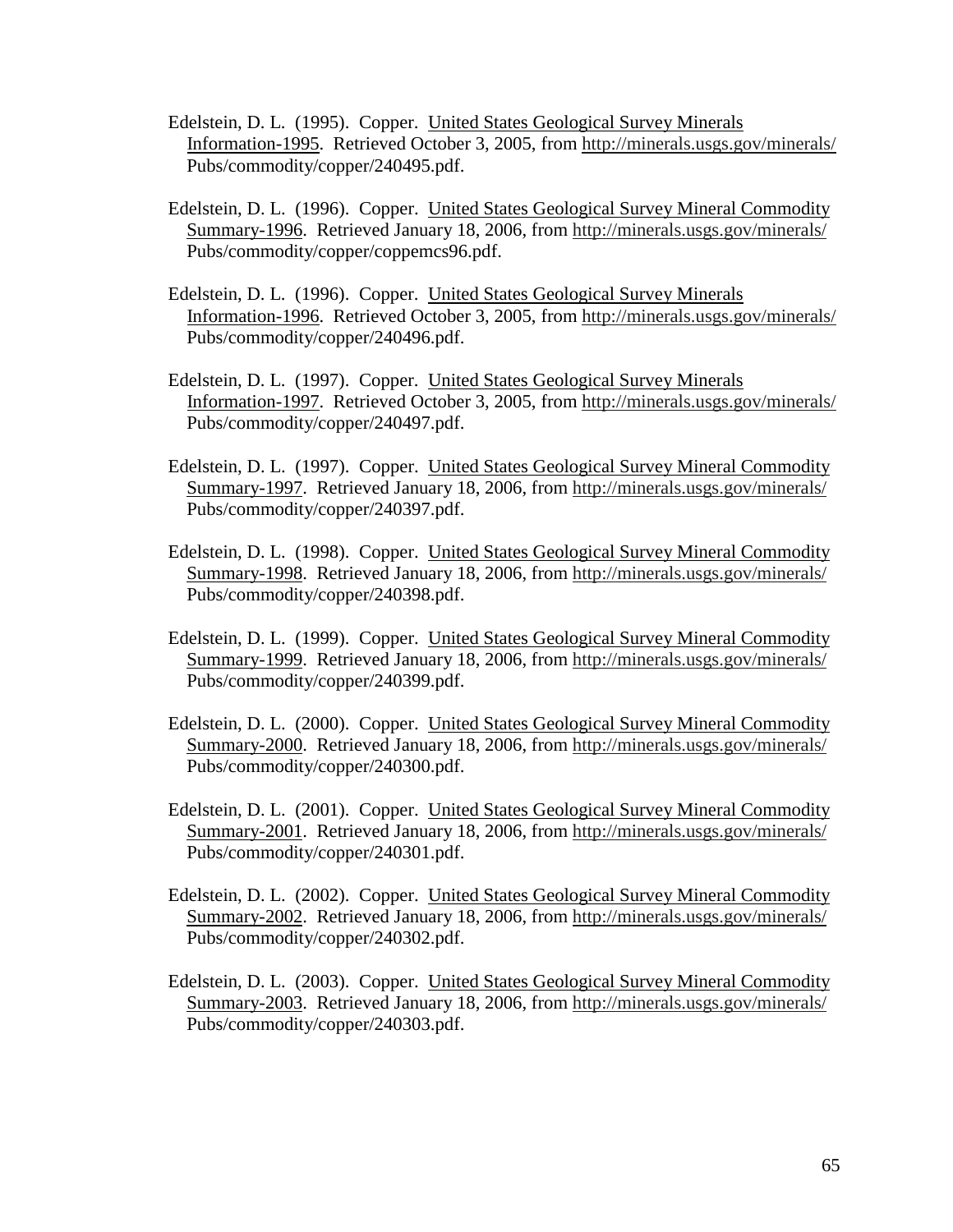Edelstein, D. L. (1995). Copper. United States Geological Survey Minerals Information-1995. Retrieved October 3, 2005, from http://minerals.usgs.gov/minerals/Pubs/commodity/copper/240495.pdf.

Edelstein, D. L. (1996). Copper. United States Geological Survey Mineral Commodity Summary-1996. Retrieved January 18, 2006, from http://minerals.usgs.gov/minerals/Pubs/commodity/copper/coppemcs96.pdf.

Edelstein, D. L. (1996). Copper. United States Geological Survey Minerals Information-1996. Retrieved October 3, 2005, from http://minerals.usgs.gov/minerals/Pubs/commodity/copper/240496.pdf.

Edelstein, D. L. (1997). Copper. United States Geological Survey Minerals Information-1997. Retrieved October 3, 2005, from http://minerals.usgs.gov/minerals/Pubs/commodity/copper/240497.pdf.

Edelstein, D. L. (1997). Copper. United States Geological Survey Mineral Commodity Summary-1997. Retrieved January 18, 2006, from http://minerals.usgs.gov/minerals/Pubs/commodity/copper/240397.pdf.

Edelstein, D. L. (1998). Copper. United States Geological Survey Mineral Commodity Summary-1998. Retrieved January 18, 2006, from http://minerals.usgs.gov/minerals/Pubs/commodity/copper/240398.pdf.

Edelstein, D. L. (1999). Copper. United States Geological Survey Mineral Commodity Summary-1999. Retrieved January 18, 2006, from http://minerals.usgs.gov/minerals/Pubs/commodity/copper/240399.pdf.

Edelstein, D. L. (2000). Copper. United States Geological Survey Mineral Commodity Summary-2000. Retrieved January 18, 2006, from http://minerals.usgs.gov/minerals/Pubs/commodity/copper/240300.pdf.

Edelstein, D. L. (2001). Copper. United States Geological Survey Mineral Commodity Summary-2001. Retrieved January 18, 2006, from http://minerals.usgs.gov/minerals/Pubs/commodity/copper/240301.pdf.

Edelstein, D. L. (2002). Copper. United States Geological Survey Mineral Commodity Summary-2002. Retrieved January 18, 2006, from http://minerals.usgs.gov/minerals/Pubs/commodity/copper/240302.pdf.

Edelstein, D. L. (2003). Copper. United States Geological Survey Mineral Commodity Summary-2003. Retrieved January 18, 2006, from http://minerals.usgs.gov/minerals/Pubs/commodity/copper/240303.pdf.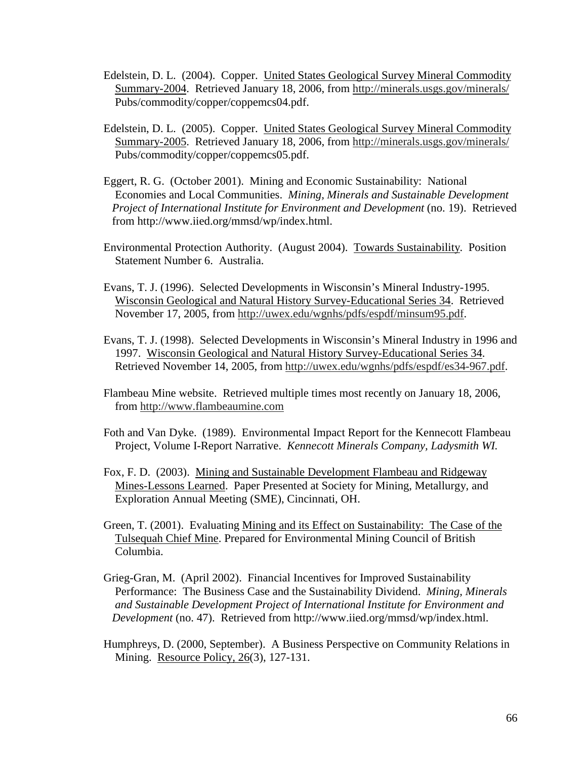Edelstein, D. L. (2004). Copper. United States Geological Survey Mineral Commodity Summary-2004. Retrieved January 18, 2006, from http://minerals.usgs.gov/minerals/ Pubs/commodity/copper/coppemcs04.pdf.

Edelstein, D. L. (2005). Copper. United States Geological Survey Mineral Commodity Summary-2005. Retrieved January 18, 2006, from http://minerals.usgs.gov/minerals/ Pubs/commodity/copper/coppemcs05.pdf.

Eggert, R. G. (October 2001). Mining and Economic Sustainability: National Economies and Local Communities. *Mining, Minerals and Sustainable Development Project of International Institute for Environment and Development* (no. 19). Retrieved from http://www.iied.org/mmsd/wp/index.html.

Environmental Protection Authority. (August 2004). Towards Sustainability. Position Statement Number 6. Australia.

Evans, T. J. (1996). Selected Developments in Wisconsin's Mineral Industry-1995. Wisconsin Geological and Natural History Survey-Educational Series 34. Retrieved November 17, 2005, from http://uwex.edu/wgnhs/pdfs/espdf/minsum95.pdf.

Evans, T. J. (1998). Selected Developments in Wisconsin's Mineral Industry in 1996 and 1997. Wisconsin Geological and Natural History Survey-Educational Series 34. Retrieved November 14, 2005, from http://uwex.edu/wgnhs/pdfs/espdf/es34-967.pdf.

Flambeau Mine website. Retrieved multiple times most recently on January 18, 2006, from http://www.flambeaumine.com

Foth and Van Dyke. (1989). Environmental Impact Report for the Kennecott Flambeau Project, Volume I-Report Narrative. *Kennecott Minerals Company, Ladysmith WI.*

Fox, F. D. (2003). Mining and Sustainable Development Flambeau and Ridgeway Mines-Lessons Learned. Paper Presented at Society for Mining, Metallurgy, and Exploration Annual Meeting (SME), Cincinnati, OH.

Green, T. (2001). Evaluating Mining and its Effect on Sustainability: The Case of the Tulsequah Chief Mine. Prepared for Environmental Mining Council of British Columbia.

Grieg-Gran, M. (April 2002). Financial Incentives for Improved Sustainability Performance: The Business Case and the Sustainability Dividend. *Mining, Minerals and Sustainable Development Project of International Institute for Environment and Development* (no. 47). Retrieved from http://www.iied.org/mmsd/wp/index.html.

Humphreys, D. (2000, September). A Business Perspective on Community Relations in Mining. Resource Policy, 26(3), 127-131.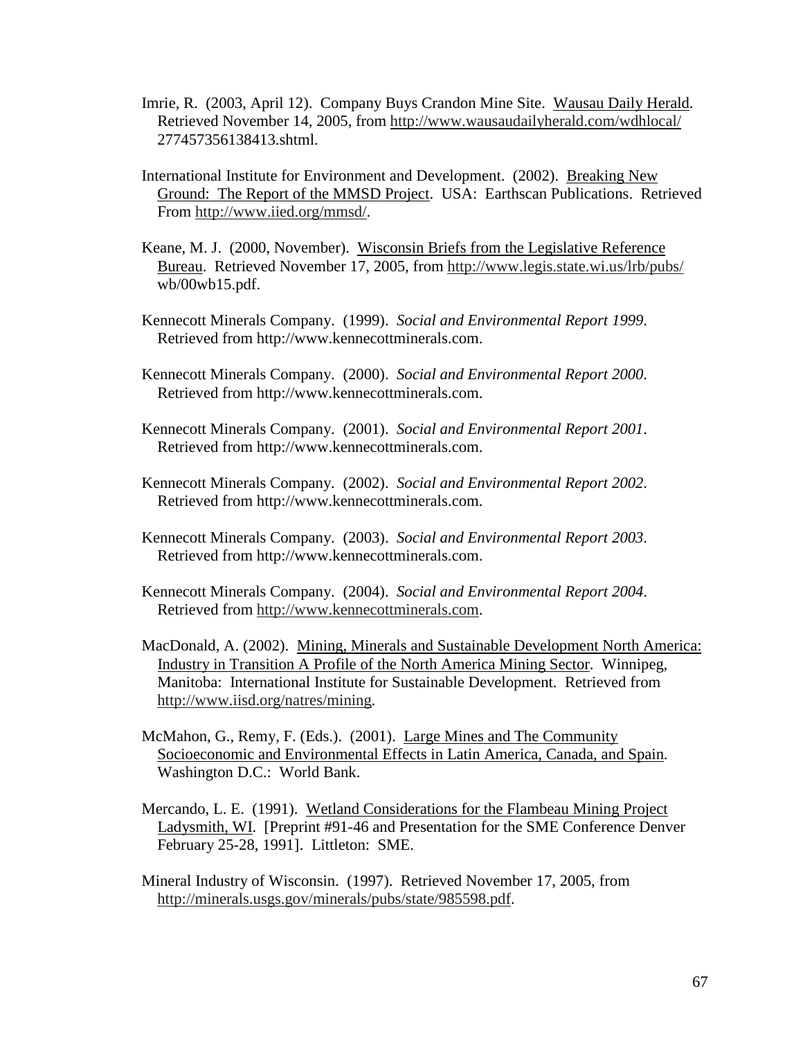Imrie, R. (2003, April 12). Company Buys Crandon Mine Site. Wausau Daily Herald. Retrieved November 14, 2005, from http://www.wausaudailyherald.com/wdhlocal/ 277457356138413.shtml.

International Institute for Environment and Development. (2002). Breaking New Ground: The Report of the MMSD Project. USA: Earthscan Publications. Retrieved From http://www.iied.org/mmsd/.

Keane, M. J. (2000, November). Wisconsin Briefs from the Legislative Reference Bureau. Retrieved November 17, 2005, from http://www.legis.state.wi.us/lrb/pubs/ wb/00wb15.pdf.

Kennecott Minerals Company. (1999). *Social and Environmental Report 1999*. Retrieved from http://www.kennecottminerals.com.

Kennecott Minerals Company. (2000). *Social and Environmental Report 2000*. Retrieved from http://www.kennecottminerals.com.

Kennecott Minerals Company. (2001). *Social and Environmental Report 2001*. Retrieved from http://www.kennecottminerals.com.

Kennecott Minerals Company. (2002). *Social and Environmental Report 2002*. Retrieved from http://www.kennecottminerals.com.

Kennecott Minerals Company. (2003). *Social and Environmental Report 2003*. Retrieved from http://www.kennecottminerals.com.

Kennecott Minerals Company. (2004). *Social and Environmental Report 2004*. Retrieved from http://www.kennecottminerals.com.

MacDonald, A. (2002). Mining, Minerals and Sustainable Development North America: Industry in Transition A Profile of the North America Mining Sector. Winnipeg, Manitoba: International Institute for Sustainable Development. Retrieved from http://www.iisd.org/natres/mining.

McMahon, G., Remy, F. (Eds.). (2001). Large Mines and The Community Socioeconomic and Environmental Effects in Latin America, Canada, and Spain. Washington D.C.: World Bank.

Mercando, L. E. (1991). Wetland Considerations for the Flambeau Mining Project Ladysmith, WI. [Preprint #91-46 and Presentation for the SME Conference Denver February 25-28, 1991]. Littleton: SME.

Mineral Industry of Wisconsin. (1997). Retrieved November 17, 2005, from http://minerals.usgs.gov/minerals/pubs/state/985598.pdf.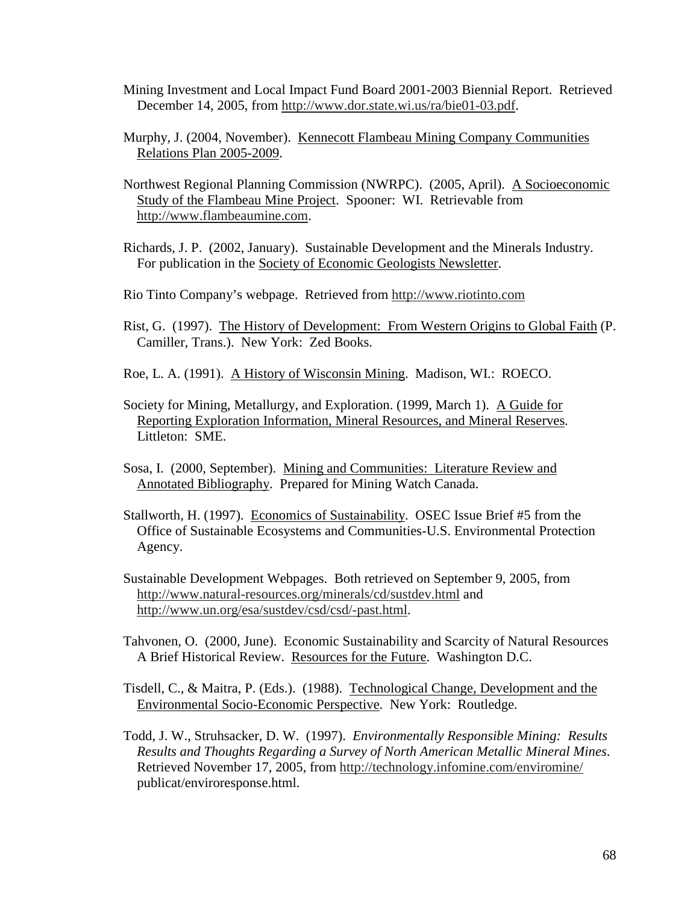Mining Investment and Local Impact Fund Board 2001-2003 Biennial Report. Retrieved December 14, 2005, from http://www.dor.state.wi.us/ra/bie01-03.pdf.

Murphy, J. (2004, November). Kennecott Flambeau Mining Company Communities Relations Plan 2005-2009.

Northwest Regional Planning Commission (NWRPC). (2005, April). A Socioeconomic Study of the Flambeau Mine Project. Spooner: WI. Retrievable from http://www.flambeaumine.com.

Richards, J. P. (2002, January). Sustainable Development and the Minerals Industry. For publication in the Society of Economic Geologists Newsletter.

Rio Tinto Company's webpage. Retrieved from http://www.riotinto.com

Rist, G. (1997). The History of Development: From Western Origins to Global Faith (P. Camiller, Trans.). New York: Zed Books.

Roe, L. A. (1991). A History of Wisconsin Mining. Madison, WI.: ROECO.

Society for Mining, Metallurgy, and Exploration. (1999, March 1). A Guide for Reporting Exploration Information, Mineral Resources, and Mineral Reserves. Littleton: SME.

Sosa, I. (2000, September). Mining and Communities: Literature Review and Annotated Bibliography. Prepared for Mining Watch Canada.

Stallworth, H. (1997). Economics of Sustainability. OSEC Issue Brief #5 from the Office of Sustainable Ecosystems and Communities-U.S. Environmental Protection Agency.

Sustainable Development Webpages. Both retrieved on September 9, 2005, from http://www.natural-resources.org/minerals/cd/sustdev.html and http://www.un.org/esa/sustdev/csd/csd/-past.html.

Tahvonen, O. (2000, June). Economic Sustainability and Scarcity of Natural Resources A Brief Historical Review. Resources for the Future. Washington D.C.

Tisdell, C., & Maitra, P. (Eds.). (1988). Technological Change, Development and the Environmental Socio-Economic Perspective. New York: Routledge.

Todd, J. W., Struhsacker, D. W. (1997). *Environmentally Responsible Mining: Results Results and Thoughts Regarding a Survey of North American Metallic Mineral Mines*. Retrieved November 17, 2005, from http://technology.infomine.com/enviromine/ publicat/enviroresponse.html.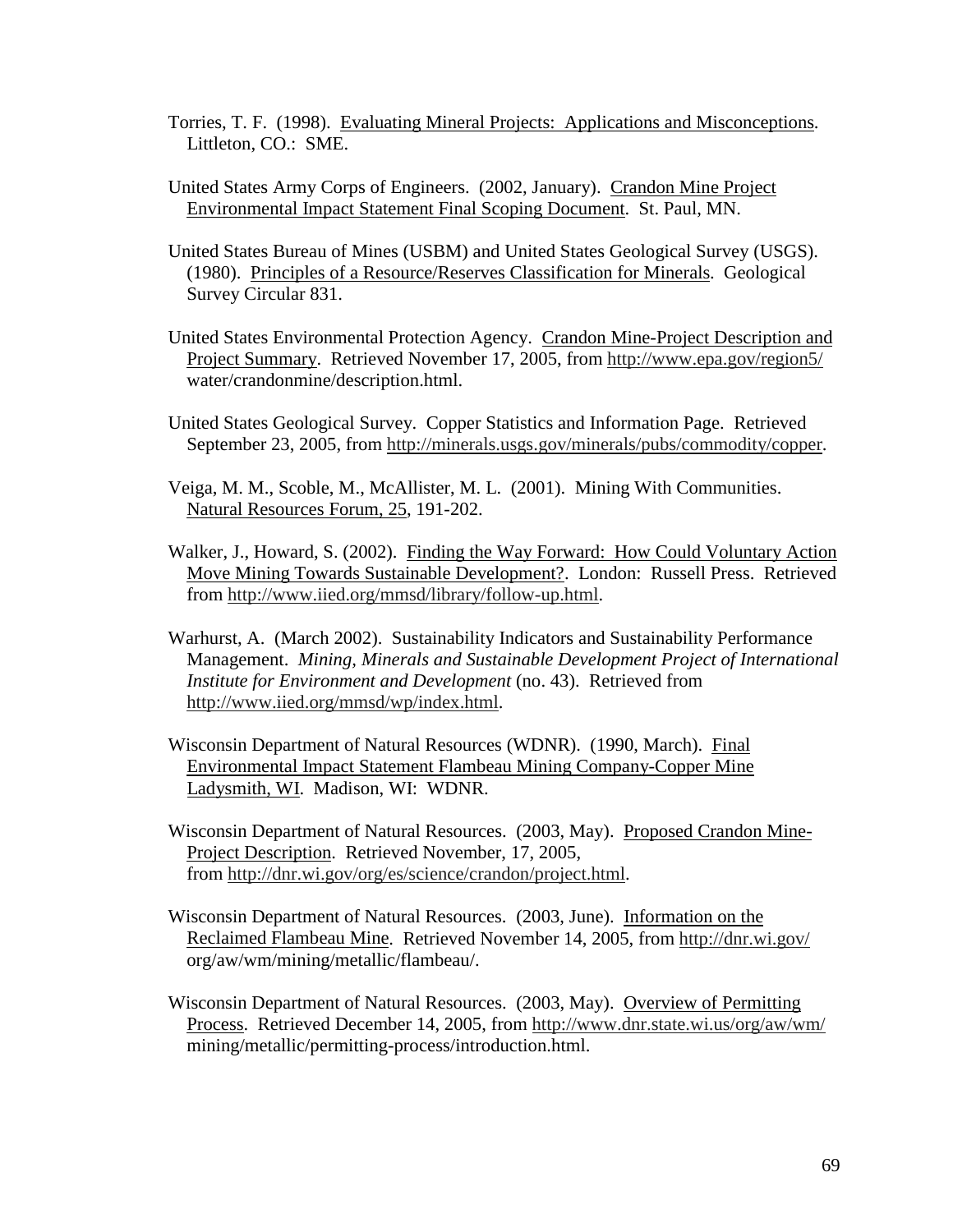Torries, T. F. (1998). Evaluating Mineral Projects: Applications and Misconceptions. Littleton, CO.: SME.

United States Army Corps of Engineers. (2002, January). Crandon Mine Project Environmental Impact Statement Final Scoping Document. St. Paul, MN.

United States Bureau of Mines (USBM) and United States Geological Survey (USGS). (1980). Principles of a Resource/Reserves Classification for Minerals. Geological Survey Circular 831.

United States Environmental Protection Agency. Crandon Mine-Project Description and Project Summary. Retrieved November 17, 2005, from http://www.epa.gov/region5/water/crandonmine/description.html.

United States Geological Survey. Copper Statistics and Information Page. Retrieved September 23, 2005, from http://minerals.usgs.gov/minerals/pubs/commodity/copper.

Veiga, M. M., Scoble, M., McAllister, M. L. (2001). Mining With Communities. Natural Resources Forum, 25, 191-202.

Walker, J., Howard, S. (2002). Finding the Way Forward: How Could Voluntary Action Move Mining Towards Sustainable Development?. London: Russell Press. Retrieved from http://www.iied.org/mmsd/library/follow-up.html.

Warhurst, A. (March 2002). Sustainability Indicators and Sustainability Performance Management. *Mining, Minerals and Sustainable Development Project of International Institute for Environment and Development* (no. 43). Retrieved from http://www.iied.org/mmsd/wp/index.html.

Wisconsin Department of Natural Resources (WDNR). (1990, March). Final Environmental Impact Statement Flambeau Mining Company-Copper Mine Ladysmith, WI. Madison, WI: WDNR.

Wisconsin Department of Natural Resources. (2003, May). Proposed Crandon Mine-Project Description. Retrieved November, 17, 2005, from http://dnr.wi.gov/org/es/science/crandon/project.html.

Wisconsin Department of Natural Resources. (2003, June). Information on the Reclaimed Flambeau Mine. Retrieved November 14, 2005, from http://dnr.wi.gov/org/aw/wm/mining/metallic/flambeau/.

Wisconsin Department of Natural Resources. (2003, May). Overview of Permitting Process. Retrieved December 14, 2005, from http://www.dnr.state.wi.us/org/aw/wm/mining/metallic/permitting-process/introduction.html.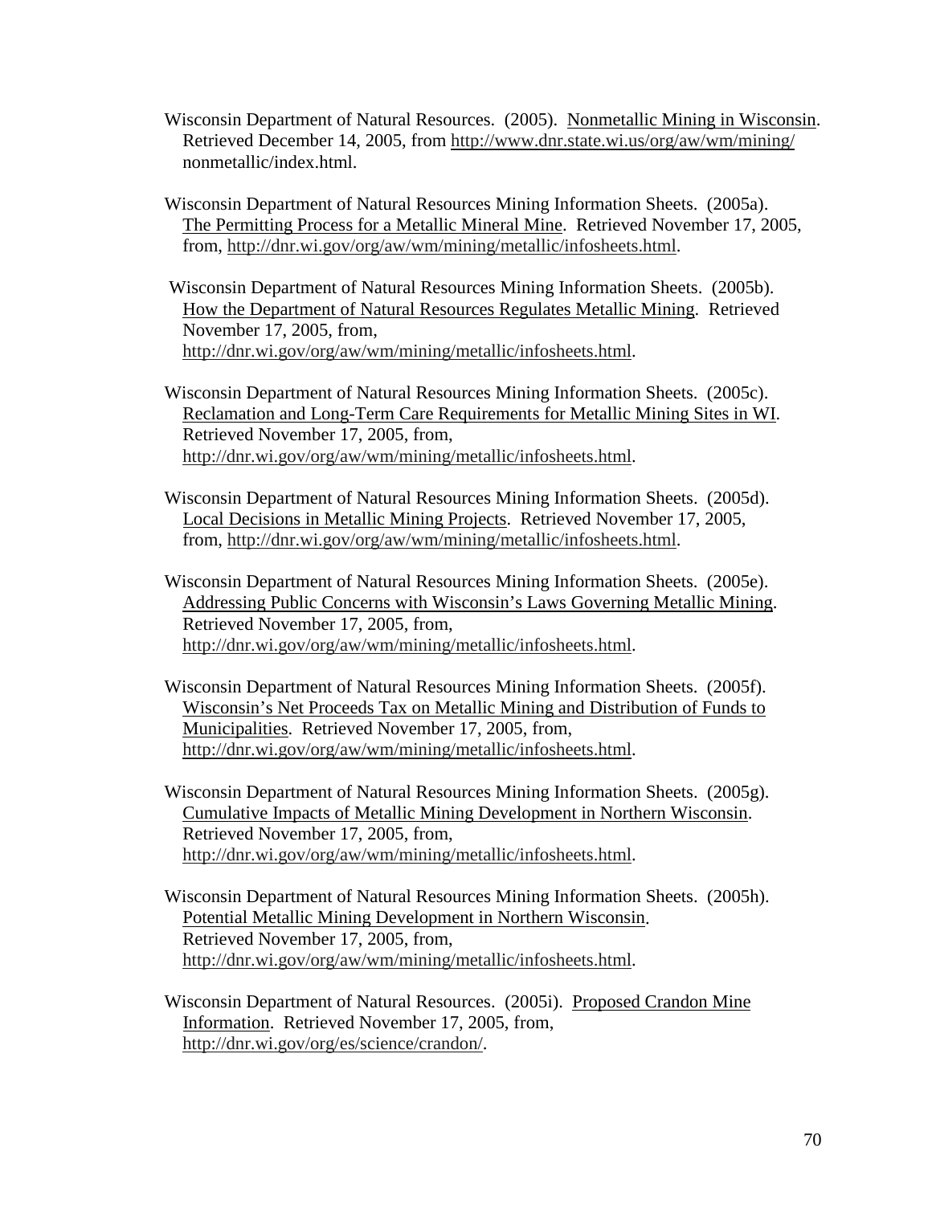Wisconsin Department of Natural Resources. (2005). Nonmetallic Mining in Wisconsin. Retrieved December 14, 2005, from http://www.dnr.state.wi.us/org/aw/wm/mining/nonmetallic/index.html.

Wisconsin Department of Natural Resources Mining Information Sheets. (2005a). The Permitting Process for a Metallic Mineral Mine. Retrieved November 17, 2005, from, http://dnr.wi.gov/org/aw/wm/mining/metallic/infosheets.html.

Wisconsin Department of Natural Resources Mining Information Sheets. (2005b). How the Department of Natural Resources Regulates Metallic Mining. Retrieved November 17, 2005, from, http://dnr.wi.gov/org/aw/wm/mining/metallic/infosheets.html.

Wisconsin Department of Natural Resources Mining Information Sheets. (2005c). Reclamation and Long-Term Care Requirements for Metallic Mining Sites in WI. Retrieved November 17, 2005, from, http://dnr.wi.gov/org/aw/wm/mining/metallic/infosheets.html.

Wisconsin Department of Natural Resources Mining Information Sheets. (2005d). Local Decisions in Metallic Mining Projects. Retrieved November 17, 2005, from, http://dnr.wi.gov/org/aw/wm/mining/metallic/infosheets.html.

Wisconsin Department of Natural Resources Mining Information Sheets. (2005e). Addressing Public Concerns with Wisconsin's Laws Governing Metallic Mining. Retrieved November 17, 2005, from, http://dnr.wi.gov/org/aw/wm/mining/metallic/infosheets.html.

Wisconsin Department of Natural Resources Mining Information Sheets. (2005f). Wisconsin's Net Proceeds Tax on Metallic Mining and Distribution of Funds to Municipalities. Retrieved November 17, 2005, from, http://dnr.wi.gov/org/aw/wm/mining/metallic/infosheets.html.

Wisconsin Department of Natural Resources Mining Information Sheets. (2005g). Cumulative Impacts of Metallic Mining Development in Northern Wisconsin. Retrieved November 17, 2005, from, http://dnr.wi.gov/org/aw/wm/mining/metallic/infosheets.html.

Wisconsin Department of Natural Resources Mining Information Sheets. (2005h). Potential Metallic Mining Development in Northern Wisconsin. Retrieved November 17, 2005, from, http://dnr.wi.gov/org/aw/wm/mining/metallic/infosheets.html.

Wisconsin Department of Natural Resources. (2005i). Proposed Crandon Mine Information. Retrieved November 17, 2005, from, http://dnr.wi.gov/org/es/science/crandon/.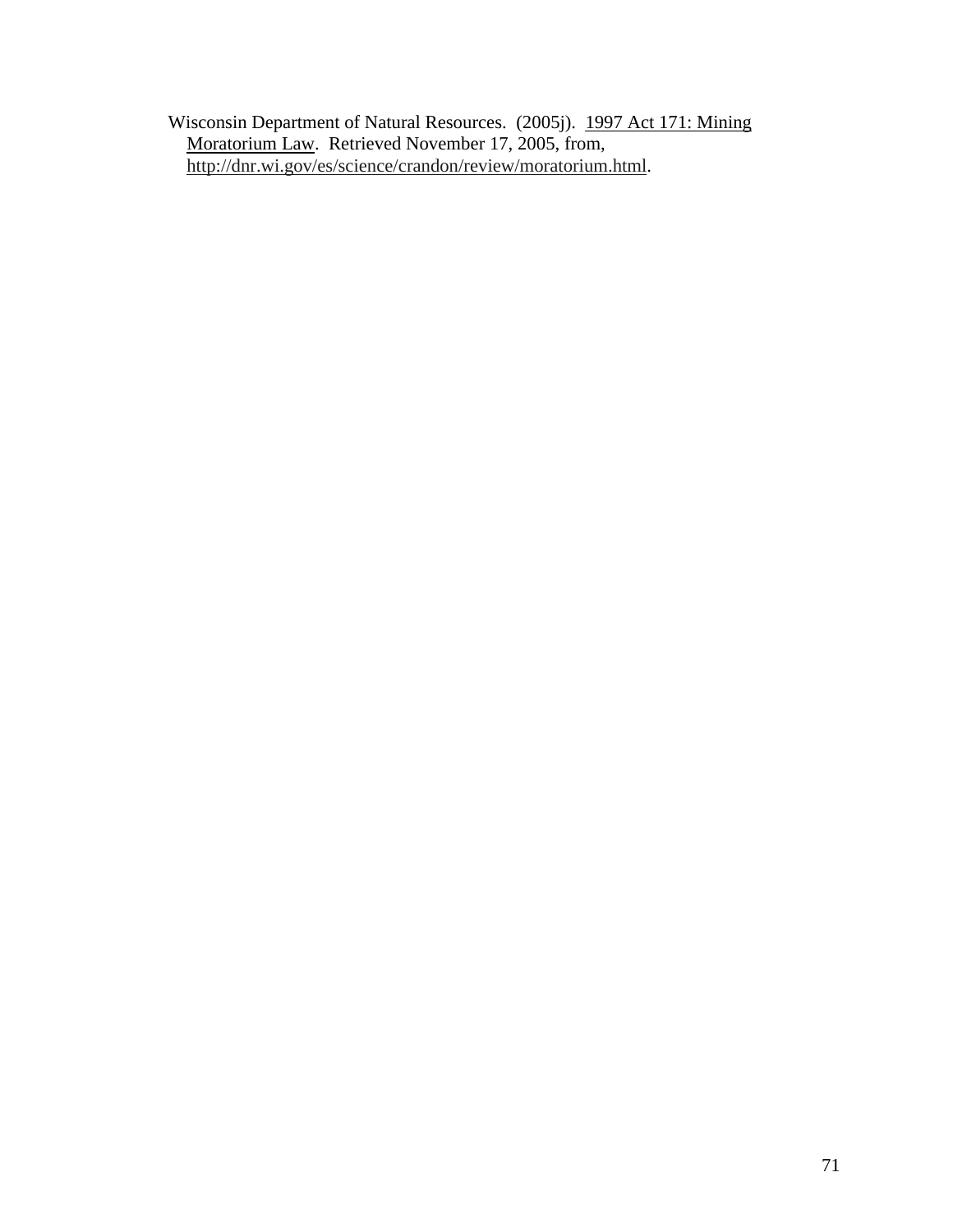Wisconsin Department of Natural Resources. (2005j). 1997 Act 171: Mining Moratorium Law. Retrieved November 17, 2005, from, http://dnr.wi.gov/es/science/crandon/review/moratorium.html.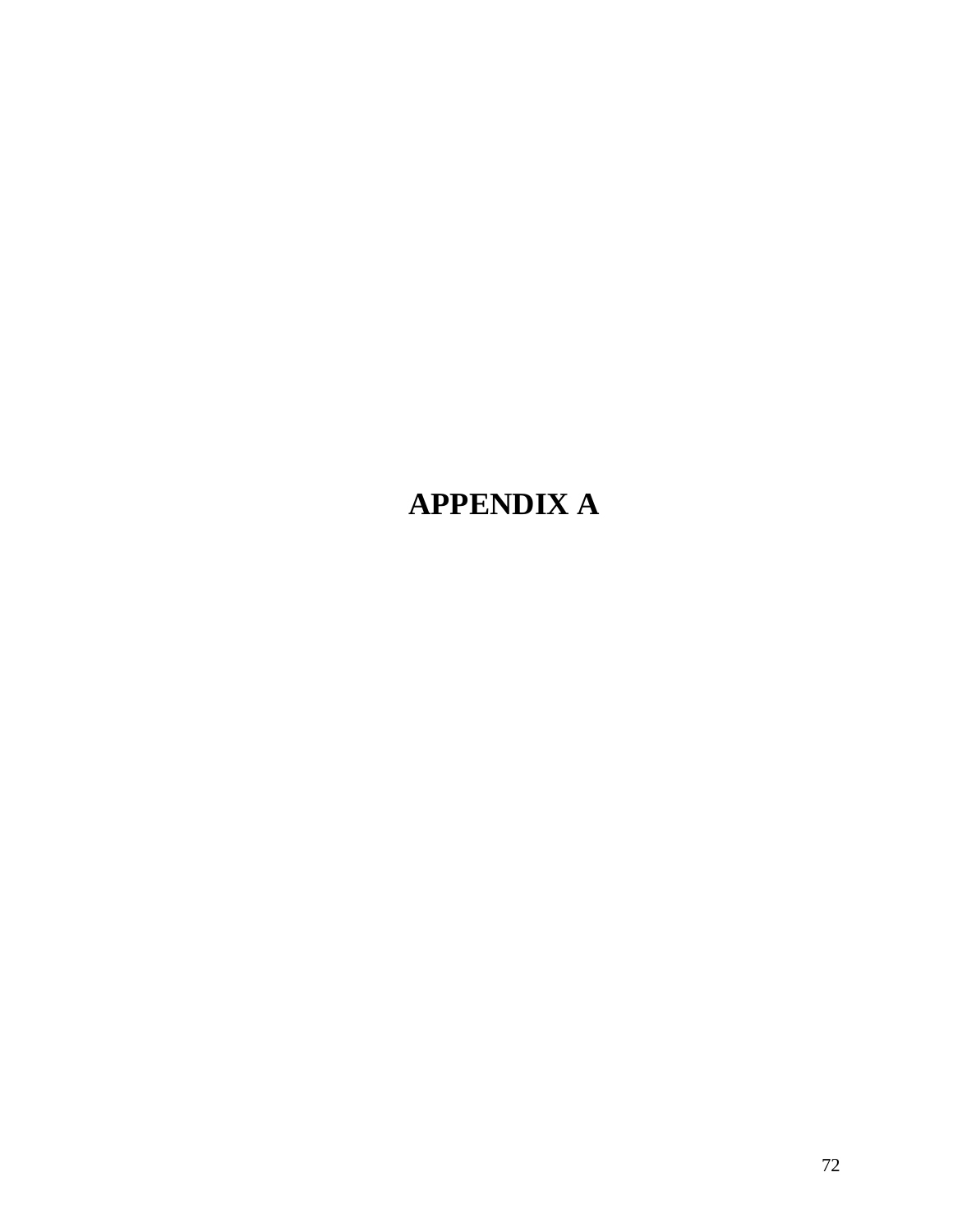# APPENDIX A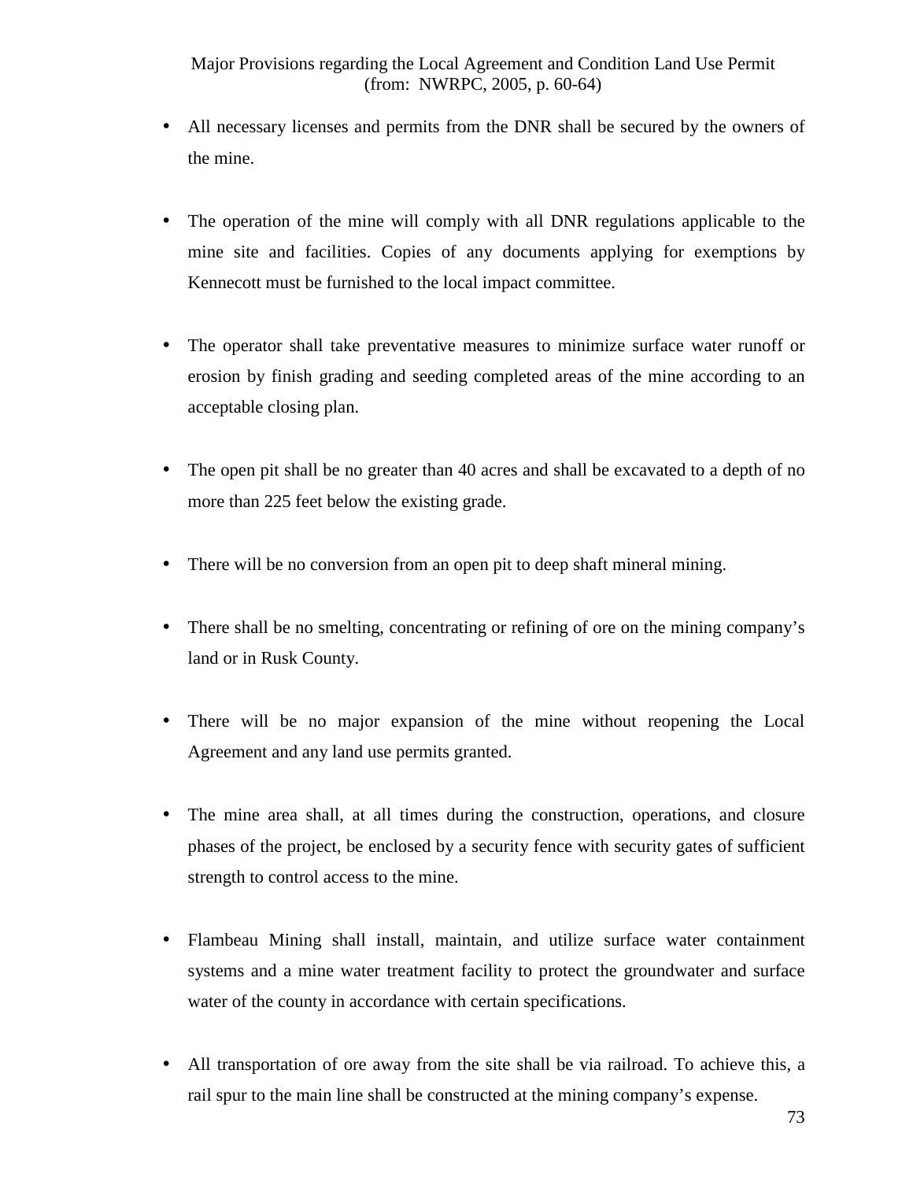Major Provisions regarding the Local Agreement and Condition Land Use Permit
(from: NWRPC, 2005, p. 60-64)

- All necessary licenses and permits from the DNR shall be secured by the owners of the mine.

- The operation of the mine will comply with all DNR regulations applicable to the mine site and facilities. Copies of any documents applying for exemptions by Kennecott must be furnished to the local impact committee.

- The operator shall take preventative measures to minimize surface water runoff or erosion by finish grading and seeding completed areas of the mine according to an acceptable closing plan.

- The open pit shall be no greater than 40 acres and shall be excavated to a depth of no more than 225 feet below the existing grade.

- There will be no conversion from an open pit to deep shaft mineral mining.

- There shall be no smelting, concentrating or refining of ore on the mining company's land or in Rusk County.

- There will be no major expansion of the mine without reopening the Local Agreement and any land use permits granted.

- The mine area shall, at all times during the construction, operations, and closure phases of the project, be enclosed by a security fence with security gates of sufficient strength to control access to the mine.

- Flambeau Mining shall install, maintain, and utilize surface water containment systems and a mine water treatment facility to protect the groundwater and surface water of the county in accordance with certain specifications.

- All transportation of ore away from the site shall be via railroad. To achieve this, a rail spur to the main line shall be constructed at the mining company's expense.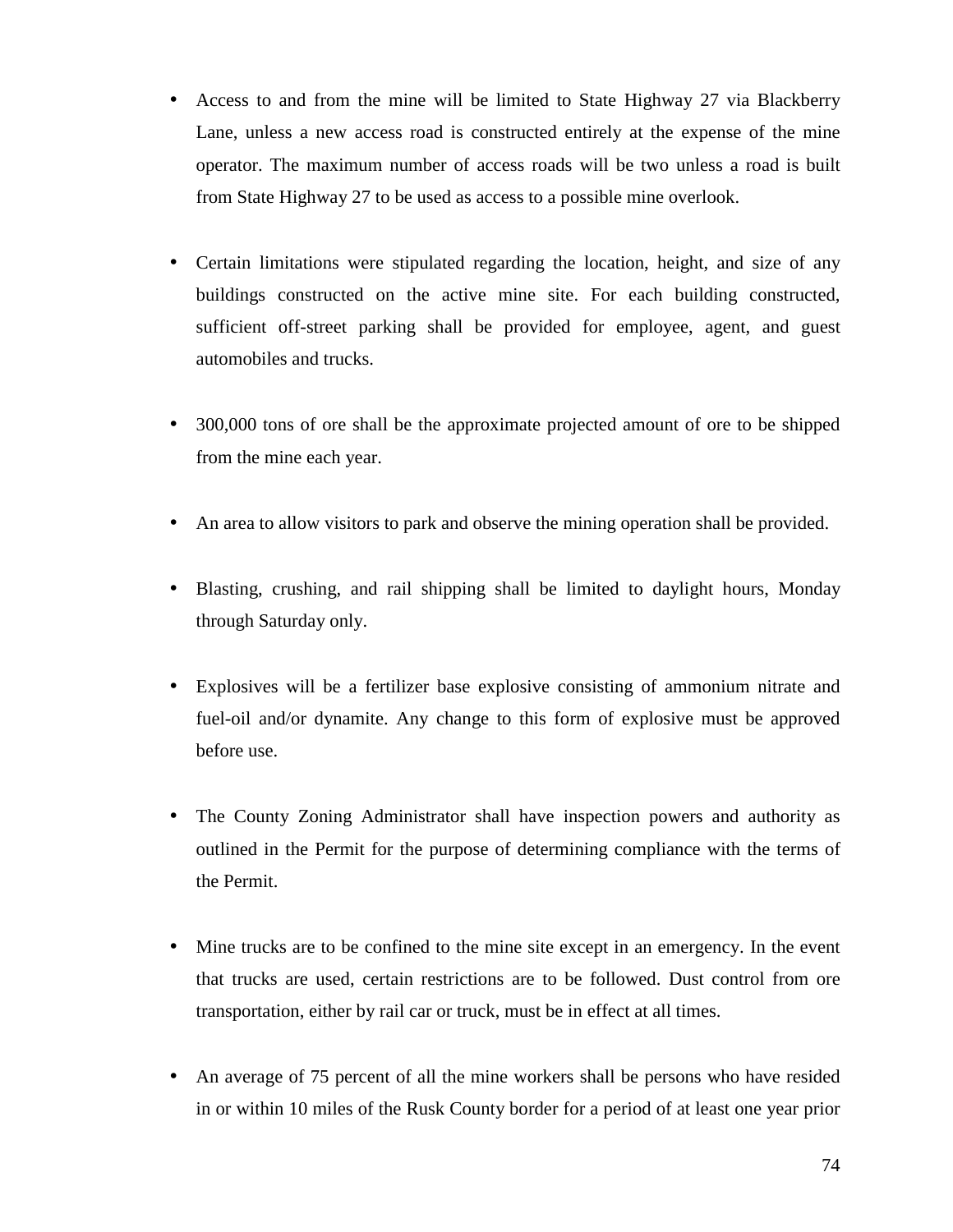- Access to and from the mine will be limited to State Highway 27 via Blackberry Lane, unless a new access road is constructed entirely at the expense of the mine operator. The maximum number of access roads will be two unless a road is built from State Highway 27 to be used as access to a possible mine overlook.

- Certain limitations were stipulated regarding the location, height, and size of any buildings constructed on the active mine site. For each building constructed, sufficient off-street parking shall be provided for employee, agent, and guest automobiles and trucks.

- 300,000 tons of ore shall be the approximate projected amount of ore to be shipped from the mine each year.

- An area to allow visitors to park and observe the mining operation shall be provided.

- Blasting, crushing, and rail shipping shall be limited to daylight hours, Monday through Saturday only.

- Explosives will be a fertilizer base explosive consisting of ammonium nitrate and fuel-oil and/or dynamite. Any change to this form of explosive must be approved before use.

- The County Zoning Administrator shall have inspection powers and authority as outlined in the Permit for the purpose of determining compliance with the terms of the Permit.

- Mine trucks are to be confined to the mine site except in an emergency. In the event that trucks are used, certain restrictions are to be followed. Dust control from ore transportation, either by rail car or truck, must be in effect at all times.

- An average of 75 percent of all the mine workers shall be persons who have resided in or within 10 miles of the Rusk County border for a period of at least one year prior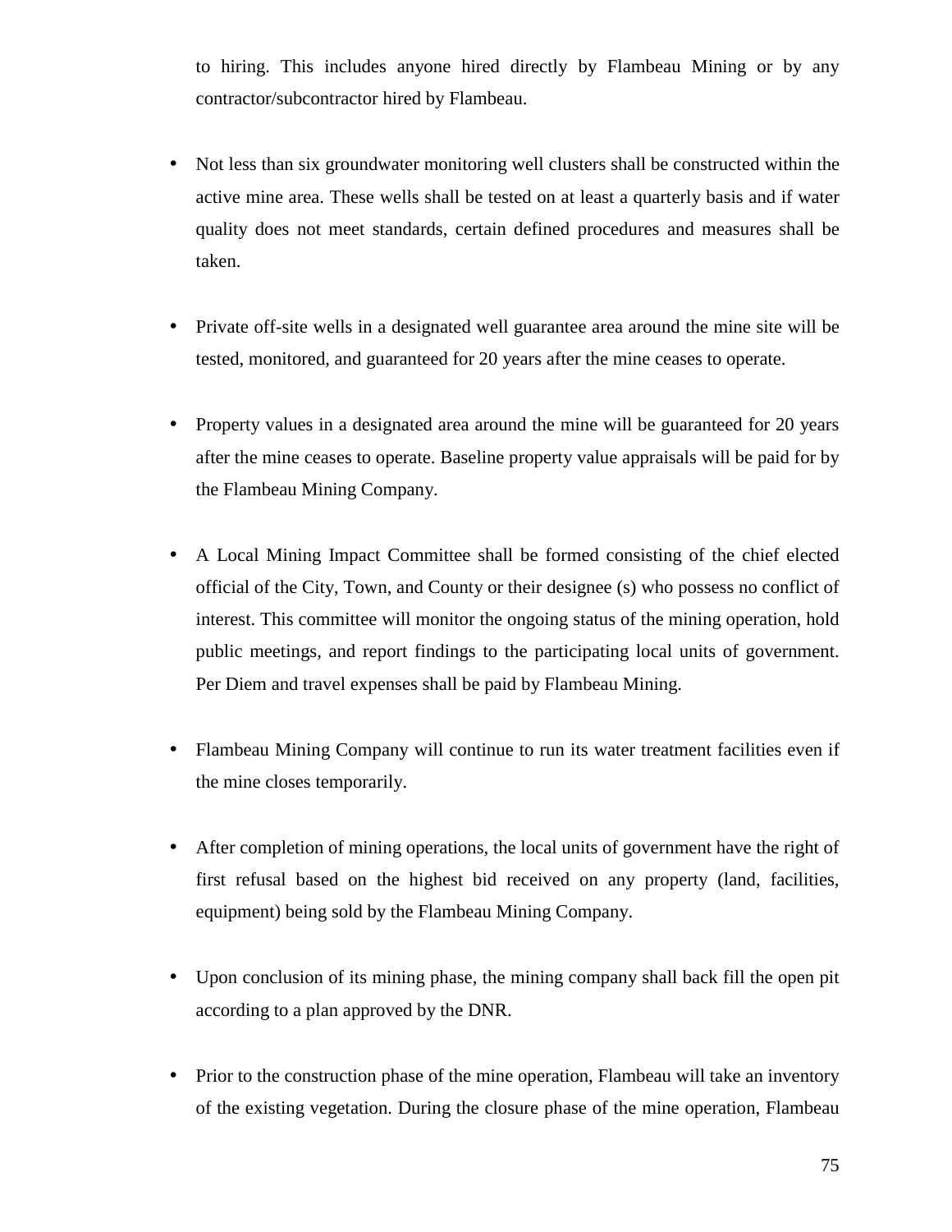to hiring. This includes anyone hired directly by Flambeau Mining or by any contractor/subcontractor hired by Flambeau.

- Not less than six groundwater monitoring well clusters shall be constructed within the active mine area. These wells shall be tested on at least a quarterly basis and if water quality does not meet standards, certain defined procedures and measures shall be taken.

- Private off-site wells in a designated well guarantee area around the mine site will be tested, monitored, and guaranteed for 20 years after the mine ceases to operate.

- Property values in a designated area around the mine will be guaranteed for 20 years after the mine ceases to operate. Baseline property value appraisals will be paid for by the Flambeau Mining Company.

- A Local Mining Impact Committee shall be formed consisting of the chief elected official of the City, Town, and County or their designee (s) who possess no conflict of interest. This committee will monitor the ongoing status of the mining operation, hold public meetings, and report findings to the participating local units of government. Per Diem and travel expenses shall be paid by Flambeau Mining.

- Flambeau Mining Company will continue to run its water treatment facilities even if the mine closes temporarily.

- After completion of mining operations, the local units of government have the right of first refusal based on the highest bid received on any property (land, facilities, equipment) being sold by the Flambeau Mining Company.

- Upon conclusion of its mining phase, the mining company shall back fill the open pit according to a plan approved by the DNR.

- Prior to the construction phase of the mine operation, Flambeau will take an inventory of the existing vegetation. During the closure phase of the mine operation, Flambeau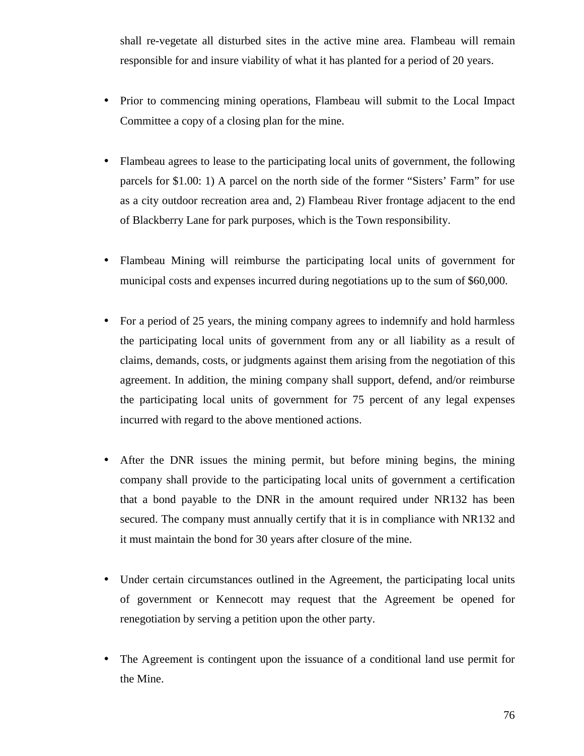shall re-vegetate all disturbed sites in the active mine area. Flambeau will remain responsible for and insure viability of what it has planted for a period of 20 years.

- Prior to commencing mining operations, Flambeau will submit to the Local Impact Committee a copy of a closing plan for the mine.

- Flambeau agrees to lease to the participating local units of government, the following parcels for $1.00: 1) A parcel on the north side of the former "Sisters' Farm" for use as a city outdoor recreation area and, 2) Flambeau River frontage adjacent to the end of Blackberry Lane for park purposes, which is the Town responsibility.

- Flambeau Mining will reimburse the participating local units of government for municipal costs and expenses incurred during negotiations up to the sum of $60,000.

- For a period of 25 years, the mining company agrees to indemnify and hold harmless the participating local units of government from any or all liability as a result of claims, demands, costs, or judgments against them arising from the negotiation of this agreement. In addition, the mining company shall support, defend, and/or reimburse the participating local units of government for 75 percent of any legal expenses incurred with regard to the above mentioned actions.

- After the DNR issues the mining permit, but before mining begins, the mining company shall provide to the participating local units of government a certification that a bond payable to the DNR in the amount required under NR132 has been secured. The company must annually certify that it is in compliance with NR132 and it must maintain the bond for 30 years after closure of the mine.

- Under certain circumstances outlined in the Agreement, the participating local units of government or Kennecott may request that the Agreement be opened for renegotiation by serving a petition upon the other party.

- The Agreement is contingent upon the issuance of a conditional land use permit for the Mine.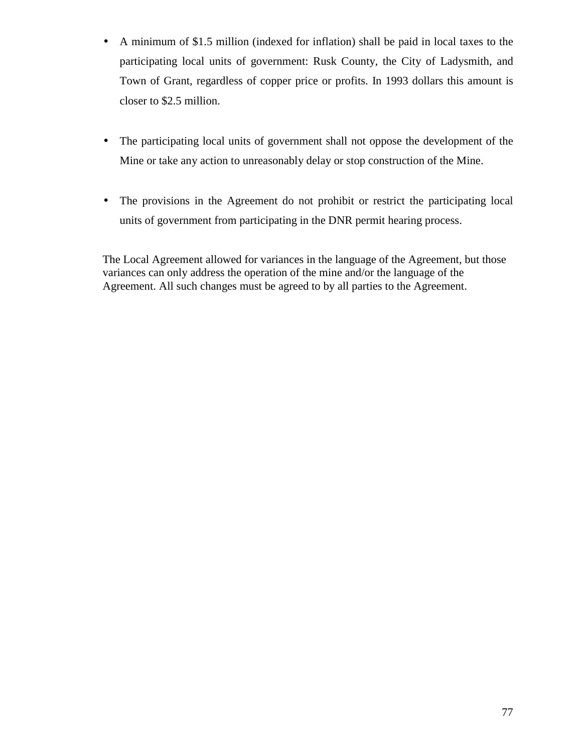- A minimum of $1.5 million (indexed for inflation) shall be paid in local taxes to the participating local units of government: Rusk County, the City of Ladysmith, and Town of Grant, regardless of copper price or profits. In 1993 dollars this amount is closer to $2.5 million.

- The participating local units of government shall not oppose the development of the Mine or take any action to unreasonably delay or stop construction of the Mine.

- The provisions in the Agreement do not prohibit or restrict the participating local units of government from participating in the DNR permit hearing process.

The Local Agreement allowed for variances in the language of the Agreement, but those variances can only address the operation of the mine and/or the language of the Agreement. All such changes must be agreed to by all parties to the Agreement.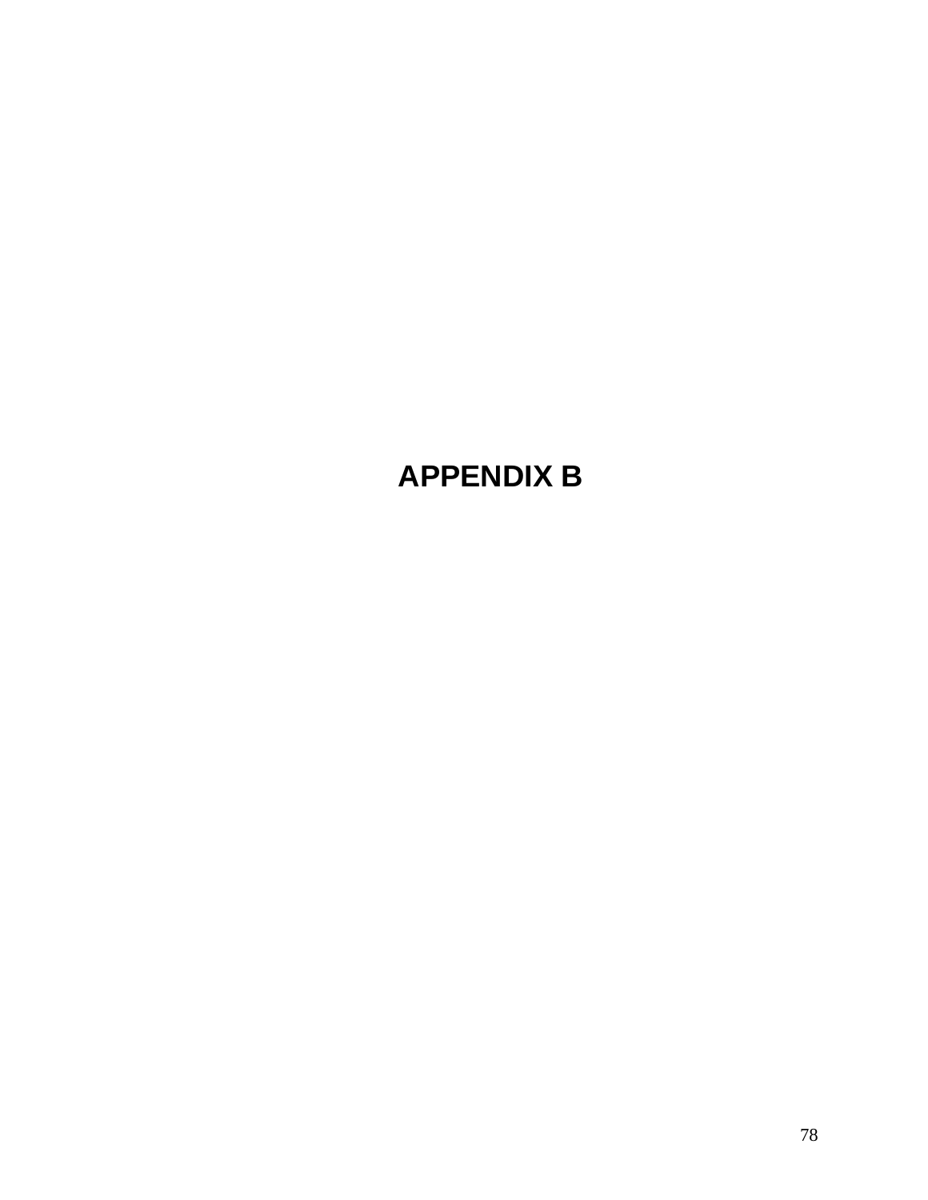# APPENDIX B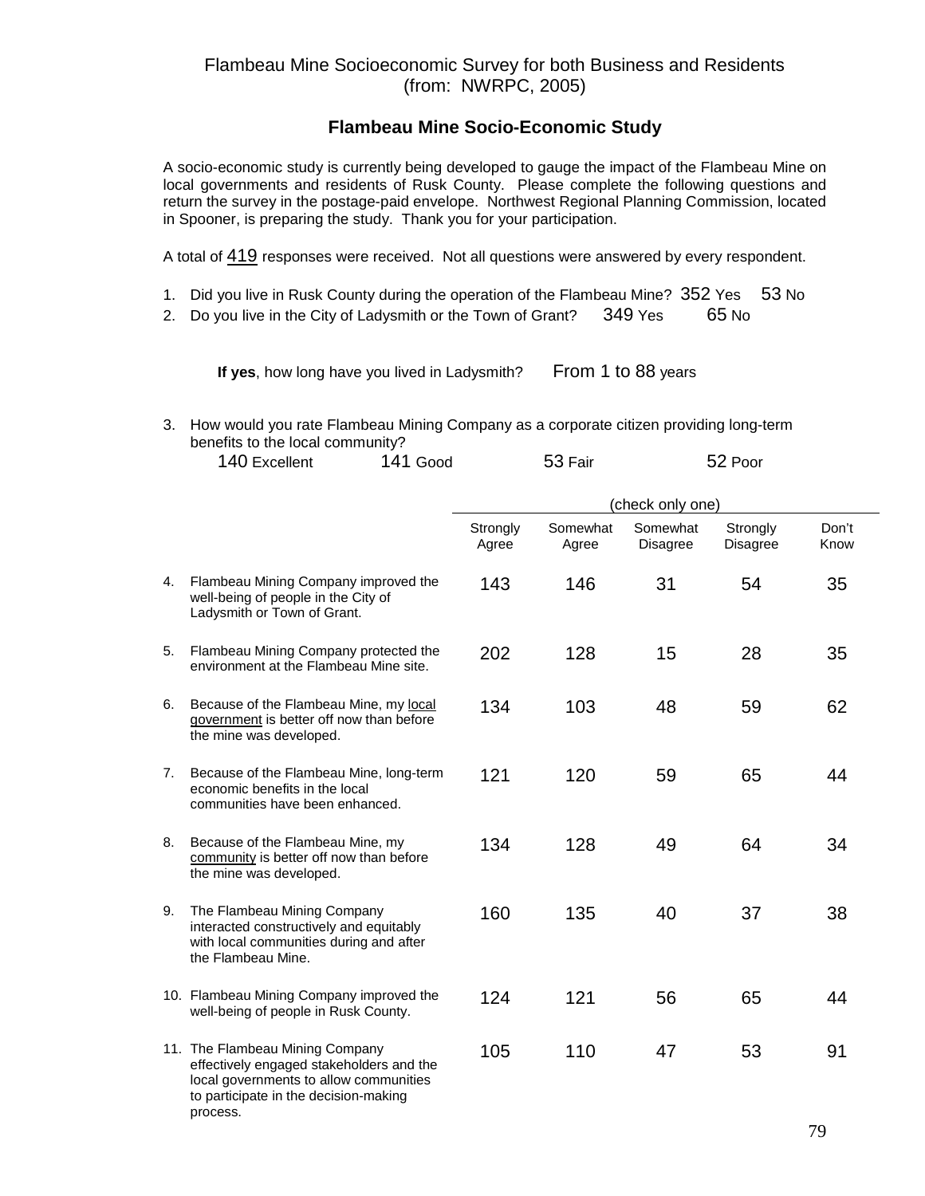Flambeau Mine Socioeconomic Survey for both Business and Residents
(from: NWRPC, 2005)

## Flambeau Mine Socio-Economic Study

A socio-economic study is currently being developed to gauge the impact of the Flambeau Mine on local governments and residents of Rusk County. Please complete the following questions and return the survey in the postage-paid envelope. Northwest Regional Planning Commission, located in Spooner, is preparing the study. Thank you for your participation.

A total of 419 responses were received. Not all questions were answered by every respondent.

1. Did you live in Rusk County during the operation of the Flambeau Mine? 352 Yes 53 No
2. Do you live in the City of Ladysmith or the Town of Grant? 349 Yes 65 No

   **If yes**, how long have you lived in Ladysmith? From 1 to 88 years

3. How would you rate Flambeau Mining Company as a corporate citizen providing long-term benefits to the local community?

   140 Excellent 141 Good 53 Fair 52 Poor

| | | (check only one) | | | | |
|---|---|---|---|---|---|---|
| | | Strongly Agree | Somewhat Agree | Somewhat Disagree | Strongly Disagree | Don't Know |
| 4. | Flambeau Mining Company improved the well-being of people in the City of Ladysmith or Town of Grant. | 143 | 146 | 31 | 54 | 35 |
| 5. | Flambeau Mining Company protected the environment at the Flambeau Mine site. | 202 | 128 | 15 | 28 | 35 |
| 6. | Because of the Flambeau Mine, my local government is better off now than before the mine was developed. | 134 | 103 | 48 | 59 | 62 |
| 7. | Because of the Flambeau Mine, long-term economic benefits in the local communities have been enhanced. | 121 | 120 | 59 | 65 | 44 |
| 8. | Because of the Flambeau Mine, my community is better off now than before the mine was developed. | 134 | 128 | 49 | 64 | 34 |
| 9. | The Flambeau Mining Company interacted constructively and equitably with local communities during and after the Flambeau Mine. | 160 | 135 | 40 | 37 | 38 |
| 10. | Flambeau Mining Company improved the well-being of people in Rusk County. | 124 | 121 | 56 | 65 | 44 |
| 11. | The Flambeau Mining Company effectively engaged stakeholders and the local governments to allow communities to participate in the decision-making process. | 105 | 110 | 47 | 53 | 91 |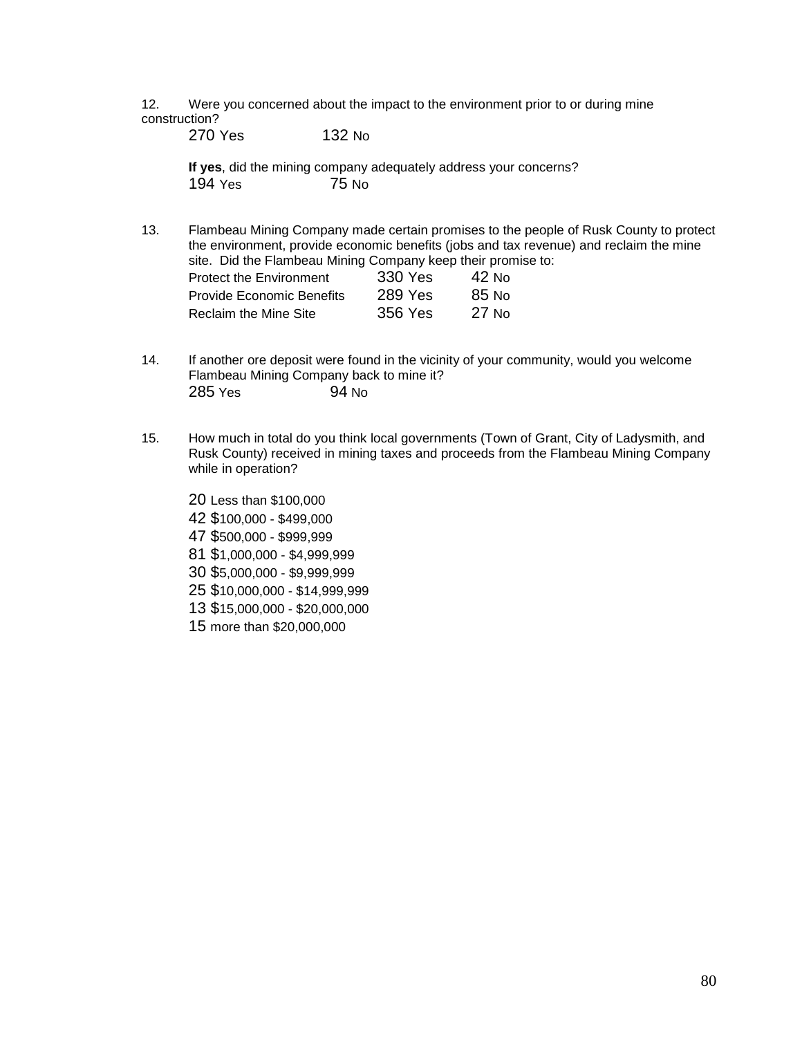12. Were you concerned about the impact to the environment prior to or during mine construction?

270 Yes 132 No

**If yes**, did the mining company adequately address your concerns?

194 Yes 75 No

13. Flambeau Mining Company made certain promises to the people of Rusk County to protect the environment, provide economic benefits (jobs and tax revenue) and reclaim the mine site. Did the Flambeau Mining Company keep their promise to:

| | | |
|---|---|---|
| Protect the Environment | 330 Yes | 42 No |
| Provide Economic Benefits | 289 Yes | 85 No |
| Reclaim the Mine Site | 356 Yes | 27 No |

14. If another ore deposit were found in the vicinity of your community, would you welcome Flambeau Mining Company back to mine it?

285 Yes 94 No

15. How much in total do you think local governments (Town of Grant, City of Ladysmith, and Rusk County) received in mining taxes and proceeds from the Flambeau Mining Company while in operation?

20 Less than $100,000
42 $100,000 - $499,000
47 $500,000 - $999,999
81 $1,000,000 - $4,999,999
30 $5,000,000 - $9,999,999
25 $10,000,000 - $14,999,999
13 $15,000,000 - $20,000,000
15 more than $20,000,000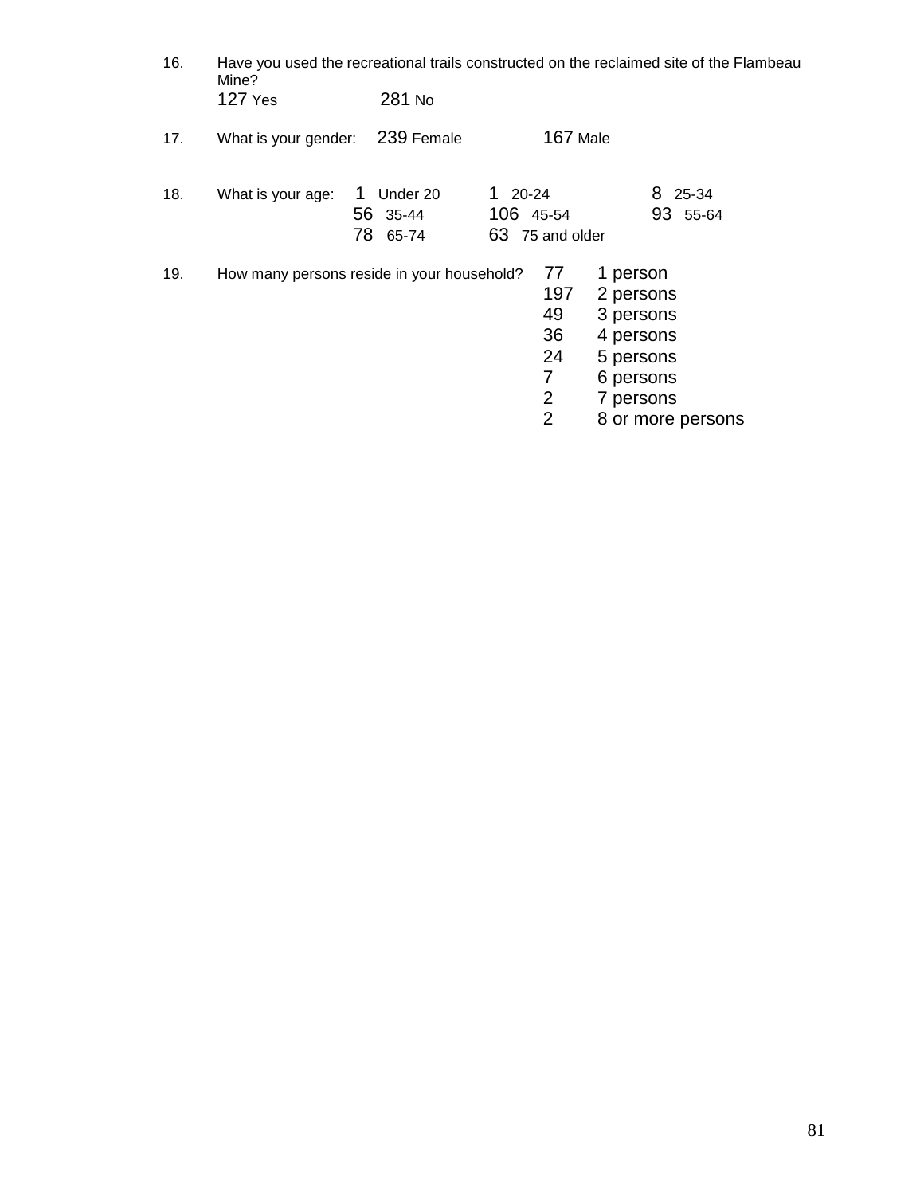16. Have you used the recreational trails constructed on the reclaimed site of the Flambeau Mine?
    127 Yes 281 No

17. What is your gender: 239 Female 167 Male

18. What is your age: 1 Under 20 1 20-24 8 25-34
    56 35-44 106 45-54 93 55-64
    78 65-74 63 75 and older

19. How many persons reside in your household?
    77 1 person
    197 2 persons
    49 3 persons
    36 4 persons
    24 5 persons
    7 6 persons
    2 7 persons
    2 8 or more persons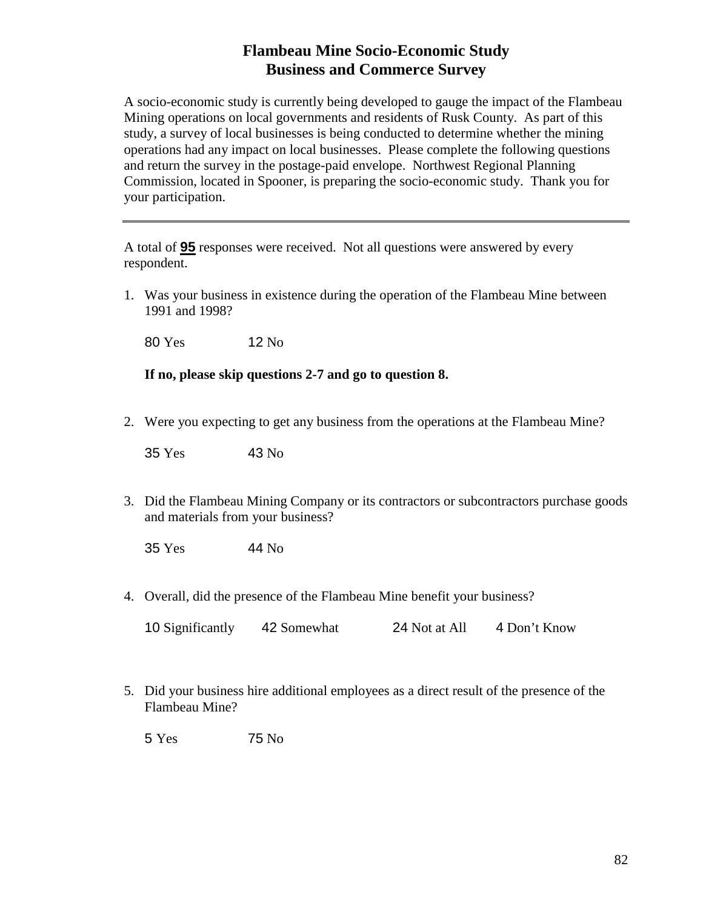# Flambeau Mine Socio-Economic Study
## Business and Commerce Survey

A socio-economic study is currently being developed to gauge the impact of the Flambeau Mining operations on local governments and residents of Rusk County. As part of this study, a survey of local businesses is being conducted to determine whether the mining operations had any impact on local businesses. Please complete the following questions and return the survey in the postage-paid envelope. Northwest Regional Planning Commission, located in Spooner, is preparing the socio-economic study. Thank you for your participation.

---

A total of **95** responses were received. Not all questions were answered by every respondent.

1. Was your business in existence during the operation of the Flambeau Mine between 1991 and 1998?

   80 Yes     12 No

   **If no, please skip questions 2-7 and go to question 8.**

2. Were you expecting to get any business from the operations at the Flambeau Mine?

   35 Yes     43 No

3. Did the Flambeau Mining Company or its contractors or subcontractors purchase goods and materials from your business?

   35 Yes     44 No

4. Overall, did the presence of the Flambeau Mine benefit your business?

   10 Significantly     42 Somewhat     24 Not at All     4 Don't Know

5. Did your business hire additional employees as a direct result of the presence of the Flambeau Mine?

   5 Yes     75 No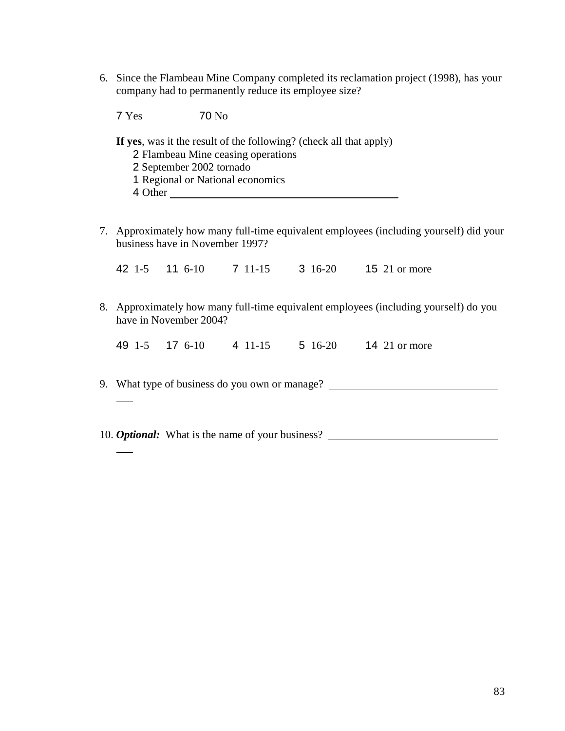6. Since the Flambeau Mine Company completed its reclamation project (1998), has your company had to permanently reduce its employee size?

   7 Yes 70 No

   **If yes**, was it the result of the following? (check all that apply)
   - 2 Flambeau Mine ceasing operations
   - 2 September 2002 tornado
   - 1 Regional or National economics
   - 4 Other \_\_\_\_\_\_\_\_\_\_\_\_\_\_\_\_\_\_\_\_\_\_\_\_\_\_\_\_\_\_

7. Approximately how many full-time equivalent employees (including yourself) did your business have in November 1997?

   42 1-5  11 6-10  7 11-15  3 16-20  15 21 or more

8. Approximately how many full-time equivalent employees (including yourself) do you have in November 2004?

   49 1-5  17 6-10  4 11-15  5 16-20  14 21 or more

9. What type of business do you own or manage? \_\_\_\_\_\_\_\_\_\_\_\_\_\_\_\_\_\_\_\_\_\_\_\_\_\_\_\_\_\_

10. ***Optional:*** What is the name of your business? \_\_\_\_\_\_\_\_\_\_\_\_\_\_\_\_\_\_\_\_\_\_\_\_\_\_\_\_\_\_